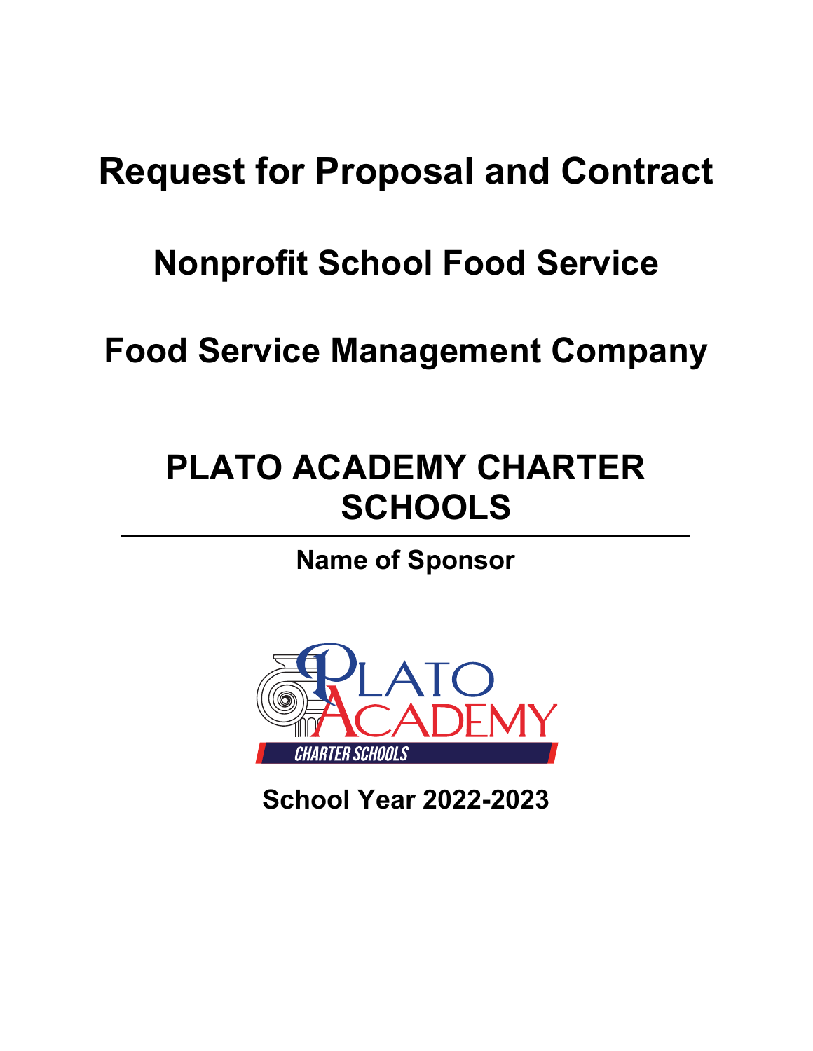# Request for Proposal and Contract

# Nonprofit School Food Service

# Food Service Management Company

## PLATO ACADEMY CHARTER SCHOOLS

---

**Name of Sponsor**

**School Year 2022-2023**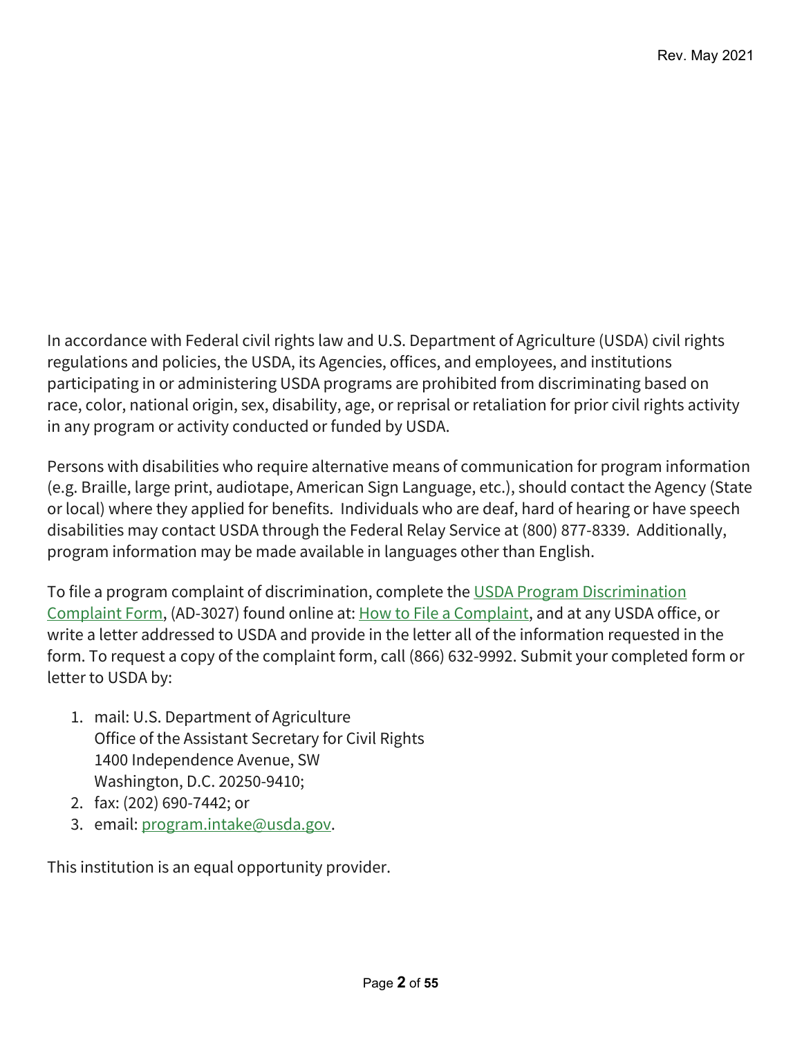In accordance with Federal civil rights law and U.S. Department of Agriculture (USDA) civil rights regulations and policies, the USDA, its Agencies, offices, and employees, and institutions participating in or administering USDA programs are prohibited from discriminating based on race, color, national origin, sex, disability, age, or reprisal or retaliation for prior civil rights activity in any program or activity conducted or funded by USDA.

Persons with disabilities who require alternative means of communication for program information (e.g. Braille, large print, audiotape, American Sign Language, etc.), should contact the Agency (State or local) where they applied for benefits. Individuals who are deaf, hard of hearing or have speech disabilities may contact USDA through the Federal Relay Service at (800) 877-8339. Additionally, program information may be made available in languages other than English.

To file a program complaint of discrimination, complete the USDA Program Discrimination Complaint Form, (AD-3027) found online at: How to File a Complaint, and at any USDA office, or write a letter addressed to USDA and provide in the letter all of the information requested in the form. To request a copy of the complaint form, call (866) 632-9992. Submit your completed form or letter to USDA by:

1. mail: U.S. Department of Agriculture
   Office of the Assistant Secretary for Civil Rights
   1400 Independence Avenue, SW
   Washington, D.C. 20250-9410;
2. fax: (202) 690-7442; or
3. email: program.intake@usda.gov.

This institution is an equal opportunity provider.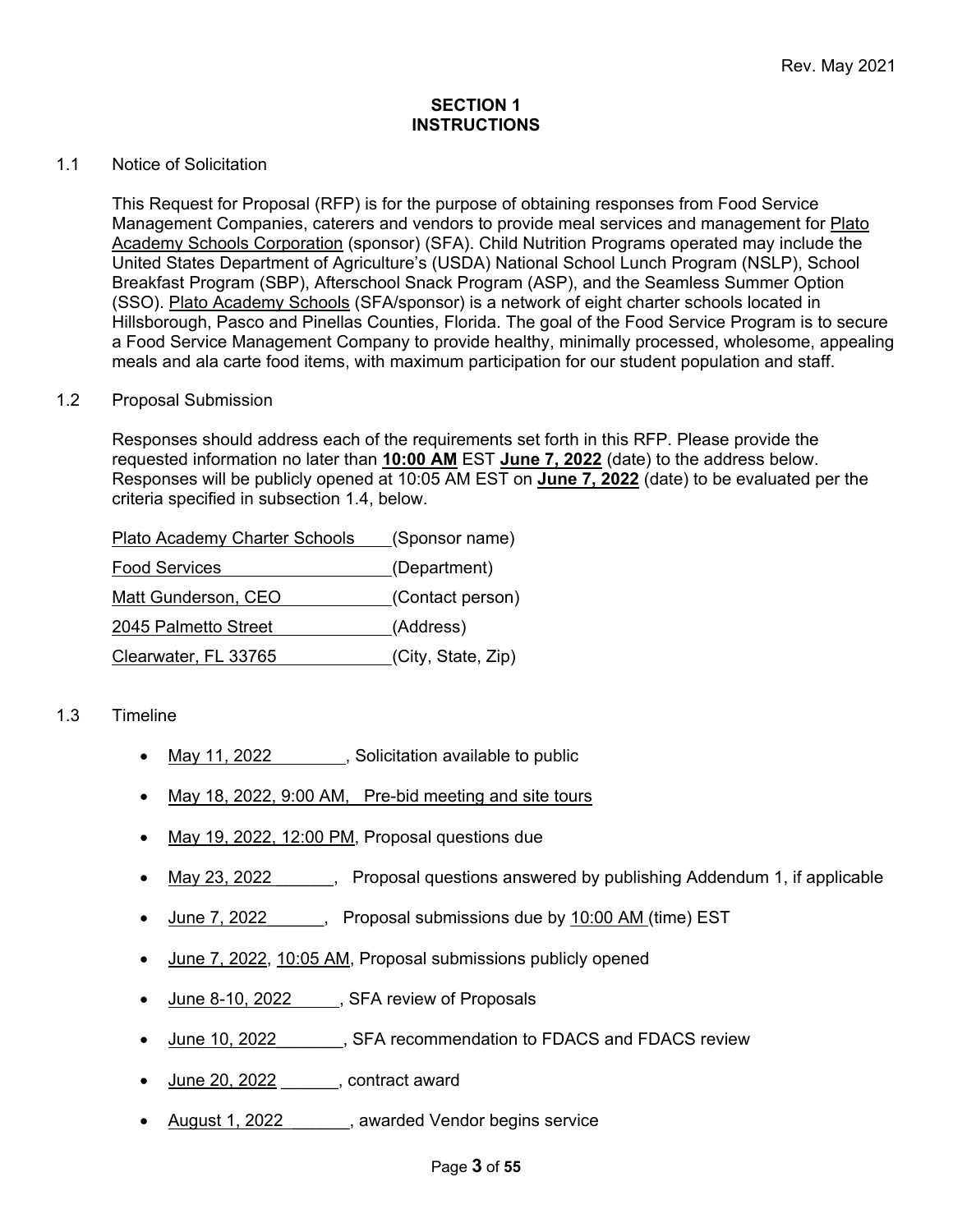# SECTION 1
# INSTRUCTIONS

## 1.1 Notice of Solicitation

This Request for Proposal (RFP) is for the purpose of obtaining responses from Food Service Management Companies, caterers and vendors to provide meal services and management for Plato Academy Schools Corporation (sponsor) (SFA). Child Nutrition Programs operated may include the United States Department of Agriculture's (USDA) National School Lunch Program (NSLP), School Breakfast Program (SBP), Afterschool Snack Program (ASP), and the Seamless Summer Option (SSO). Plato Academy Schools (SFA/sponsor) is a network of eight charter schools located in Hillsborough, Pasco and Pinellas Counties, Florida. The goal of the Food Service Program is to secure a Food Service Management Company to provide healthy, minimally processed, wholesome, appealing meals and ala carte food items, with maximum participation for our student population and staff.

## 1.2 Proposal Submission

Responses should address each of the requirements set forth in this RFP. Please provide the requested information no later than **10:00 AM** EST **June 7, 2022** (date) to the address below. Responses will be publicly opened at 10:05 AM EST on **June 7, 2022** (date) to be evaluated per the criteria specified in subsection 1.4, below.

Plato Academy Charter Schools (Sponsor name)
Food Services (Department)
Matt Gunderson, CEO (Contact person)
2045 Palmetto Street (Address)
Clearwater, FL 33765 (City, State, Zip)

## 1.3 Timeline

- May 11, 2022, Solicitation available to public
- May 18, 2022, 9:00 AM, Pre-bid meeting and site tours
- May 19, 2022, 12:00 PM, Proposal questions due
- May 23, 2022, Proposal questions answered by publishing Addendum 1, if applicable
- June 7, 2022, Proposal submissions due by 10:00 AM (time) EST
- June 7, 2022, 10:05 AM, Proposal submissions publicly opened
- June 8-10, 2022, SFA review of Proposals
- June 10, 2022, SFA recommendation to FDACS and FDACS review
- June 20, 2022, contract award
- August 1, 2022, awarded Vendor begins service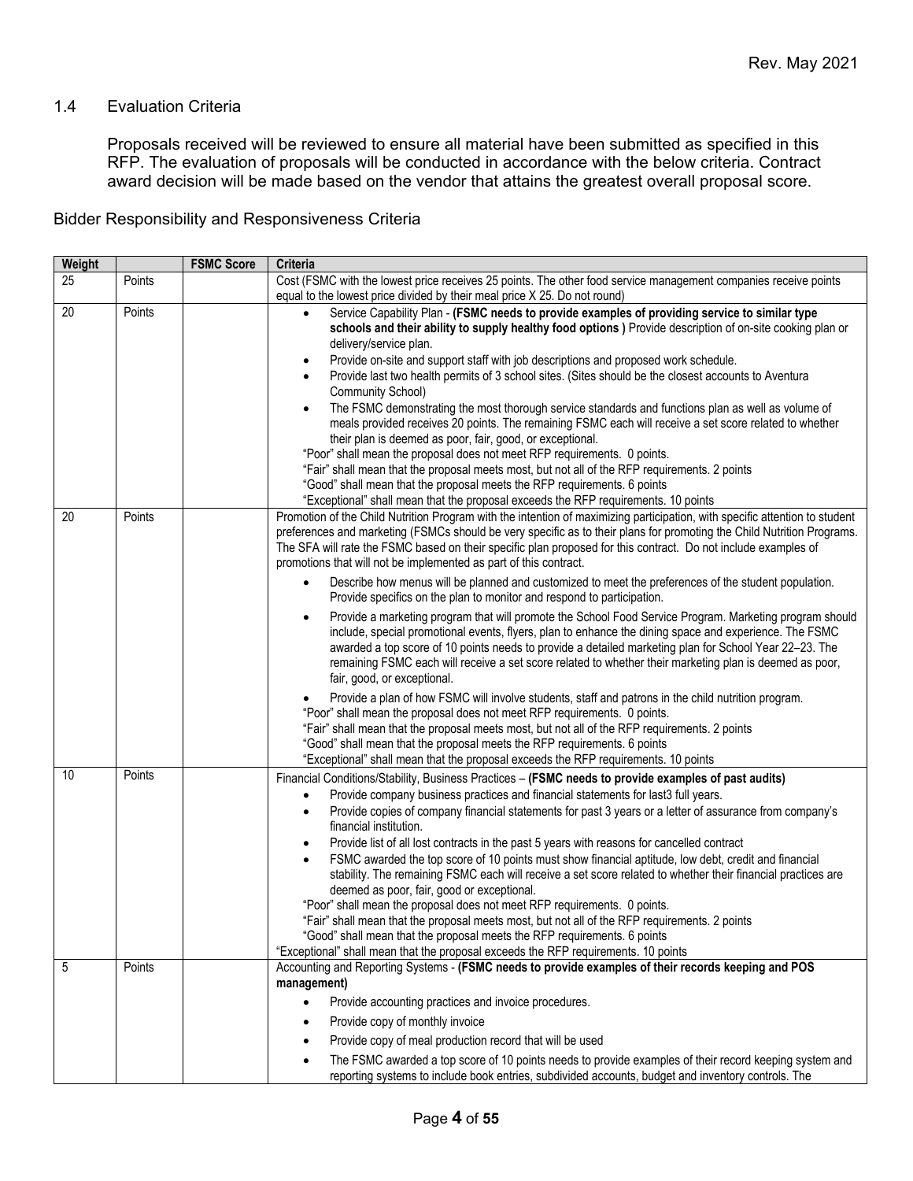## 1.4 Evaluation Criteria

Proposals received will be reviewed to ensure all material have been submitted as specified in this RFP. The evaluation of proposals will be conducted in accordance with the below criteria. Contract award decision will be made based on the vendor that attains the greatest overall proposal score.

Bidder Responsibility and Responsiveness Criteria

| Weight | | FSMC Score | Criteria |
|---|---|---|---|
| 25 | Points | | Cost (FSMC with the lowest price receives 25 points. The other food service management companies receive points equal to the lowest price divided by their meal price X 25. Do not round) |
| 20 | Points | | • Service Capability Plan - **(FSMC needs to provide examples of providing service to similar type schools and their ability to supply healthy food options )** Provide description of on-site cooking plan or delivery/service plan.<br>• Provide on-site and support staff with job descriptions and proposed work schedule.<br>• Provide last two health permits of 3 school sites. (Sites should be the closest accounts to Aventura Community School)<br>• The FSMC demonstrating the most thorough service standards and functions plan as well as volume of meals provided receives 20 points. The remaining FSMC each will receive a set score related to whether their plan is deemed as poor, fair, good, or exceptional.<br>"Poor" shall mean the proposal does not meet RFP requirements. 0 points.<br>"Fair" shall mean that the proposal meets most, but not all of the RFP requirements. 2 points<br>"Good" shall mean that the proposal meets the RFP requirements. 6 points<br>"Exceptional" shall mean that the proposal exceeds the RFP requirements. 10 points |
| 20 | Points | | Promotion of the Child Nutrition Program with the intention of maximizing participation, with specific attention to student preferences and marketing (FSMCs should be very specific as to their plans for promoting the Child Nutrition Programs. The SFA will rate the FSMC based on their specific plan proposed for this contract. Do not include examples of promotions that will not be implemented as part of this contract.<br>• Describe how menus will be planned and customized to meet the preferences of the student population. Provide specifics on the plan to monitor and respond to participation.<br>• Provide a marketing program that will promote the School Food Service Program. Marketing program should include, special promotional events, flyers, plan to enhance the dining space and experience. The FSMC awarded a top score of 10 points needs to provide a detailed marketing plan for School Year 22–23. The remaining FSMC each will receive a set score related to whether their marketing plan is deemed as poor, fair, good, or exceptional.<br>• Provide a plan of how FSMC will involve students, staff and patrons in the child nutrition program.<br>"Poor" shall mean the proposal does not meet RFP requirements. 0 points.<br>"Fair" shall mean that the proposal meets most, but not all of the RFP requirements. 2 points<br>"Good" shall mean that the proposal meets the RFP requirements. 6 points<br>"Exceptional" shall mean that the proposal exceeds the RFP requirements. 10 points |
| 10 | Points | | Financial Conditions/Stability, Business Practices – **(FSMC needs to provide examples of past audits)**<br>• Provide company business practices and financial statements for last3 full years.<br>• Provide copies of company financial statements for past 3 years or a letter of assurance from company's financial institution.<br>• Provide list of all lost contracts in the past 5 years with reasons for cancelled contract<br>• FSMC awarded the top score of 10 points must show financial aptitude, low debt, credit and financial stability. The remaining FSMC each will receive a set score related to whether their financial practices are deemed as poor, fair, good or exceptional.<br>"Poor" shall mean the proposal does not meet RFP requirements. 0 points.<br>"Fair" shall mean that the proposal meets most, but not all of the RFP requirements. 2 points<br>"Good" shall mean that the proposal meets the RFP requirements. 6 points<br>"Exceptional" shall mean that the proposal exceeds the RFP requirements. 10 points |
| 5 | Points | | Accounting and Reporting Systems - **(FSMC needs to provide examples of their records keeping and POS management)**<br>• Provide accounting practices and invoice procedures.<br>• Provide copy of monthly invoice<br>• Provide copy of meal production record that will be used<br>• The FSMC awarded a top score of 10 points needs to provide examples of their record keeping system and reporting systems to include book entries, subdivided accounts, budget and inventory controls. The |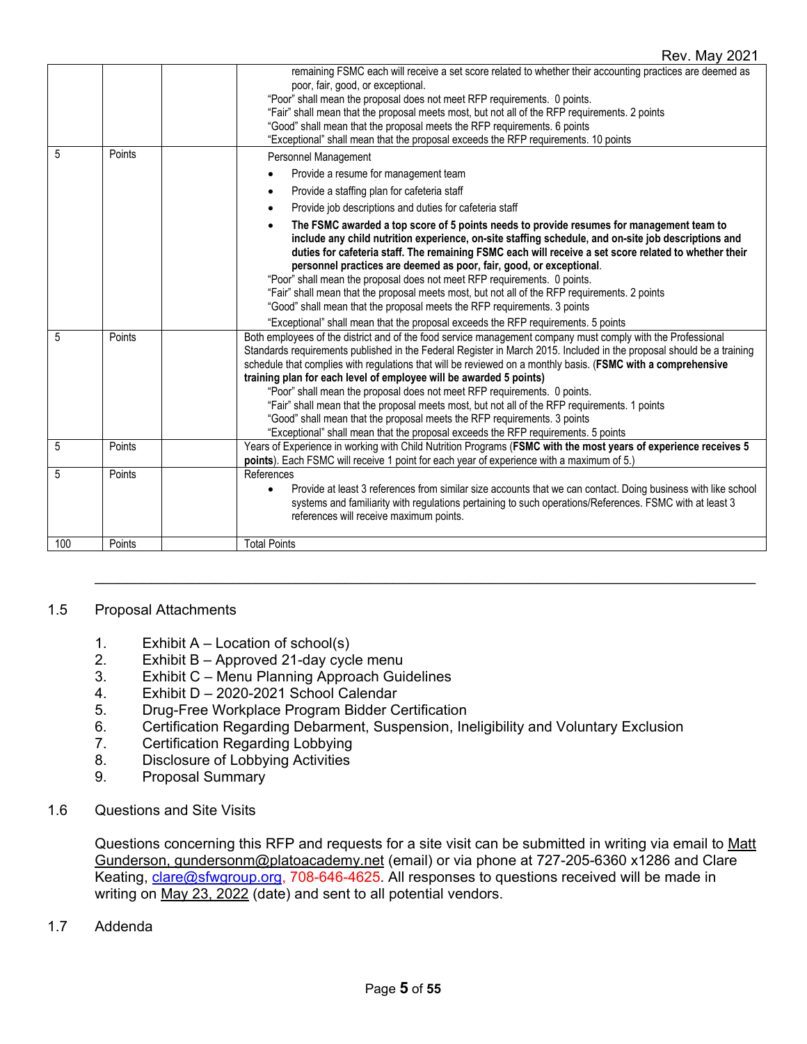| | | | |
|---|---|---|---|
| | | | remaining FSMC each will receive a set score related to whether their accounting practices are deemed as poor, fair, good, or exceptional.<br>"Poor" shall mean the proposal does not meet RFP requirements. 0 points.<br>"Fair" shall mean that the proposal meets most, but not all of the RFP requirements. 2 points<br>"Good" shall mean that the proposal meets the RFP requirements. 6 points<br>"Exceptional" shall mean that the proposal exceeds the RFP requirements. 10 points |
| 5 | Points | | Personnel Management<br>• Provide a resume for management team<br>• Provide a staffing plan for cafeteria staff<br>• Provide job descriptions and duties for cafeteria staff<br>• **The FSMC awarded a top score of 5 points needs to provide resumes for management team to include any child nutrition experience, on-site staffing schedule, and on-site job descriptions and duties for cafeteria staff. The remaining FSMC each will receive a set score related to whether their personnel practices are deemed as poor, fair, good, or exceptional**.<br>"Poor" shall mean the proposal does not meet RFP requirements. 0 points.<br>"Fair" shall mean that the proposal meets most, but not all of the RFP requirements. 2 points<br>"Good" shall mean that the proposal meets the RFP requirements. 3 points<br>"Exceptional" shall mean that the proposal exceeds the RFP requirements. 5 points |
| 5 | Points | | Both employees of the district and of the food service management company must comply with the Professional Standards requirements published in the Federal Register in March 2015. Included in the proposal should be a training schedule that complies with regulations that will be reviewed on a monthly basis. (**FSMC with a comprehensive training plan for each level of employee will be awarded 5 points)**<br>"Poor" shall mean the proposal does not meet RFP requirements. 0 points.<br>"Fair" shall mean that the proposal meets most, but not all of the RFP requirements. 1 points<br>"Good" shall mean that the proposal meets the RFP requirements. 3 points<br>"Exceptional" shall mean that the proposal exceeds the RFP requirements. 5 points |
| 5 | Points | | Years of Experience in working with Child Nutrition Programs (**FSMC with the most years of experience receives 5 points**). Each FSMC will receive 1 point for each year of experience with a maximum of 5.) |
| 5 | Points | | References<br>• Provide at least 3 references from similar size accounts that we can contact. Doing business with like school systems and familiarity with regulations pertaining to such operations/References. FSMC with at least 3 references will receive maximum points. |
| 100 | Points | | Total Points |

---

1.5 Proposal Attachments

1. Exhibit A – Location of school(s)
2. Exhibit B – Approved 21-day cycle menu
3. Exhibit C – Menu Planning Approach Guidelines
4. Exhibit D – 2020-2021 School Calendar
5. Drug-Free Workplace Program Bidder Certification
6. Certification Regarding Debarment, Suspension, Ineligibility and Voluntary Exclusion
7. Certification Regarding Lobbying
8. Disclosure of Lobbying Activities
9. Proposal Summary

1.6 Questions and Site Visits

Questions concerning this RFP and requests for a site visit can be submitted in writing via email to Matt Gunderson, gundersonm@platoacademy.net (email) or via phone at 727-205-6360 x1286 and Clare Keating, clare@sfwgroup.org, 708-646-4625. All responses to questions received will be made in writing on May 23, 2022 (date) and sent to all potential vendors.

1.7 Addenda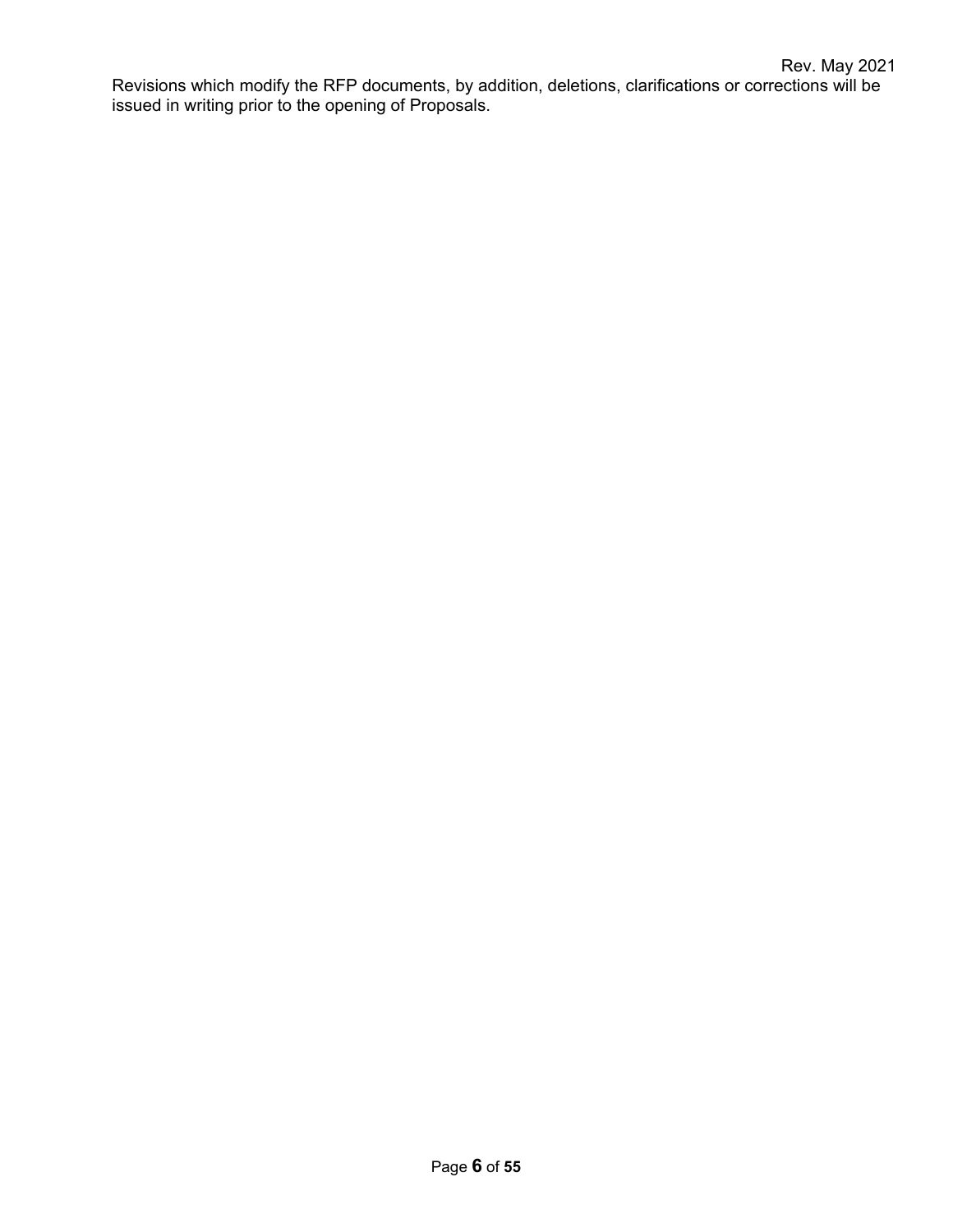Revisions which modify the RFP documents, by addition, deletions, clarifications or corrections will be issued in writing prior to the opening of Proposals.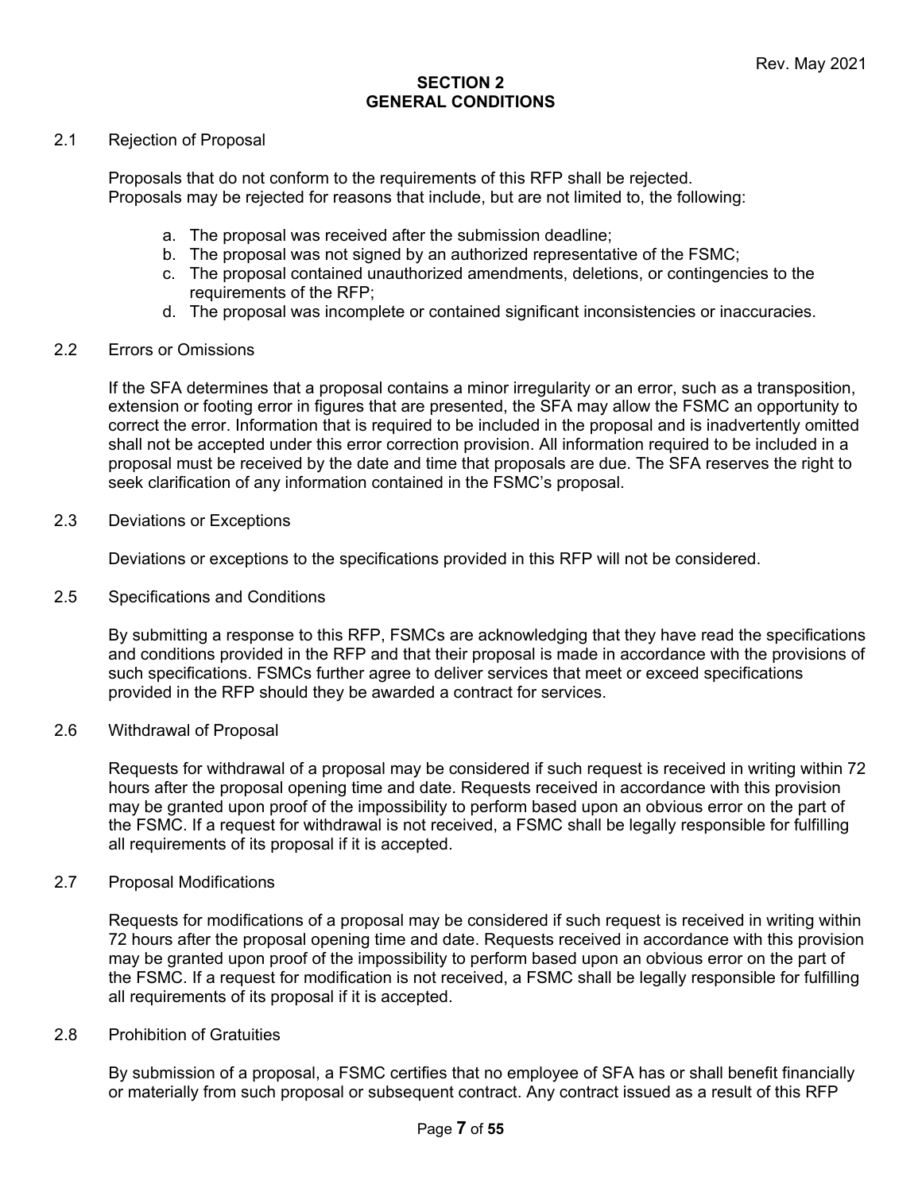## SECTION 2
## GENERAL CONDITIONS

2.1 Rejection of Proposal

Proposals that do not conform to the requirements of this RFP shall be rejected. Proposals may be rejected for reasons that include, but are not limited to, the following:

a. The proposal was received after the submission deadline;
b. The proposal was not signed by an authorized representative of the FSMC;
c. The proposal contained unauthorized amendments, deletions, or contingencies to the requirements of the RFP;
d. The proposal was incomplete or contained significant inconsistencies or inaccuracies.

2.2 Errors or Omissions

If the SFA determines that a proposal contains a minor irregularity or an error, such as a transposition, extension or footing error in figures that are presented, the SFA may allow the FSMC an opportunity to correct the error. Information that is required to be included in the proposal and is inadvertently omitted shall not be accepted under this error correction provision. All information required to be included in a proposal must be received by the date and time that proposals are due. The SFA reserves the right to seek clarification of any information contained in the FSMC's proposal.

2.3 Deviations or Exceptions

Deviations or exceptions to the specifications provided in this RFP will not be considered.

2.5 Specifications and Conditions

By submitting a response to this RFP, FSMCs are acknowledging that they have read the specifications and conditions provided in the RFP and that their proposal is made in accordance with the provisions of such specifications. FSMCs further agree to deliver services that meet or exceed specifications provided in the RFP should they be awarded a contract for services.

2.6 Withdrawal of Proposal

Requests for withdrawal of a proposal may be considered if such request is received in writing within 72 hours after the proposal opening time and date. Requests received in accordance with this provision may be granted upon proof of the impossibility to perform based upon an obvious error on the part of the FSMC. If a request for withdrawal is not received, a FSMC shall be legally responsible for fulfilling all requirements of its proposal if it is accepted.

2.7 Proposal Modifications

Requests for modifications of a proposal may be considered if such request is received in writing within 72 hours after the proposal opening time and date. Requests received in accordance with this provision may be granted upon proof of the impossibility to perform based upon an obvious error on the part of the FSMC. If a request for modification is not received, a FSMC shall be legally responsible for fulfilling all requirements of its proposal if it is accepted.

2.8 Prohibition of Gratuities

By submission of a proposal, a FSMC certifies that no employee of SFA has or shall benefit financially or materially from such proposal or subsequent contract. Any contract issued as a result of this RFP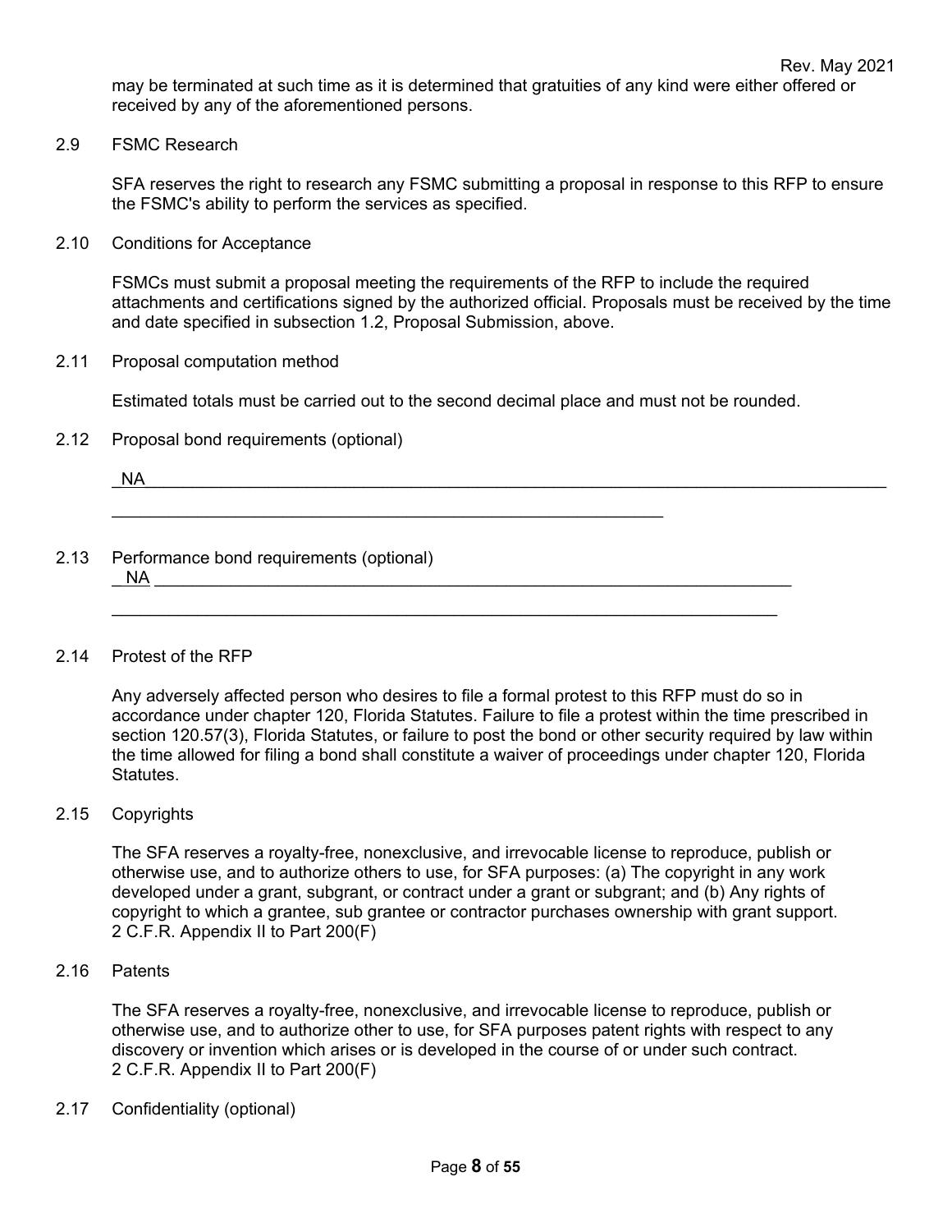may be terminated at such time as it is determined that gratuities of any kind were either offered or received by any of the aforementioned persons.

2.9 FSMC Research

SFA reserves the right to research any FSMC submitting a proposal in response to this RFP to ensure the FSMC's ability to perform the services as specified.

2.10 Conditions for Acceptance

FSMCs must submit a proposal meeting the requirements of the RFP to include the required attachments and certifications signed by the authorized official. Proposals must be received by the time and date specified in subsection 1.2, Proposal Submission, above.

2.11 Proposal computation method

Estimated totals must be carried out to the second decimal place and must not be rounded.

2.12 Proposal bond requirements (optional)

_NA_______________________________________________________________________________

_____________________________________________________________

2.13 Performance bond requirements (optional)
_ NA __________________________________________________________________________

__________________________________________________________________________

2.14 Protest of the RFP

Any adversely affected person who desires to file a formal protest to this RFP must do so in accordance under chapter 120, Florida Statutes. Failure to file a protest within the time prescribed in section 120.57(3), Florida Statutes, or failure to post the bond or other security required by law within the time allowed for filing a bond shall constitute a waiver of proceedings under chapter 120, Florida Statutes.

2.15 Copyrights

The SFA reserves a royalty-free, nonexclusive, and irrevocable license to reproduce, publish or otherwise use, and to authorize others to use, for SFA purposes: (a) The copyright in any work developed under a grant, subgrant, or contract under a grant or subgrant; and (b) Any rights of copyright to which a grantee, sub grantee or contractor purchases ownership with grant support. 2 C.F.R. Appendix II to Part 200(F)

2.16 Patents

The SFA reserves a royalty-free, nonexclusive, and irrevocable license to reproduce, publish or otherwise use, and to authorize other to use, for SFA purposes patent rights with respect to any discovery or invention which arises or is developed in the course of or under such contract. 2 C.F.R. Appendix II to Part 200(F)

2.17 Confidentiality (optional)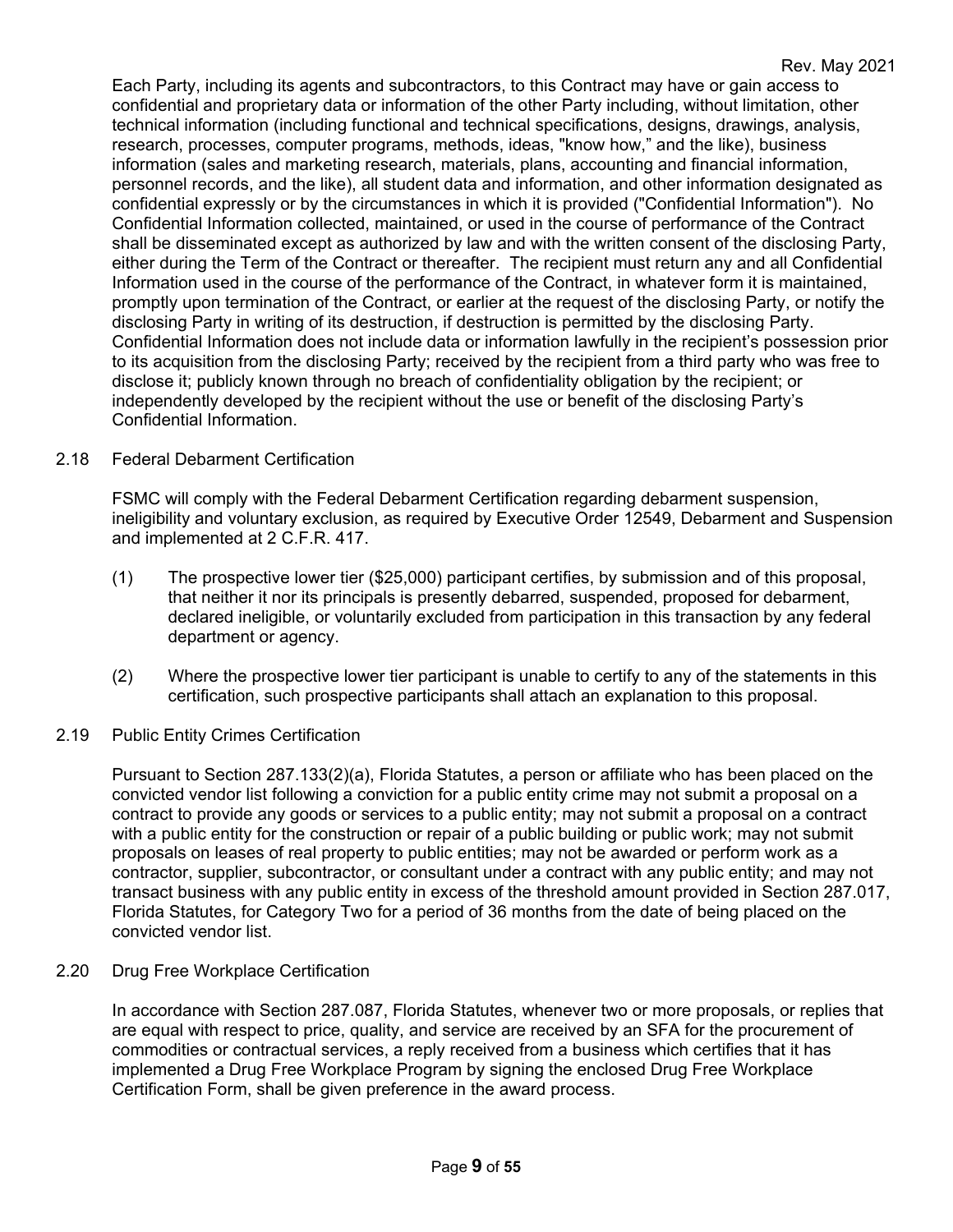Each Party, including its agents and subcontractors, to this Contract may have or gain access to confidential and proprietary data or information of the other Party including, without limitation, other technical information (including functional and technical specifications, designs, drawings, analysis, research, processes, computer programs, methods, ideas, "know how," and the like), business information (sales and marketing research, materials, plans, accounting and financial information, personnel records, and the like), all student data and information, and other information designated as confidential expressly or by the circumstances in which it is provided ("Confidential Information"). No Confidential Information collected, maintained, or used in the course of performance of the Contract shall be disseminated except as authorized by law and with the written consent of the disclosing Party, either during the Term of the Contract or thereafter. The recipient must return any and all Confidential Information used in the course of the performance of the Contract, in whatever form it is maintained, promptly upon termination of the Contract, or earlier at the request of the disclosing Party, or notify the disclosing Party in writing of its destruction, if destruction is permitted by the disclosing Party. Confidential Information does not include data or information lawfully in the recipient's possession prior to its acquisition from the disclosing Party; received by the recipient from a third party who was free to disclose it; publicly known through no breach of confidentiality obligation by the recipient; or independently developed by the recipient without the use or benefit of the disclosing Party's Confidential Information.

### 2.18 Federal Debarment Certification

FSMC will comply with the Federal Debarment Certification regarding debarment suspension, ineligibility and voluntary exclusion, as required by Executive Order 12549, Debarment and Suspension and implemented at 2 C.F.R. 417.

(1) The prospective lower tier ($25,000) participant certifies, by submission and of this proposal, that neither it nor its principals is presently debarred, suspended, proposed for debarment, declared ineligible, or voluntarily excluded from participation in this transaction by any federal department or agency.

(2) Where the prospective lower tier participant is unable to certify to any of the statements in this certification, such prospective participants shall attach an explanation to this proposal.

### 2.19 Public Entity Crimes Certification

Pursuant to Section 287.133(2)(a), Florida Statutes, a person or affiliate who has been placed on the convicted vendor list following a conviction for a public entity crime may not submit a proposal on a contract to provide any goods or services to a public entity; may not submit a proposal on a contract with a public entity for the construction or repair of a public building or public work; may not submit proposals on leases of real property to public entities; may not be awarded or perform work as a contractor, supplier, subcontractor, or consultant under a contract with any public entity; and may not transact business with any public entity in excess of the threshold amount provided in Section 287.017, Florida Statutes, for Category Two for a period of 36 months from the date of being placed on the convicted vendor list.

### 2.20 Drug Free Workplace Certification

In accordance with Section 287.087, Florida Statutes, whenever two or more proposals, or replies that are equal with respect to price, quality, and service are received by an SFA for the procurement of commodities or contractual services, a reply received from a business which certifies that it has implemented a Drug Free Workplace Program by signing the enclosed Drug Free Workplace Certification Form, shall be given preference in the award process.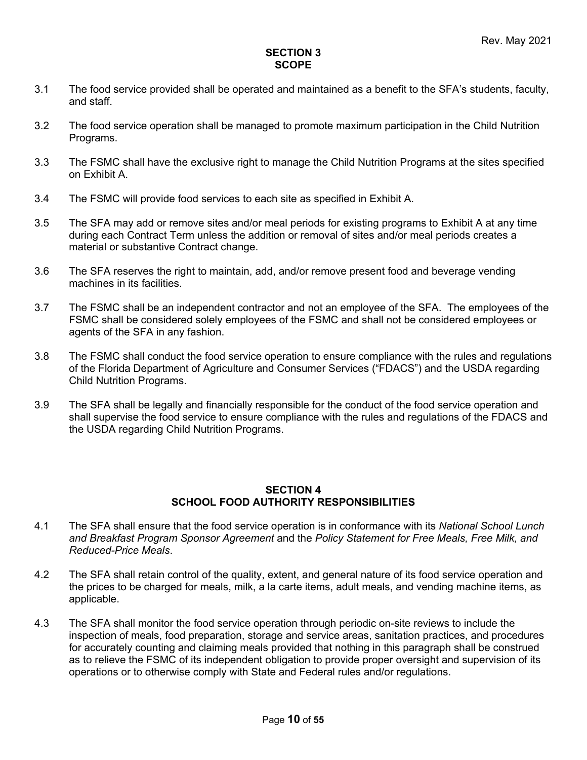## SECTION 3
## SCOPE

3.1 The food service provided shall be operated and maintained as a benefit to the SFA's students, faculty, and staff.

3.2 The food service operation shall be managed to promote maximum participation in the Child Nutrition Programs.

3.3 The FSMC shall have the exclusive right to manage the Child Nutrition Programs at the sites specified on Exhibit A.

3.4 The FSMC will provide food services to each site as specified in Exhibit A.

3.5 The SFA may add or remove sites and/or meal periods for existing programs to Exhibit A at any time during each Contract Term unless the addition or removal of sites and/or meal periods creates a material or substantive Contract change.

3.6 The SFA reserves the right to maintain, add, and/or remove present food and beverage vending machines in its facilities.

3.7 The FSMC shall be an independent contractor and not an employee of the SFA. The employees of the FSMC shall be considered solely employees of the FSMC and shall not be considered employees or agents of the SFA in any fashion.

3.8 The FSMC shall conduct the food service operation to ensure compliance with the rules and regulations of the Florida Department of Agriculture and Consumer Services ("FDACS") and the USDA regarding Child Nutrition Programs.

3.9 The SFA shall be legally and financially responsible for the conduct of the food service operation and shall supervise the food service to ensure compliance with the rules and regulations of the FDACS and the USDA regarding Child Nutrition Programs.

## SECTION 4
## SCHOOL FOOD AUTHORITY RESPONSIBILITIES

4.1 The SFA shall ensure that the food service operation is in conformance with its *National School Lunch and Breakfast Program Sponsor Agreement* and the *Policy Statement for Free Meals, Free Milk, and Reduced-Price Meals*.

4.2 The SFA shall retain control of the quality, extent, and general nature of its food service operation and the prices to be charged for meals, milk, a la carte items, adult meals, and vending machine items, as applicable.

4.3 The SFA shall monitor the food service operation through periodic on-site reviews to include the inspection of meals, food preparation, storage and service areas, sanitation practices, and procedures for accurately counting and claiming meals provided that nothing in this paragraph shall be construed as to relieve the FSMC of its independent obligation to provide proper oversight and supervision of its operations or to otherwise comply with State and Federal rules and/or regulations.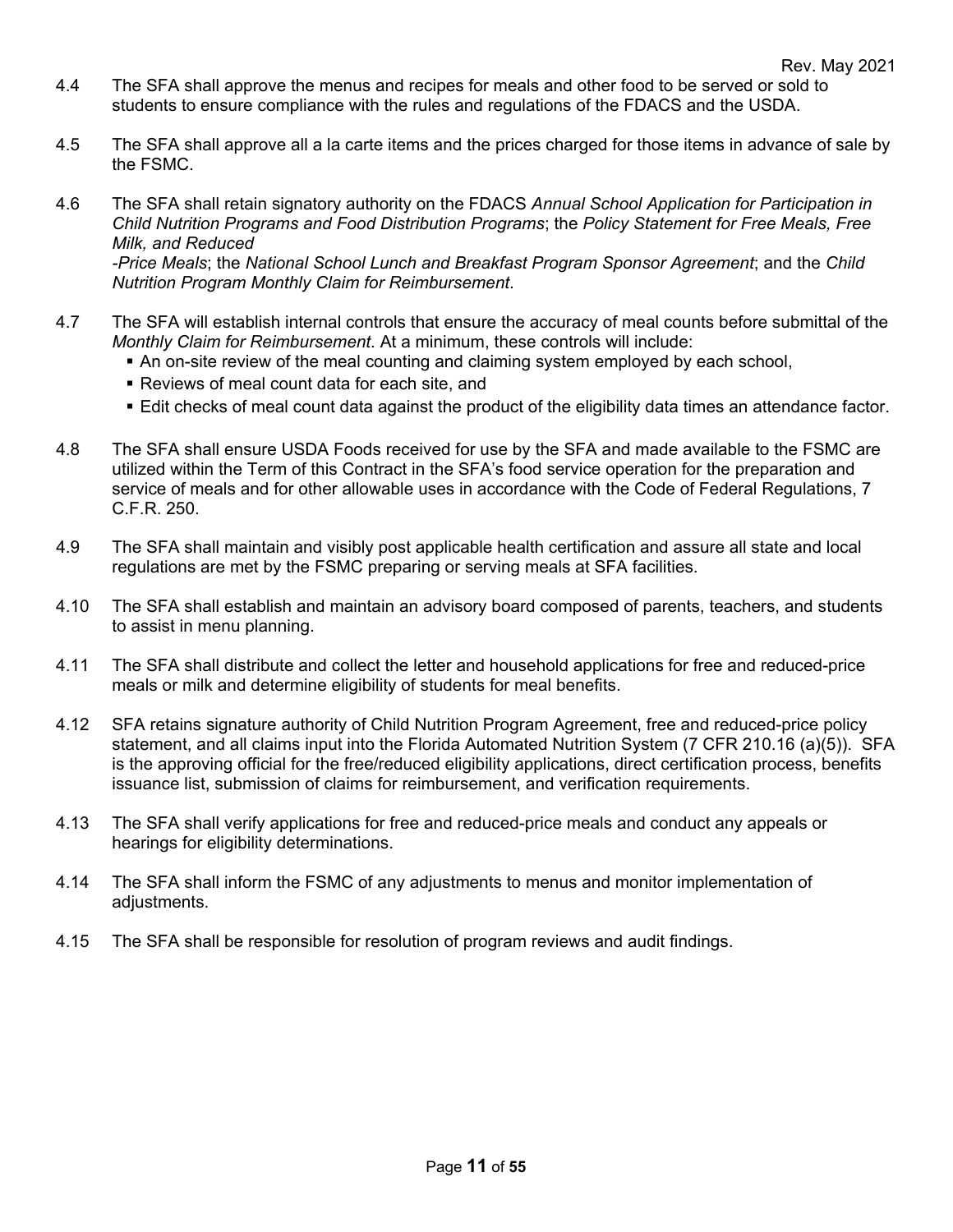4.4 The SFA shall approve the menus and recipes for meals and other food to be served or sold to students to ensure compliance with the rules and regulations of the FDACS and the USDA.

4.5 The SFA shall approve all a la carte items and the prices charged for those items in advance of sale by the FSMC.

4.6 The SFA shall retain signatory authority on the FDACS *Annual School Application for Participation in Child Nutrition Programs and Food Distribution Programs*; the *Policy Statement for Free Meals, Free Milk, and Reduced -Price Meals*; the *National School Lunch and Breakfast Program Sponsor Agreement*; and the *Child Nutrition Program Monthly Claim for Reimbursement*.

4.7 The SFA will establish internal controls that ensure the accuracy of meal counts before submittal of the *Monthly Claim for Reimbursement*. At a minimum, these controls will include:
- An on-site review of the meal counting and claiming system employed by each school,
- Reviews of meal count data for each site, and
- Edit checks of meal count data against the product of the eligibility data times an attendance factor.

4.8 The SFA shall ensure USDA Foods received for use by the SFA and made available to the FSMC are utilized within the Term of this Contract in the SFA's food service operation for the preparation and service of meals and for other allowable uses in accordance with the Code of Federal Regulations, 7 C.F.R. 250.

4.9 The SFA shall maintain and visibly post applicable health certification and assure all state and local regulations are met by the FSMC preparing or serving meals at SFA facilities.

4.10 The SFA shall establish and maintain an advisory board composed of parents, teachers, and students to assist in menu planning.

4.11 The SFA shall distribute and collect the letter and household applications for free and reduced-price meals or milk and determine eligibility of students for meal benefits.

4.12 SFA retains signature authority of Child Nutrition Program Agreement, free and reduced-price policy statement, and all claims input into the Florida Automated Nutrition System (7 CFR 210.16 (a)(5)). SFA is the approving official for the free/reduced eligibility applications, direct certification process, benefits issuance list, submission of claims for reimbursement, and verification requirements.

4.13 The SFA shall verify applications for free and reduced-price meals and conduct any appeals or hearings for eligibility determinations.

4.14 The SFA shall inform the FSMC of any adjustments to menus and monitor implementation of adjustments.

4.15 The SFA shall be responsible for resolution of program reviews and audit findings.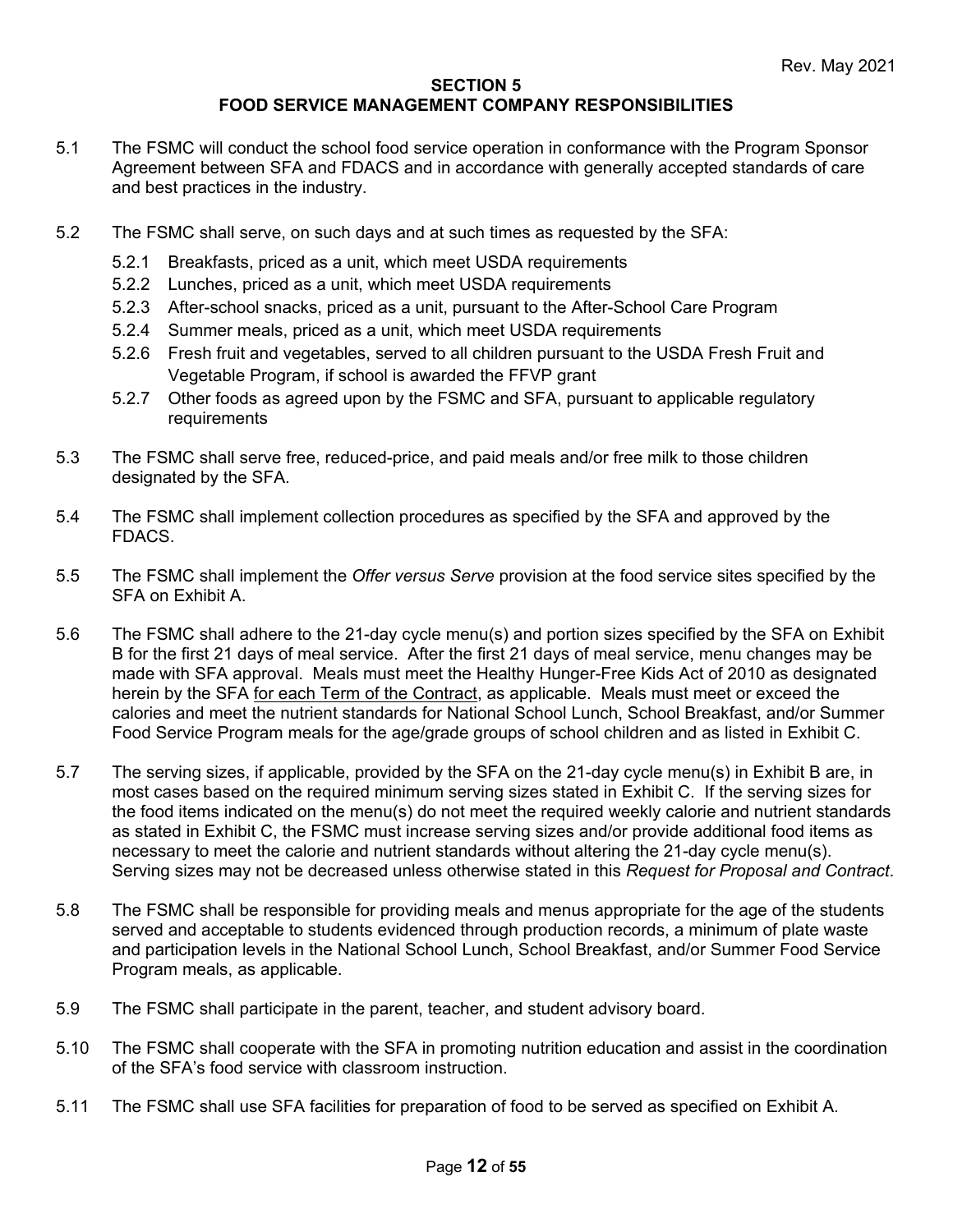## SECTION 5
## FOOD SERVICE MANAGEMENT COMPANY RESPONSIBILITIES

5.1 The FSMC will conduct the school food service operation in conformance with the Program Sponsor Agreement between SFA and FDACS and in accordance with generally accepted standards of care and best practices in the industry.

5.2 The FSMC shall serve, on such days and at such times as requested by the SFA:

- 5.2.1 Breakfasts, priced as a unit, which meet USDA requirements
- 5.2.2 Lunches, priced as a unit, which meet USDA requirements
- 5.2.3 After-school snacks, priced as a unit, pursuant to the After-School Care Program
- 5.2.4 Summer meals, priced as a unit, which meet USDA requirements
- 5.2.6 Fresh fruit and vegetables, served to all children pursuant to the USDA Fresh Fruit and Vegetable Program, if school is awarded the FFVP grant
- 5.2.7 Other foods as agreed upon by the FSMC and SFA, pursuant to applicable regulatory requirements

5.3 The FSMC shall serve free, reduced-price, and paid meals and/or free milk to those children designated by the SFA.

5.4 The FSMC shall implement collection procedures as specified by the SFA and approved by the FDACS.

5.5 The FSMC shall implement the *Offer versus Serve* provision at the food service sites specified by the SFA on Exhibit A.

5.6 The FSMC shall adhere to the 21-day cycle menu(s) and portion sizes specified by the SFA on Exhibit B for the first 21 days of meal service. After the first 21 days of meal service, menu changes may be made with SFA approval. Meals must meet the Healthy Hunger-Free Kids Act of 2010 as designated herein by the SFA <u>for each Term of the Contract</u>, as applicable. Meals must meet or exceed the calories and meet the nutrient standards for National School Lunch, School Breakfast, and/or Summer Food Service Program meals for the age/grade groups of school children and as listed in Exhibit C.

5.7 The serving sizes, if applicable, provided by the SFA on the 21-day cycle menu(s) in Exhibit B are, in most cases based on the required minimum serving sizes stated in Exhibit C. If the serving sizes for the food items indicated on the menu(s) do not meet the required weekly calorie and nutrient standards as stated in Exhibit C, the FSMC must increase serving sizes and/or provide additional food items as necessary to meet the calorie and nutrient standards without altering the 21-day cycle menu(s). Serving sizes may not be decreased unless otherwise stated in this *Request for Proposal and Contract*.

5.8 The FSMC shall be responsible for providing meals and menus appropriate for the age of the students served and acceptable to students evidenced through production records, a minimum of plate waste and participation levels in the National School Lunch, School Breakfast, and/or Summer Food Service Program meals, as applicable.

5.9 The FSMC shall participate in the parent, teacher, and student advisory board.

5.10 The FSMC shall cooperate with the SFA in promoting nutrition education and assist in the coordination of the SFA's food service with classroom instruction.

5.11 The FSMC shall use SFA facilities for preparation of food to be served as specified on Exhibit A.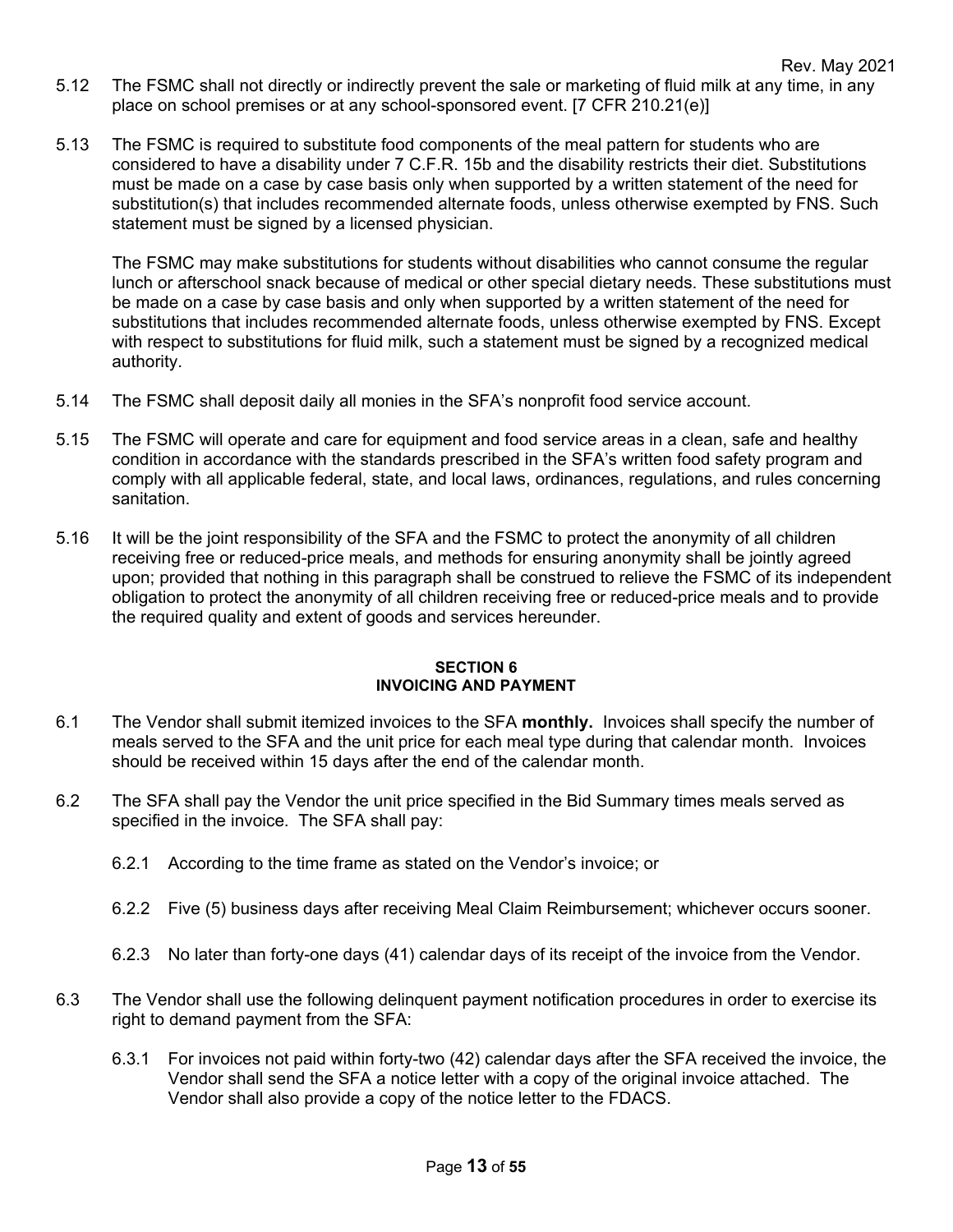5.12 The FSMC shall not directly or indirectly prevent the sale or marketing of fluid milk at any time, in any place on school premises or at any school-sponsored event. [7 CFR 210.21(e)]

5.13 The FSMC is required to substitute food components of the meal pattern for students who are considered to have a disability under 7 C.F.R. 15b and the disability restricts their diet. Substitutions must be made on a case by case basis only when supported by a written statement of the need for substitution(s) that includes recommended alternate foods, unless otherwise exempted by FNS. Such statement must be signed by a licensed physician.

The FSMC may make substitutions for students without disabilities who cannot consume the regular lunch or afterschool snack because of medical or other special dietary needs. These substitutions must be made on a case by case basis and only when supported by a written statement of the need for substitutions that includes recommended alternate foods, unless otherwise exempted by FNS. Except with respect to substitutions for fluid milk, such a statement must be signed by a recognized medical authority.

5.14 The FSMC shall deposit daily all monies in the SFA's nonprofit food service account.

5.15 The FSMC will operate and care for equipment and food service areas in a clean, safe and healthy condition in accordance with the standards prescribed in the SFA's written food safety program and comply with all applicable federal, state, and local laws, ordinances, regulations, and rules concerning sanitation.

5.16 It will be the joint responsibility of the SFA and the FSMC to protect the anonymity of all children receiving free or reduced-price meals, and methods for ensuring anonymity shall be jointly agreed upon; provided that nothing in this paragraph shall be construed to relieve the FSMC of its independent obligation to protect the anonymity of all children receiving free or reduced-price meals and to provide the required quality and extent of goods and services hereunder.

## SECTION 6
## INVOICING AND PAYMENT

6.1 The Vendor shall submit itemized invoices to the SFA **monthly.** Invoices shall specify the number of meals served to the SFA and the unit price for each meal type during that calendar month. Invoices should be received within 15 days after the end of the calendar month.

6.2 The SFA shall pay the Vendor the unit price specified in the Bid Summary times meals served as specified in the invoice. The SFA shall pay:

6.2.1 According to the time frame as stated on the Vendor's invoice; or

6.2.2 Five (5) business days after receiving Meal Claim Reimbursement; whichever occurs sooner.

6.2.3 No later than forty-one days (41) calendar days of its receipt of the invoice from the Vendor.

6.3 The Vendor shall use the following delinquent payment notification procedures in order to exercise its right to demand payment from the SFA:

6.3.1 For invoices not paid within forty-two (42) calendar days after the SFA received the invoice, the Vendor shall send the SFA a notice letter with a copy of the original invoice attached. The Vendor shall also provide a copy of the notice letter to the FDACS.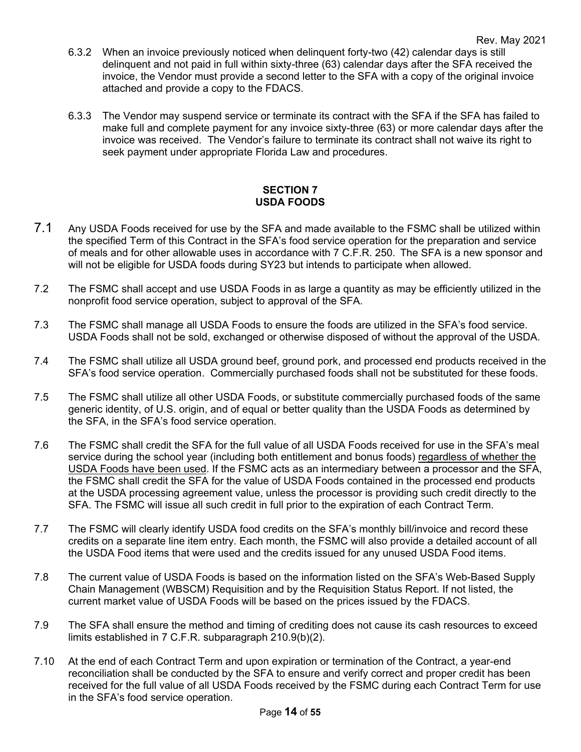6.3.2 When an invoice previously noticed when delinquent forty-two (42) calendar days is still delinquent and not paid in full within sixty-three (63) calendar days after the SFA received the invoice, the Vendor must provide a second letter to the SFA with a copy of the original invoice attached and provide a copy to the FDACS.

6.3.3 The Vendor may suspend service or terminate its contract with the SFA if the SFA has failed to make full and complete payment for any invoice sixty-three (63) or more calendar days after the invoice was received. The Vendor's failure to terminate its contract shall not waive its right to seek payment under appropriate Florida Law and procedures.

## SECTION 7
## USDA FOODS

7.1 Any USDA Foods received for use by the SFA and made available to the FSMC shall be utilized within the specified Term of this Contract in the SFA's food service operation for the preparation and service of meals and for other allowable uses in accordance with 7 C.F.R. 250. The SFA is a new sponsor and will not be eligible for USDA foods during SY23 but intends to participate when allowed.

7.2 The FSMC shall accept and use USDA Foods in as large a quantity as may be efficiently utilized in the nonprofit food service operation, subject to approval of the SFA.

7.3 The FSMC shall manage all USDA Foods to ensure the foods are utilized in the SFA's food service. USDA Foods shall not be sold, exchanged or otherwise disposed of without the approval of the USDA.

7.4 The FSMC shall utilize all USDA ground beef, ground pork, and processed end products received in the SFA's food service operation. Commercially purchased foods shall not be substituted for these foods.

7.5 The FSMC shall utilize all other USDA Foods, or substitute commercially purchased foods of the same generic identity, of U.S. origin, and of equal or better quality than the USDA Foods as determined by the SFA, in the SFA's food service operation.

7.6 The FSMC shall credit the SFA for the full value of all USDA Foods received for use in the SFA's meal service during the school year (including both entitlement and bonus foods) <u>regardless of whether the USDA Foods have been used</u>. If the FSMC acts as an intermediary between a processor and the SFA, the FSMC shall credit the SFA for the value of USDA Foods contained in the processed end products at the USDA processing agreement value, unless the processor is providing such credit directly to the SFA. The FSMC will issue all such credit in full prior to the expiration of each Contract Term.

7.7 The FSMC will clearly identify USDA food credits on the SFA's monthly bill/invoice and record these credits on a separate line item entry. Each month, the FSMC will also provide a detailed account of all the USDA Food items that were used and the credits issued for any unused USDA Food items.

7.8 The current value of USDA Foods is based on the information listed on the SFA's Web-Based Supply Chain Management (WBSCM) Requisition and by the Requisition Status Report. If not listed, the current market value of USDA Foods will be based on the prices issued by the FDACS.

7.9 The SFA shall ensure the method and timing of crediting does not cause its cash resources to exceed limits established in 7 C.F.R. subparagraph 210.9(b)(2).

7.10 At the end of each Contract Term and upon expiration or termination of the Contract, a year-end reconciliation shall be conducted by the SFA to ensure and verify correct and proper credit has been received for the full value of all USDA Foods received by the FSMC during each Contract Term for use in the SFA's food service operation.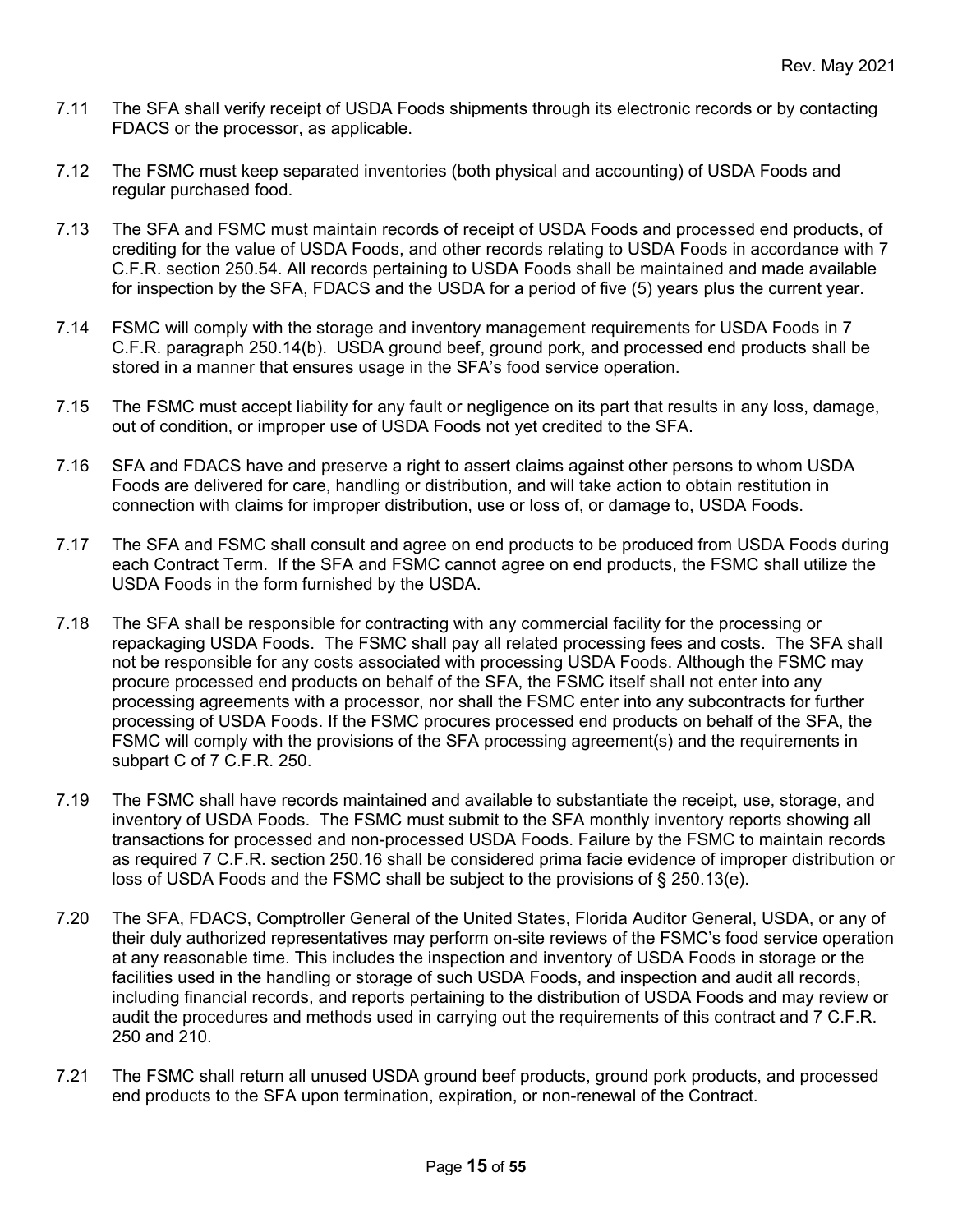7.11 The SFA shall verify receipt of USDA Foods shipments through its electronic records or by contacting FDACS or the processor, as applicable.

7.12 The FSMC must keep separated inventories (both physical and accounting) of USDA Foods and regular purchased food.

7.13 The SFA and FSMC must maintain records of receipt of USDA Foods and processed end products, of crediting for the value of USDA Foods, and other records relating to USDA Foods in accordance with 7 C.F.R. section 250.54. All records pertaining to USDA Foods shall be maintained and made available for inspection by the SFA, FDACS and the USDA for a period of five (5) years plus the current year.

7.14 FSMC will comply with the storage and inventory management requirements for USDA Foods in 7 C.F.R. paragraph 250.14(b). USDA ground beef, ground pork, and processed end products shall be stored in a manner that ensures usage in the SFA's food service operation.

7.15 The FSMC must accept liability for any fault or negligence on its part that results in any loss, damage, out of condition, or improper use of USDA Foods not yet credited to the SFA.

7.16 SFA and FDACS have and preserve a right to assert claims against other persons to whom USDA Foods are delivered for care, handling or distribution, and will take action to obtain restitution in connection with claims for improper distribution, use or loss of, or damage to, USDA Foods.

7.17 The SFA and FSMC shall consult and agree on end products to be produced from USDA Foods during each Contract Term. If the SFA and FSMC cannot agree on end products, the FSMC shall utilize the USDA Foods in the form furnished by the USDA.

7.18 The SFA shall be responsible for contracting with any commercial facility for the processing or repackaging USDA Foods. The FSMC shall pay all related processing fees and costs. The SFA shall not be responsible for any costs associated with processing USDA Foods. Although the FSMC may procure processed end products on behalf of the SFA, the FSMC itself shall not enter into any processing agreements with a processor, nor shall the FSMC enter into any subcontracts for further processing of USDA Foods. If the FSMC procures processed end products on behalf of the SFA, the FSMC will comply with the provisions of the SFA processing agreement(s) and the requirements in subpart C of 7 C.F.R. 250.

7.19 The FSMC shall have records maintained and available to substantiate the receipt, use, storage, and inventory of USDA Foods. The FSMC must submit to the SFA monthly inventory reports showing all transactions for processed and non-processed USDA Foods. Failure by the FSMC to maintain records as required 7 C.F.R. section 250.16 shall be considered prima facie evidence of improper distribution or loss of USDA Foods and the FSMC shall be subject to the provisions of § 250.13(e).

7.20 The SFA, FDACS, Comptroller General of the United States, Florida Auditor General, USDA, or any of their duly authorized representatives may perform on-site reviews of the FSMC's food service operation at any reasonable time. This includes the inspection and inventory of USDA Foods in storage or the facilities used in the handling or storage of such USDA Foods, and inspection and audit all records, including financial records, and reports pertaining to the distribution of USDA Foods and may review or audit the procedures and methods used in carrying out the requirements of this contract and 7 C.F.R. 250 and 210.

7.21 The FSMC shall return all unused USDA ground beef products, ground pork products, and processed end products to the SFA upon termination, expiration, or non-renewal of the Contract.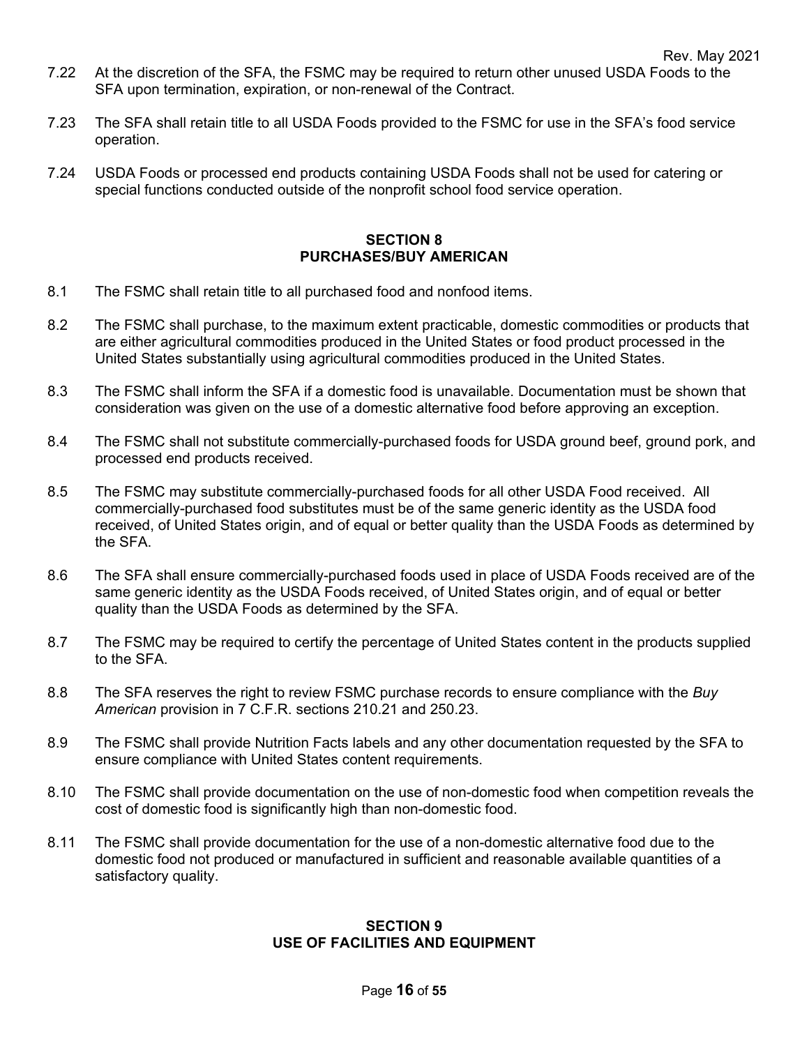7.22 At the discretion of the SFA, the FSMC may be required to return other unused USDA Foods to the SFA upon termination, expiration, or non-renewal of the Contract.

7.23 The SFA shall retain title to all USDA Foods provided to the FSMC for use in the SFA's food service operation.

7.24 USDA Foods or processed end products containing USDA Foods shall not be used for catering or special functions conducted outside of the nonprofit school food service operation.

## SECTION 8
## PURCHASES/BUY AMERICAN

8.1 The FSMC shall retain title to all purchased food and nonfood items.

8.2 The FSMC shall purchase, to the maximum extent practicable, domestic commodities or products that are either agricultural commodities produced in the United States or food product processed in the United States substantially using agricultural commodities produced in the United States.

8.3 The FSMC shall inform the SFA if a domestic food is unavailable. Documentation must be shown that consideration was given on the use of a domestic alternative food before approving an exception.

8.4 The FSMC shall not substitute commercially-purchased foods for USDA ground beef, ground pork, and processed end products received.

8.5 The FSMC may substitute commercially-purchased foods for all other USDA Food received. All commercially-purchased food substitutes must be of the same generic identity as the USDA food received, of United States origin, and of equal or better quality than the USDA Foods as determined by the SFA.

8.6 The SFA shall ensure commercially-purchased foods used in place of USDA Foods received are of the same generic identity as the USDA Foods received, of United States origin, and of equal or better quality than the USDA Foods as determined by the SFA.

8.7 The FSMC may be required to certify the percentage of United States content in the products supplied to the SFA.

8.8 The SFA reserves the right to review FSMC purchase records to ensure compliance with the *Buy American* provision in 7 C.F.R. sections 210.21 and 250.23.

8.9 The FSMC shall provide Nutrition Facts labels and any other documentation requested by the SFA to ensure compliance with United States content requirements.

8.10 The FSMC shall provide documentation on the use of non-domestic food when competition reveals the cost of domestic food is significantly high than non-domestic food.

8.11 The FSMC shall provide documentation for the use of a non-domestic alternative food due to the domestic food not produced or manufactured in sufficient and reasonable available quantities of a satisfactory quality.

## SECTION 9
## USE OF FACILITIES AND EQUIPMENT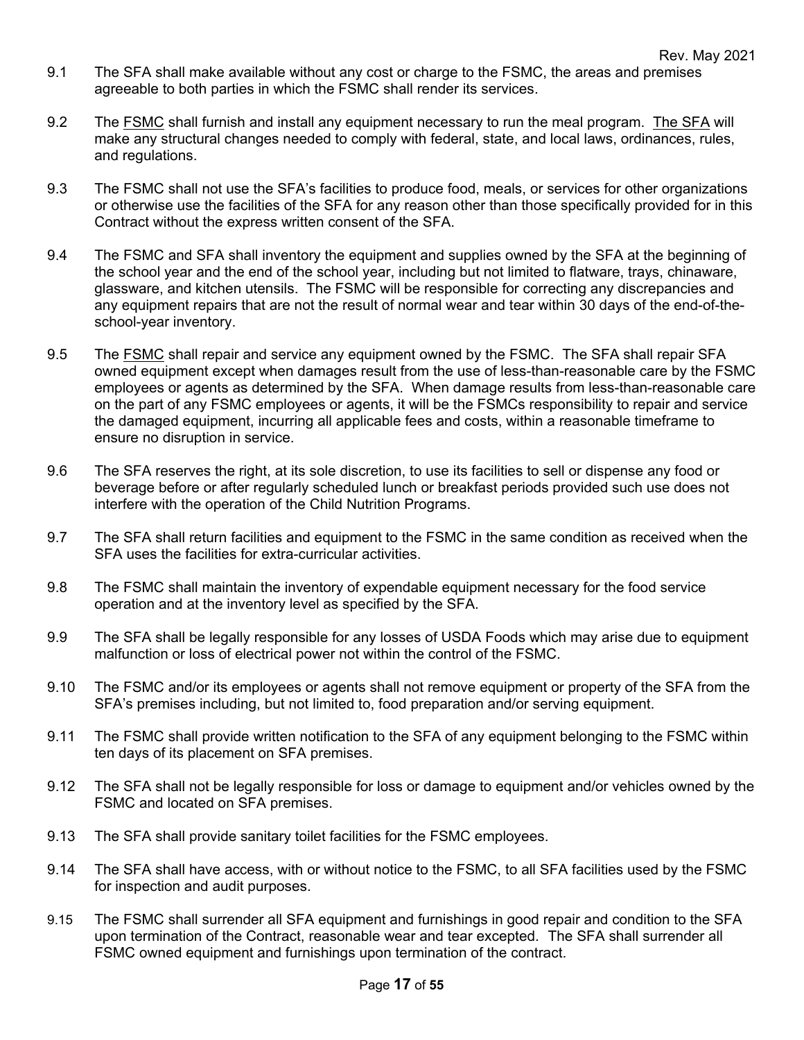9.1 The SFA shall make available without any cost or charge to the FSMC, the areas and premises agreeable to both parties in which the FSMC shall render its services.

9.2 The <u>FSMC</u> shall furnish and install any equipment necessary to run the meal program. <u>The SFA</u> will make any structural changes needed to comply with federal, state, and local laws, ordinances, rules, and regulations.

9.3 The FSMC shall not use the SFA's facilities to produce food, meals, or services for other organizations or otherwise use the facilities of the SFA for any reason other than those specifically provided for in this Contract without the express written consent of the SFA.

9.4 The FSMC and SFA shall inventory the equipment and supplies owned by the SFA at the beginning of the school year and the end of the school year, including but not limited to flatware, trays, chinaware, glassware, and kitchen utensils. The FSMC will be responsible for correcting any discrepancies and any equipment repairs that are not the result of normal wear and tear within 30 days of the end-of-the-school-year inventory.

9.5 The <u>FSMC</u> shall repair and service any equipment owned by the FSMC. The SFA shall repair SFA owned equipment except when damages result from the use of less-than-reasonable care by the FSMC employees or agents as determined by the SFA. When damage results from less-than-reasonable care on the part of any FSMC employees or agents, it will be the FSMCs responsibility to repair and service the damaged equipment, incurring all applicable fees and costs, within a reasonable timeframe to ensure no disruption in service.

9.6 The SFA reserves the right, at its sole discretion, to use its facilities to sell or dispense any food or beverage before or after regularly scheduled lunch or breakfast periods provided such use does not interfere with the operation of the Child Nutrition Programs.

9.7 The SFA shall return facilities and equipment to the FSMC in the same condition as received when the SFA uses the facilities for extra-curricular activities.

9.8 The FSMC shall maintain the inventory of expendable equipment necessary for the food service operation and at the inventory level as specified by the SFA.

9.9 The SFA shall be legally responsible for any losses of USDA Foods which may arise due to equipment malfunction or loss of electrical power not within the control of the FSMC.

9.10 The FSMC and/or its employees or agents shall not remove equipment or property of the SFA from the SFA's premises including, but not limited to, food preparation and/or serving equipment.

9.11 The FSMC shall provide written notification to the SFA of any equipment belonging to the FSMC within ten days of its placement on SFA premises.

9.12 The SFA shall not be legally responsible for loss or damage to equipment and/or vehicles owned by the FSMC and located on SFA premises.

9.13 The SFA shall provide sanitary toilet facilities for the FSMC employees.

9.14 The SFA shall have access, with or without notice to the FSMC, to all SFA facilities used by the FSMC for inspection and audit purposes.

9.15 The FSMC shall surrender all SFA equipment and furnishings in good repair and condition to the SFA upon termination of the Contract, reasonable wear and tear excepted. The SFA shall surrender all FSMC owned equipment and furnishings upon termination of the contract.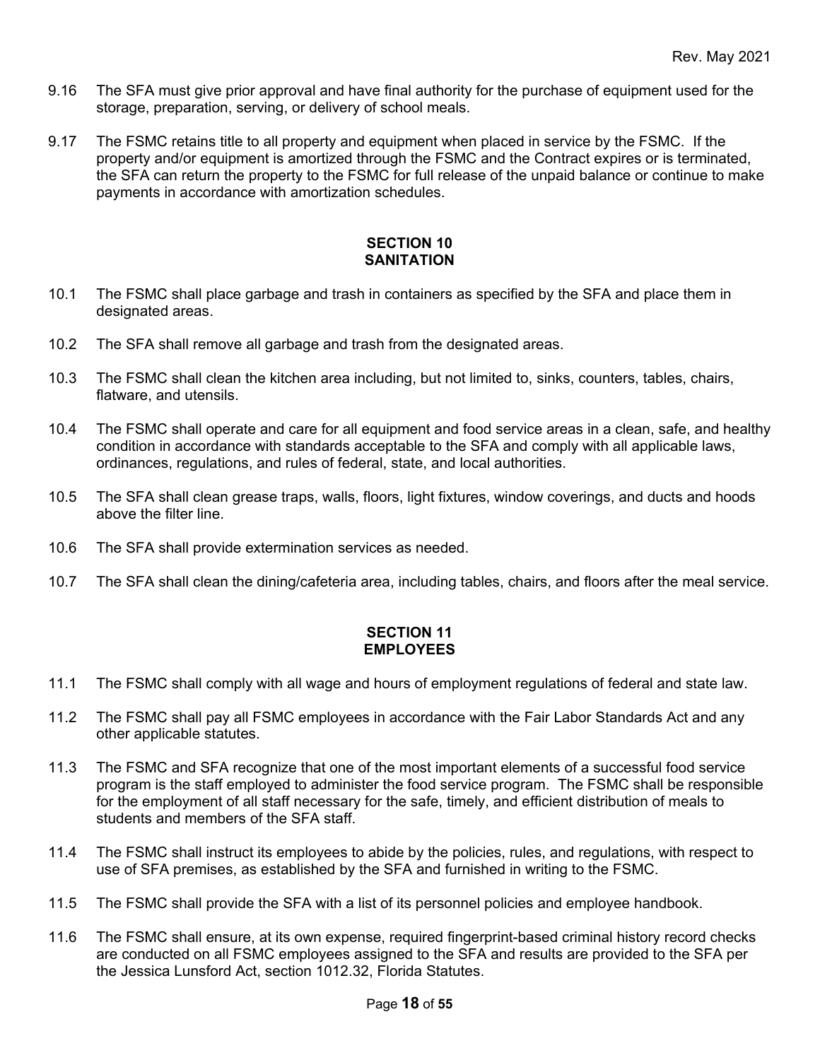9.16 The SFA must give prior approval and have final authority for the purchase of equipment used for the storage, preparation, serving, or delivery of school meals.

9.17 The FSMC retains title to all property and equipment when placed in service by the FSMC. If the property and/or equipment is amortized through the FSMC and the Contract expires or is terminated, the SFA can return the property to the FSMC for full release of the unpaid balance or continue to make payments in accordance with amortization schedules.

## SECTION 10
## SANITATION

10.1 The FSMC shall place garbage and trash in containers as specified by the SFA and place them in designated areas.

10.2 The SFA shall remove all garbage and trash from the designated areas.

10.3 The FSMC shall clean the kitchen area including, but not limited to, sinks, counters, tables, chairs, flatware, and utensils.

10.4 The FSMC shall operate and care for all equipment and food service areas in a clean, safe, and healthy condition in accordance with standards acceptable to the SFA and comply with all applicable laws, ordinances, regulations, and rules of federal, state, and local authorities.

10.5 The SFA shall clean grease traps, walls, floors, light fixtures, window coverings, and ducts and hoods above the filter line.

10.6 The SFA shall provide extermination services as needed.

10.7 The SFA shall clean the dining/cafeteria area, including tables, chairs, and floors after the meal service.

## SECTION 11
## EMPLOYEES

11.1 The FSMC shall comply with all wage and hours of employment regulations of federal and state law.

11.2 The FSMC shall pay all FSMC employees in accordance with the Fair Labor Standards Act and any other applicable statutes.

11.3 The FSMC and SFA recognize that one of the most important elements of a successful food service program is the staff employed to administer the food service program. The FSMC shall be responsible for the employment of all staff necessary for the safe, timely, and efficient distribution of meals to students and members of the SFA staff.

11.4 The FSMC shall instruct its employees to abide by the policies, rules, and regulations, with respect to use of SFA premises, as established by the SFA and furnished in writing to the FSMC.

11.5 The FSMC shall provide the SFA with a list of its personnel policies and employee handbook.

11.6 The FSMC shall ensure, at its own expense, required fingerprint-based criminal history record checks are conducted on all FSMC employees assigned to the SFA and results are provided to the SFA per the Jessica Lunsford Act, section 1012.32, Florida Statutes.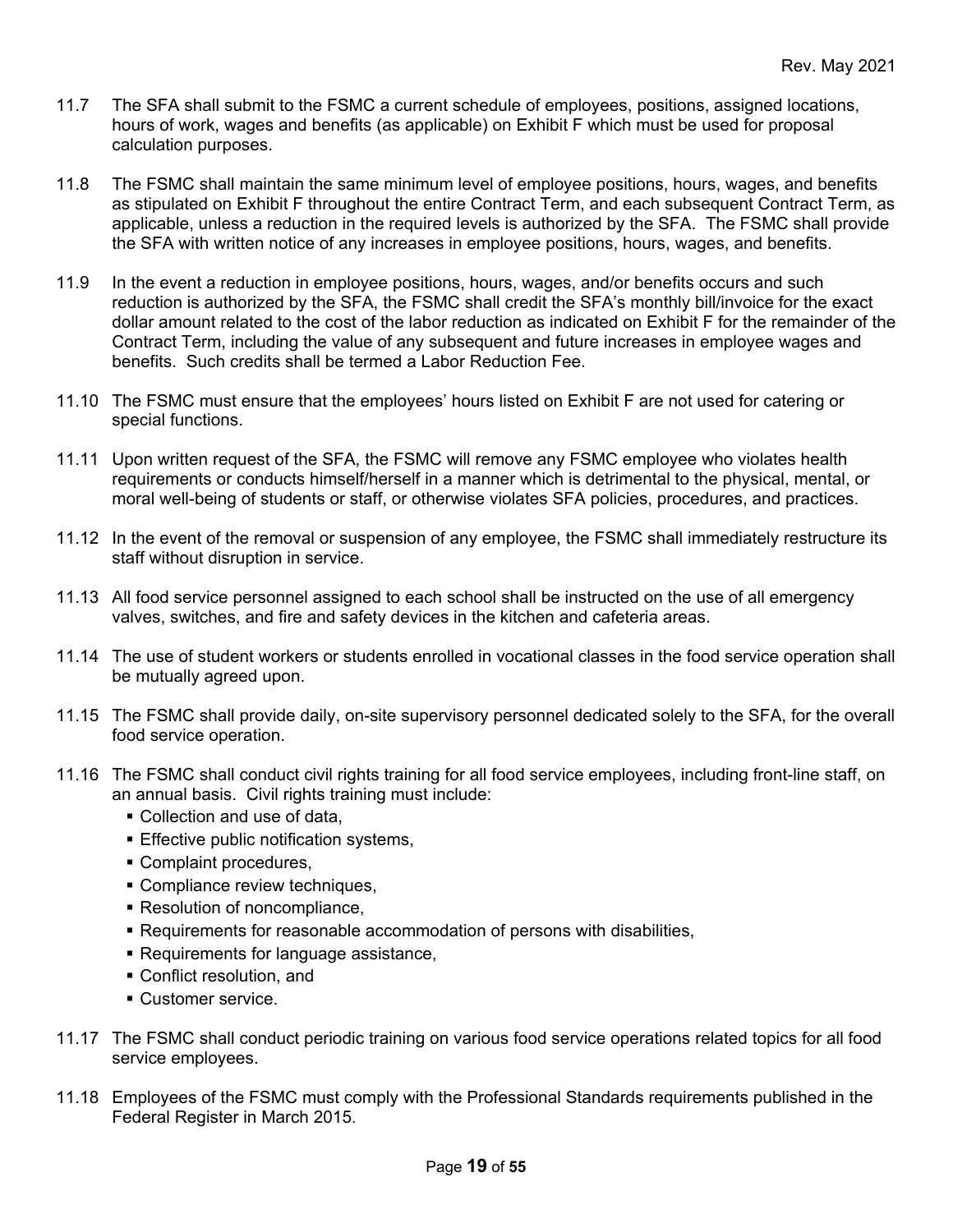11.7 The SFA shall submit to the FSMC a current schedule of employees, positions, assigned locations, hours of work, wages and benefits (as applicable) on Exhibit F which must be used for proposal calculation purposes.

11.8 The FSMC shall maintain the same minimum level of employee positions, hours, wages, and benefits as stipulated on Exhibit F throughout the entire Contract Term, and each subsequent Contract Term, as applicable, unless a reduction in the required levels is authorized by the SFA. The FSMC shall provide the SFA with written notice of any increases in employee positions, hours, wages, and benefits.

11.9 In the event a reduction in employee positions, hours, wages, and/or benefits occurs and such reduction is authorized by the SFA, the FSMC shall credit the SFA's monthly bill/invoice for the exact dollar amount related to the cost of the labor reduction as indicated on Exhibit F for the remainder of the Contract Term, including the value of any subsequent and future increases in employee wages and benefits. Such credits shall be termed a Labor Reduction Fee.

11.10 The FSMC must ensure that the employees' hours listed on Exhibit F are not used for catering or special functions.

11.11 Upon written request of the SFA, the FSMC will remove any FSMC employee who violates health requirements or conducts himself/herself in a manner which is detrimental to the physical, mental, or moral well-being of students or staff, or otherwise violates SFA policies, procedures, and practices.

11.12 In the event of the removal or suspension of any employee, the FSMC shall immediately restructure its staff without disruption in service.

11.13 All food service personnel assigned to each school shall be instructed on the use of all emergency valves, switches, and fire and safety devices in the kitchen and cafeteria areas.

11.14 The use of student workers or students enrolled in vocational classes in the food service operation shall be mutually agreed upon.

11.15 The FSMC shall provide daily, on-site supervisory personnel dedicated solely to the SFA, for the overall food service operation.

11.16 The FSMC shall conduct civil rights training for all food service employees, including front-line staff, on an annual basis. Civil rights training must include:

- Collection and use of data,
- Effective public notification systems,
- Complaint procedures,
- Compliance review techniques,
- Resolution of noncompliance,
- Requirements for reasonable accommodation of persons with disabilities,
- Requirements for language assistance,
- Conflict resolution, and
- Customer service.

11.17 The FSMC shall conduct periodic training on various food service operations related topics for all food service employees.

11.18 Employees of the FSMC must comply with the Professional Standards requirements published in the Federal Register in March 2015.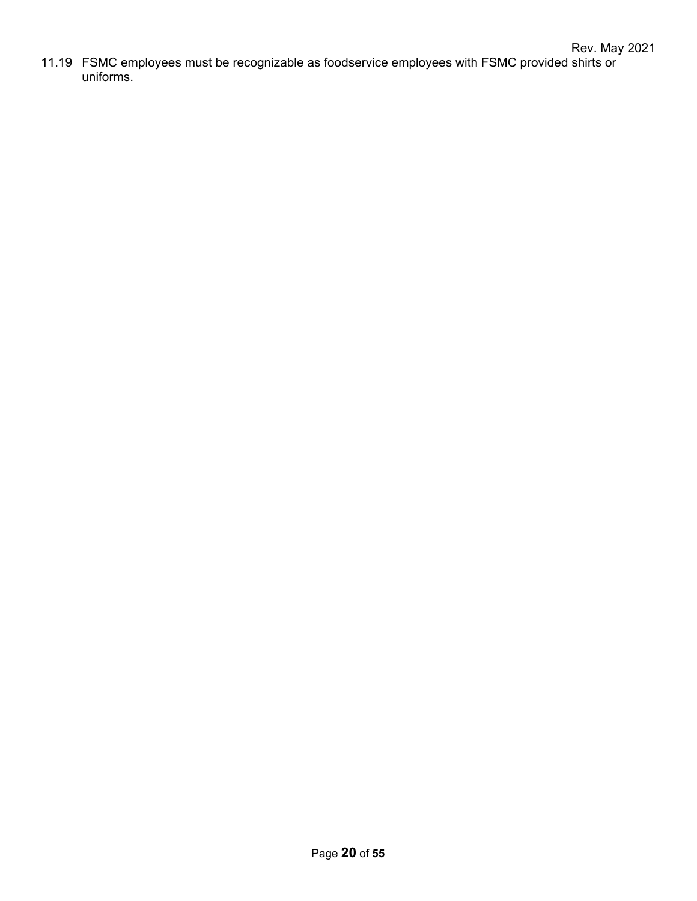11.19 FSMC employees must be recognizable as foodservice employees with FSMC provided shirts or uniforms.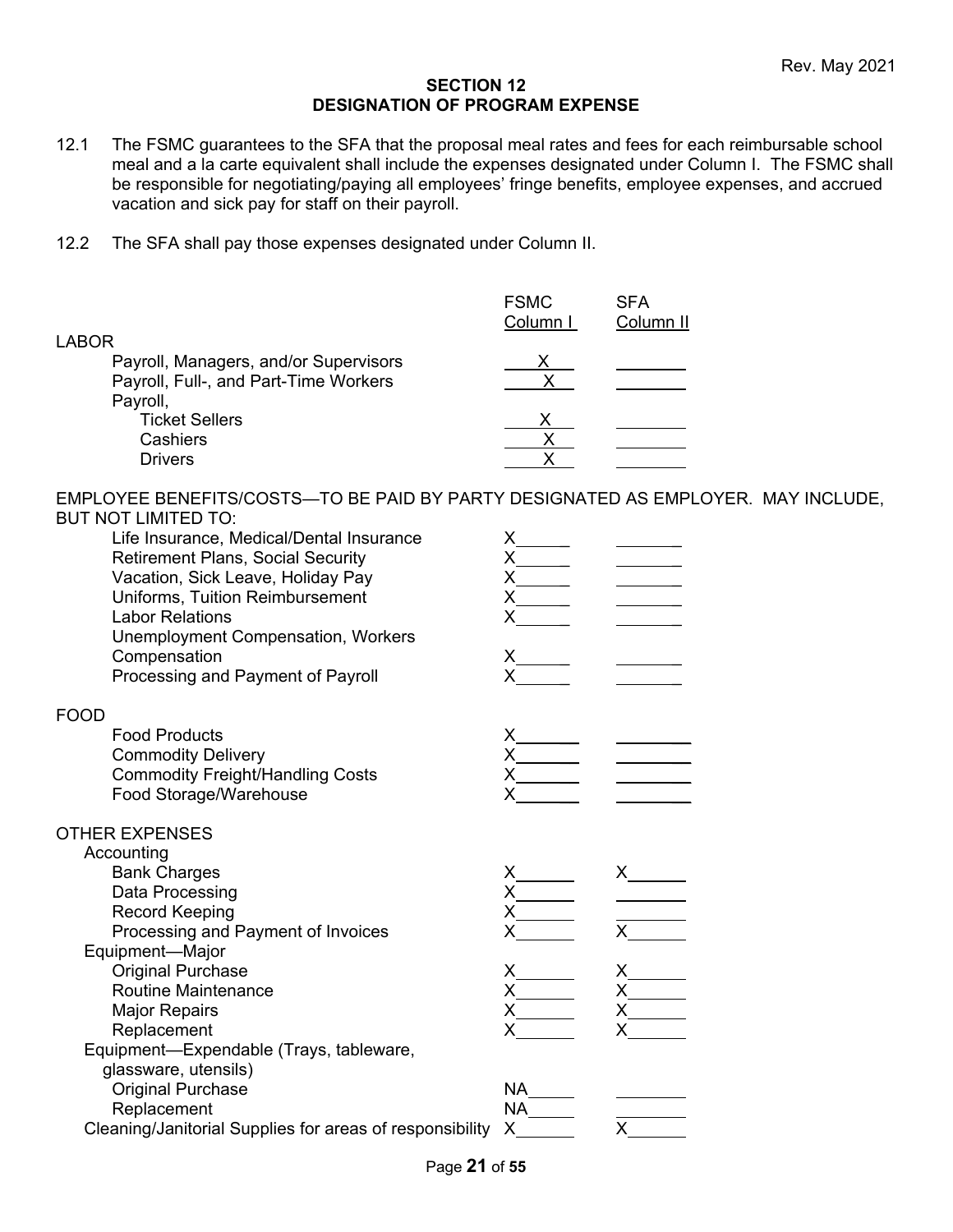Rev. May 2021

## SECTION 12
## DESIGNATION OF PROGRAM EXPENSE

12.1 The FSMC guarantees to the SFA that the proposal meal rates and fees for each reimbursable school meal and a la carte equivalent shall include the expenses designated under Column I. The FSMC shall be responsible for negotiating/paying all employees' fringe benefits, employee expenses, and accrued vacation and sick pay for staff on their payroll.

12.2 The SFA shall pay those expenses designated under Column II.

| | FSMC Column I | SFA Column II |
|---|---|---|
| **LABOR** | | |
| Payroll, Managers, and/or Supervisors | X | |
| Payroll, Full-, and Part-Time Workers | X | |
| Payroll, | | |
| Ticket Sellers | X | |
| Cashiers | X | |
| Drivers | X | |
| **EMPLOYEE BENEFITS/COSTS—TO BE PAID BY PARTY DESIGNATED AS EMPLOYER. MAY INCLUDE, BUT NOT LIMITED TO:** | | |
| Life Insurance, Medical/Dental Insurance | X | |
| Retirement Plans, Social Security | X | |
| Vacation, Sick Leave, Holiday Pay | X | |
| Uniforms, Tuition Reimbursement | X | |
| Labor Relations | X | |
| Unemployment Compensation, Workers Compensation | X | |
| Processing and Payment of Payroll | X | |
| **FOOD** | | |
| Food Products | X | |
| Commodity Delivery | X | |
| Commodity Freight/Handling Costs | X | |
| Food Storage/Warehouse | X | |
| **OTHER EXPENSES** | | |
| Accounting | | |
| Bank Charges | X | X |
| Data Processing | X | |
| Record Keeping | X | |
| Processing and Payment of Invoices | X | X |
| Equipment—Major | | |
| Original Purchase | X | X |
| Routine Maintenance | X | X |
| Major Repairs | X | X |
| Replacement | X | X |
| Equipment—Expendable (Trays, tableware, glassware, utensils) | | |
| Original Purchase | NA | |
| Replacement | NA | |
| Cleaning/Janitorial Supplies for areas of responsibility | X | X |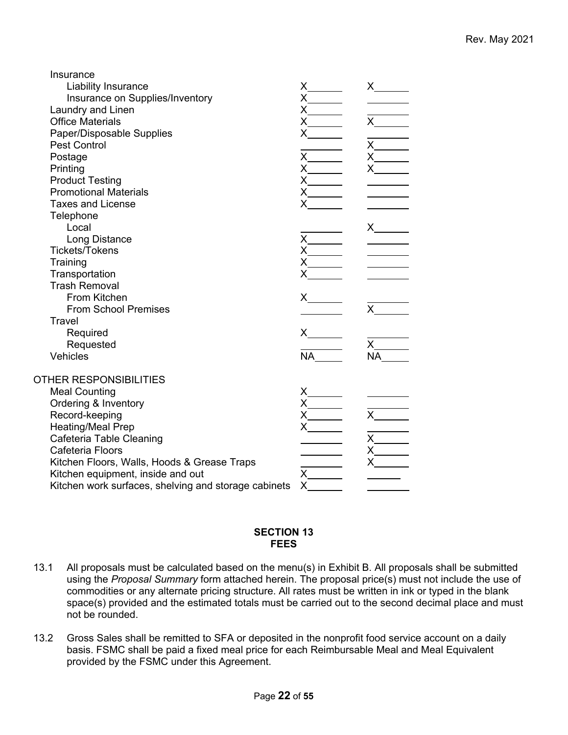| | | |
|---|---|---|
| Insurance | | |
| Liability Insurance | X | X |
| Insurance on Supplies/Inventory | X | |
| Laundry and Linen | X | |
| Office Materials | X | X |
| Paper/Disposable Supplies | X | |
| Pest Control | | X |
| Postage | X | X |
| Printing | X | X |
| Product Testing | X | |
| Promotional Materials | X | |
| Taxes and License | X | |
| Telephone | | |
| Local | | X |
| Long Distance | X | |
| Tickets/Tokens | X | |
| Training | X | |
| Transportation | X | |
| Trash Removal | | |
| From Kitchen | X | |
| From School Premises | | X |
| Travel | | |
| Required | X | |
| Requested | | X |
| Vehicles | NA | NA |
| **OTHER RESPONSIBILITIES** | | |
| Meal Counting | X | |
| Ordering & Inventory | X | |
| Record-keeping | X | X |
| Heating/Meal Prep | X | |
| Cafeteria Table Cleaning | | X |
| Cafeteria Floors | | X |
| Kitchen Floors, Walls, Hoods & Grease Traps | | X |
| Kitchen equipment, inside and out | X | |
| Kitchen work surfaces, shelving and storage cabinets | X | |

## SECTION 13
## FEES

13.1 All proposals must be calculated based on the menu(s) in Exhibit B. All proposals shall be submitted using the *Proposal Summary* form attached herein. The proposal price(s) must not include the use of commodities or any alternate pricing structure. All rates must be written in ink or typed in the blank space(s) provided and the estimated totals must be carried out to the second decimal place and must not be rounded.

13.2 Gross Sales shall be remitted to SFA or deposited in the nonprofit food service account on a daily basis. FSMC shall be paid a fixed meal price for each Reimbursable Meal and Meal Equivalent provided by the FSMC under this Agreement.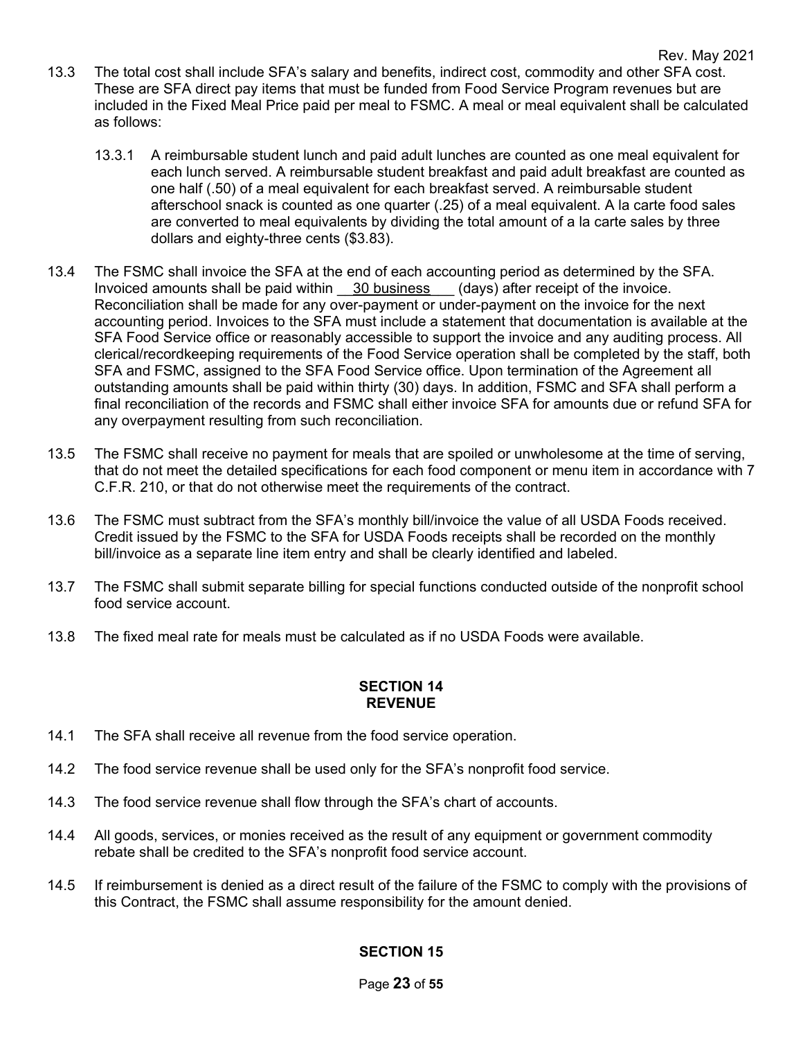13.3 The total cost shall include SFA's salary and benefits, indirect cost, commodity and other SFA cost. These are SFA direct pay items that must be funded from Food Service Program revenues but are included in the Fixed Meal Price paid per meal to FSMC. A meal or meal equivalent shall be calculated as follows:

13.3.1 A reimbursable student lunch and paid adult lunches are counted as one meal equivalent for each lunch served. A reimbursable student breakfast and paid adult breakfast are counted as one half (.50) of a meal equivalent for each breakfast served. A reimbursable student afterschool snack is counted as one quarter (.25) of a meal equivalent. A la carte food sales are converted to meal equivalents by dividing the total amount of a la carte sales by three dollars and eighty-three cents ($3.83).

13.4 The FSMC shall invoice the SFA at the end of each accounting period as determined by the SFA. Invoiced amounts shall be paid within 30 business (days) after receipt of the invoice. Reconciliation shall be made for any over-payment or under-payment on the invoice for the next accounting period. Invoices to the SFA must include a statement that documentation is available at the SFA Food Service office or reasonably accessible to support the invoice and any auditing process. All clerical/recordkeeping requirements of the Food Service operation shall be completed by the staff, both SFA and FSMC, assigned to the SFA Food Service office. Upon termination of the Agreement all outstanding amounts shall be paid within thirty (30) days. In addition, FSMC and SFA shall perform a final reconciliation of the records and FSMC shall either invoice SFA for amounts due or refund SFA for any overpayment resulting from such reconciliation.

13.5 The FSMC shall receive no payment for meals that are spoiled or unwholesome at the time of serving, that do not meet the detailed specifications for each food component or menu item in accordance with 7 C.F.R. 210, or that do not otherwise meet the requirements of the contract.

13.6 The FSMC must subtract from the SFA's monthly bill/invoice the value of all USDA Foods received. Credit issued by the FSMC to the SFA for USDA Foods receipts shall be recorded on the monthly bill/invoice as a separate line item entry and shall be clearly identified and labeled.

13.7 The FSMC shall submit separate billing for special functions conducted outside of the nonprofit school food service account.

13.8 The fixed meal rate for meals must be calculated as if no USDA Foods were available.

## SECTION 14
## REVENUE

14.1 The SFA shall receive all revenue from the food service operation.

14.2 The food service revenue shall be used only for the SFA's nonprofit food service.

14.3 The food service revenue shall flow through the SFA's chart of accounts.

14.4 All goods, services, or monies received as the result of any equipment or government commodity rebate shall be credited to the SFA's nonprofit food service account.

14.5 If reimbursement is denied as a direct result of the failure of the FSMC to comply with the provisions of this Contract, the FSMC shall assume responsibility for the amount denied.

## SECTION 15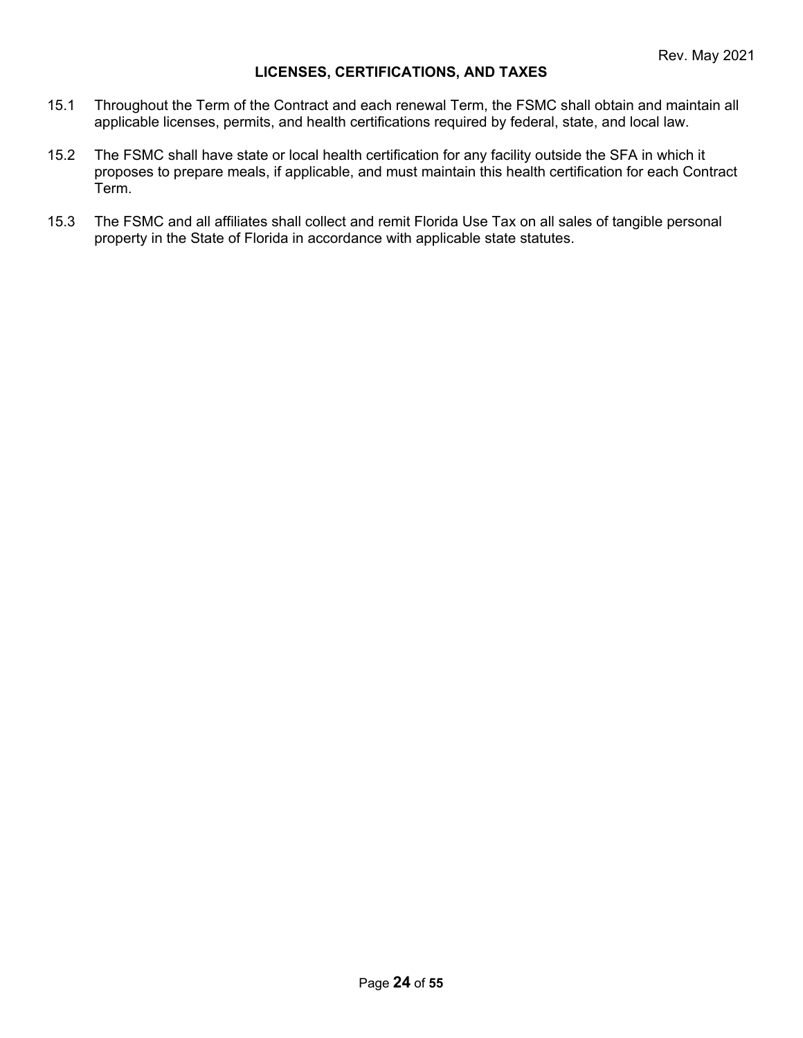## LICENSES, CERTIFICATIONS, AND TAXES

15.1 Throughout the Term of the Contract and each renewal Term, the FSMC shall obtain and maintain all applicable licenses, permits, and health certifications required by federal, state, and local law.

15.2 The FSMC shall have state or local health certification for any facility outside the SFA in which it proposes to prepare meals, if applicable, and must maintain this health certification for each Contract Term.

15.3 The FSMC and all affiliates shall collect and remit Florida Use Tax on all sales of tangible personal property in the State of Florida in accordance with applicable state statutes.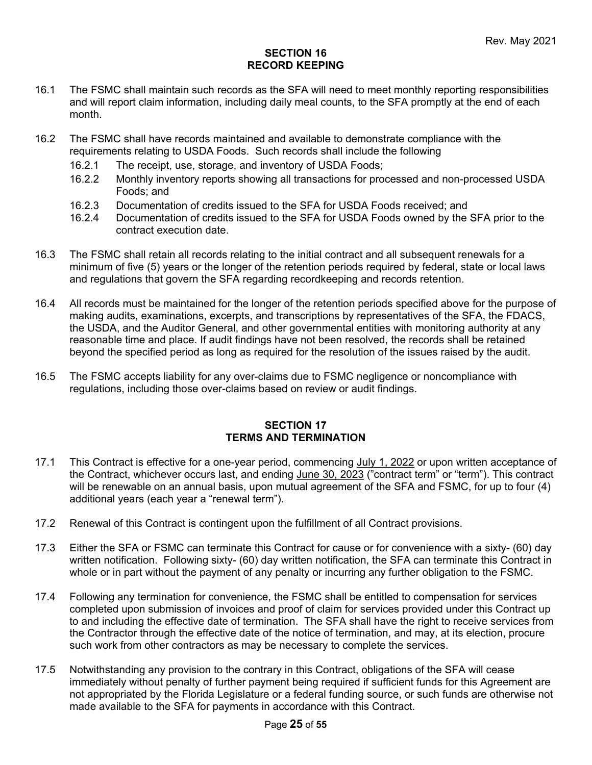## SECTION 16
## RECORD KEEPING

16.1 The FSMC shall maintain such records as the SFA will need to meet monthly reporting responsibilities and will report claim information, including daily meal counts, to the SFA promptly at the end of each month.

16.2 The FSMC shall have records maintained and available to demonstrate compliance with the requirements relating to USDA Foods. Such records shall include the following

- 16.2.1 The receipt, use, storage, and inventory of USDA Foods;
- 16.2.2 Monthly inventory reports showing all transactions for processed and non-processed USDA Foods; and
- 16.2.3 Documentation of credits issued to the SFA for USDA Foods received; and
- 16.2.4 Documentation of credits issued to the SFA for USDA Foods owned by the SFA prior to the contract execution date.

16.3 The FSMC shall retain all records relating to the initial contract and all subsequent renewals for a minimum of five (5) years or the longer of the retention periods required by federal, state or local laws and regulations that govern the SFA regarding recordkeeping and records retention.

16.4 All records must be maintained for the longer of the retention periods specified above for the purpose of making audits, examinations, excerpts, and transcriptions by representatives of the SFA, the FDACS, the USDA, and the Auditor General, and other governmental entities with monitoring authority at any reasonable time and place. If audit findings have not been resolved, the records shall be retained beyond the specified period as long as required for the resolution of the issues raised by the audit.

16.5 The FSMC accepts liability for any over-claims due to FSMC negligence or noncompliance with regulations, including those over-claims based on review or audit findings.

## SECTION 17
## TERMS AND TERMINATION

17.1 This Contract is effective for a one-year period, commencing July 1, 2022 or upon written acceptance of the Contract, whichever occurs last, and ending June 30, 2023 ("contract term" or "term"). This contract will be renewable on an annual basis, upon mutual agreement of the SFA and FSMC, for up to four (4) additional years (each year a "renewal term").

17.2 Renewal of this Contract is contingent upon the fulfillment of all Contract provisions.

17.3 Either the SFA or FSMC can terminate this Contract for cause or for convenience with a sixty- (60) day written notification. Following sixty- (60) day written notification, the SFA can terminate this Contract in whole or in part without the payment of any penalty or incurring any further obligation to the FSMC.

17.4 Following any termination for convenience, the FSMC shall be entitled to compensation for services completed upon submission of invoices and proof of claim for services provided under this Contract up to and including the effective date of termination. The SFA shall have the right to receive services from the Contractor through the effective date of the notice of termination, and may, at its election, procure such work from other contractors as may be necessary to complete the services.

17.5 Notwithstanding any provision to the contrary in this Contract, obligations of the SFA will cease immediately without penalty of further payment being required if sufficient funds for this Agreement are not appropriated by the Florida Legislature or a federal funding source, or such funds are otherwise not made available to the SFA for payments in accordance with this Contract.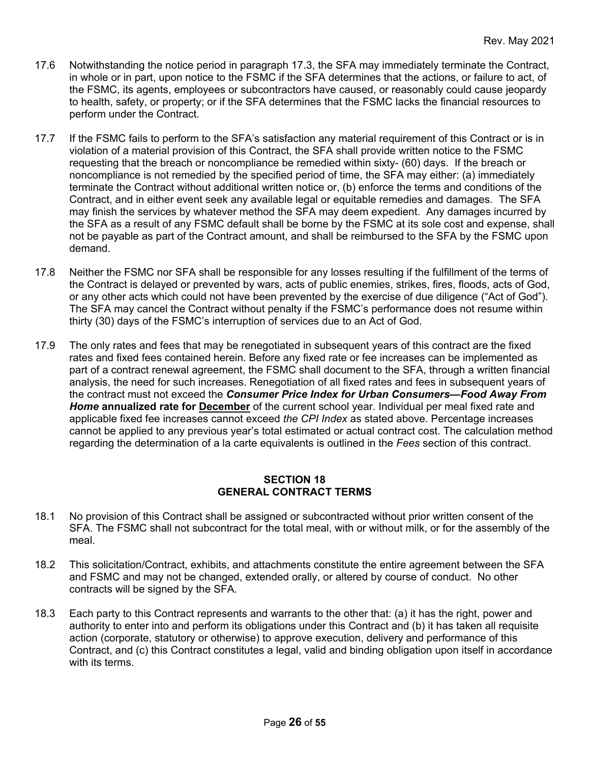17.6 Notwithstanding the notice period in paragraph 17.3, the SFA may immediately terminate the Contract, in whole or in part, upon notice to the FSMC if the SFA determines that the actions, or failure to act, of the FSMC, its agents, employees or subcontractors have caused, or reasonably could cause jeopardy to health, safety, or property; or if the SFA determines that the FSMC lacks the financial resources to perform under the Contract.

17.7 If the FSMC fails to perform to the SFA's satisfaction any material requirement of this Contract or is in violation of a material provision of this Contract, the SFA shall provide written notice to the FSMC requesting that the breach or noncompliance be remedied within sixty- (60) days. If the breach or noncompliance is not remedied by the specified period of time, the SFA may either: (a) immediately terminate the Contract without additional written notice or, (b) enforce the terms and conditions of the Contract, and in either event seek any available legal or equitable remedies and damages. The SFA may finish the services by whatever method the SFA may deem expedient. Any damages incurred by the SFA as a result of any FSMC default shall be borne by the FSMC at its sole cost and expense, shall not be payable as part of the Contract amount, and shall be reimbursed to the SFA by the FSMC upon demand.

17.8 Neither the FSMC nor SFA shall be responsible for any losses resulting if the fulfillment of the terms of the Contract is delayed or prevented by wars, acts of public enemies, strikes, fires, floods, acts of God, or any other acts which could not have been prevented by the exercise of due diligence ("Act of God"). The SFA may cancel the Contract without penalty if the FSMC's performance does not resume within thirty (30) days of the FSMC's interruption of services due to an Act of God.

17.9 The only rates and fees that may be renegotiated in subsequent years of this contract are the fixed rates and fixed fees contained herein. Before any fixed rate or fee increases can be implemented as part of a contract renewal agreement, the FSMC shall document to the SFA, through a written financial analysis, the need for such increases. Renegotiation of all fixed rates and fees in subsequent years of the contract must not exceed the ***Consumer Price Index for Urban Consumers—Food Away From Home*** **annualized rate for <u>December</u>** of the current school year. Individual per meal fixed rate and applicable fixed fee increases cannot exceed *the CPI Index* as stated above. Percentage increases cannot be applied to any previous year's total estimated or actual contract cost. The calculation method regarding the determination of a la carte equivalents is outlined in the *Fees* section of this contract.

## SECTION 18
## GENERAL CONTRACT TERMS

18.1 No provision of this Contract shall be assigned or subcontracted without prior written consent of the SFA. The FSMC shall not subcontract for the total meal, with or without milk, or for the assembly of the meal.

18.2 This solicitation/Contract, exhibits, and attachments constitute the entire agreement between the SFA and FSMC and may not be changed, extended orally, or altered by course of conduct. No other contracts will be signed by the SFA.

18.3 Each party to this Contract represents and warrants to the other that: (a) it has the right, power and authority to enter into and perform its obligations under this Contract and (b) it has taken all requisite action (corporate, statutory or otherwise) to approve execution, delivery and performance of this Contract, and (c) this Contract constitutes a legal, valid and binding obligation upon itself in accordance with its terms.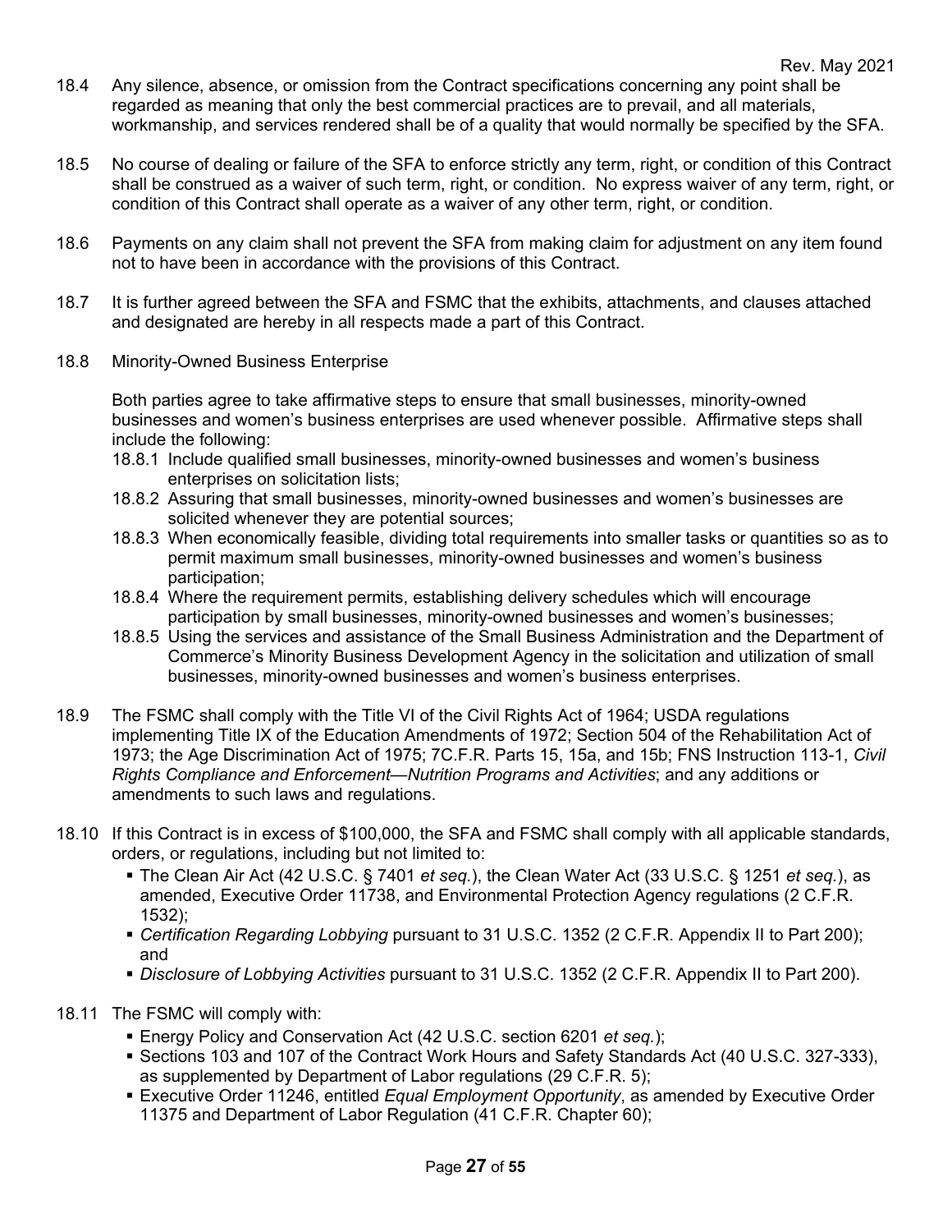18.4 Any silence, absence, or omission from the Contract specifications concerning any point shall be regarded as meaning that only the best commercial practices are to prevail, and all materials, workmanship, and services rendered shall be of a quality that would normally be specified by the SFA.

18.5 No course of dealing or failure of the SFA to enforce strictly any term, right, or condition of this Contract shall be construed as a waiver of such term, right, or condition. No express waiver of any term, right, or condition of this Contract shall operate as a waiver of any other term, right, or condition.

18.6 Payments on any claim shall not prevent the SFA from making claim for adjustment on any item found not to have been in accordance with the provisions of this Contract.

18.7 It is further agreed between the SFA and FSMC that the exhibits, attachments, and clauses attached and designated are hereby in all respects made a part of this Contract.

18.8 Minority-Owned Business Enterprise

Both parties agree to take affirmative steps to ensure that small businesses, minority-owned businesses and women's business enterprises are used whenever possible. Affirmative steps shall include the following:

18.8.1 Include qualified small businesses, minority-owned businesses and women's business enterprises on solicitation lists;

18.8.2 Assuring that small businesses, minority-owned businesses and women's businesses are solicited whenever they are potential sources;

18.8.3 When economically feasible, dividing total requirements into smaller tasks or quantities so as to permit maximum small businesses, minority-owned businesses and women's business participation;

18.8.4 Where the requirement permits, establishing delivery schedules which will encourage participation by small businesses, minority-owned businesses and women's businesses;

18.8.5 Using the services and assistance of the Small Business Administration and the Department of Commerce's Minority Business Development Agency in the solicitation and utilization of small businesses, minority-owned businesses and women's business enterprises.

18.9 The FSMC shall comply with the Title VI of the Civil Rights Act of 1964; USDA regulations implementing Title IX of the Education Amendments of 1972; Section 504 of the Rehabilitation Act of 1973; the Age Discrimination Act of 1975; 7C.F.R. Parts 15, 15a, and 15b; FNS Instruction 113-1, *Civil Rights Compliance and Enforcement—Nutrition Programs and Activities*; and any additions or amendments to such laws and regulations.

18.10 If this Contract is in excess of $100,000, the SFA and FSMC shall comply with all applicable standards, orders, or regulations, including but not limited to:

- The Clean Air Act (42 U.S.C. § 7401 *et seq.*), the Clean Water Act (33 U.S.C. § 1251 *et seq.*), as amended, Executive Order 11738, and Environmental Protection Agency regulations (2 C.F.R. 1532);
- *Certification Regarding Lobbying* pursuant to 31 U.S.C. 1352 (2 C.F.R. Appendix II to Part 200); and
- *Disclosure of Lobbying Activities* pursuant to 31 U.S.C. 1352 (2 C.F.R. Appendix II to Part 200).

18.11 The FSMC will comply with:

- Energy Policy and Conservation Act (42 U.S.C. section 6201 *et seq.*);
- Sections 103 and 107 of the Contract Work Hours and Safety Standards Act (40 U.S.C. 327-333), as supplemented by Department of Labor regulations (29 C.F.R. 5);
- Executive Order 11246, entitled *Equal Employment Opportunity*, as amended by Executive Order 11375 and Department of Labor Regulation (41 C.F.R. Chapter 60);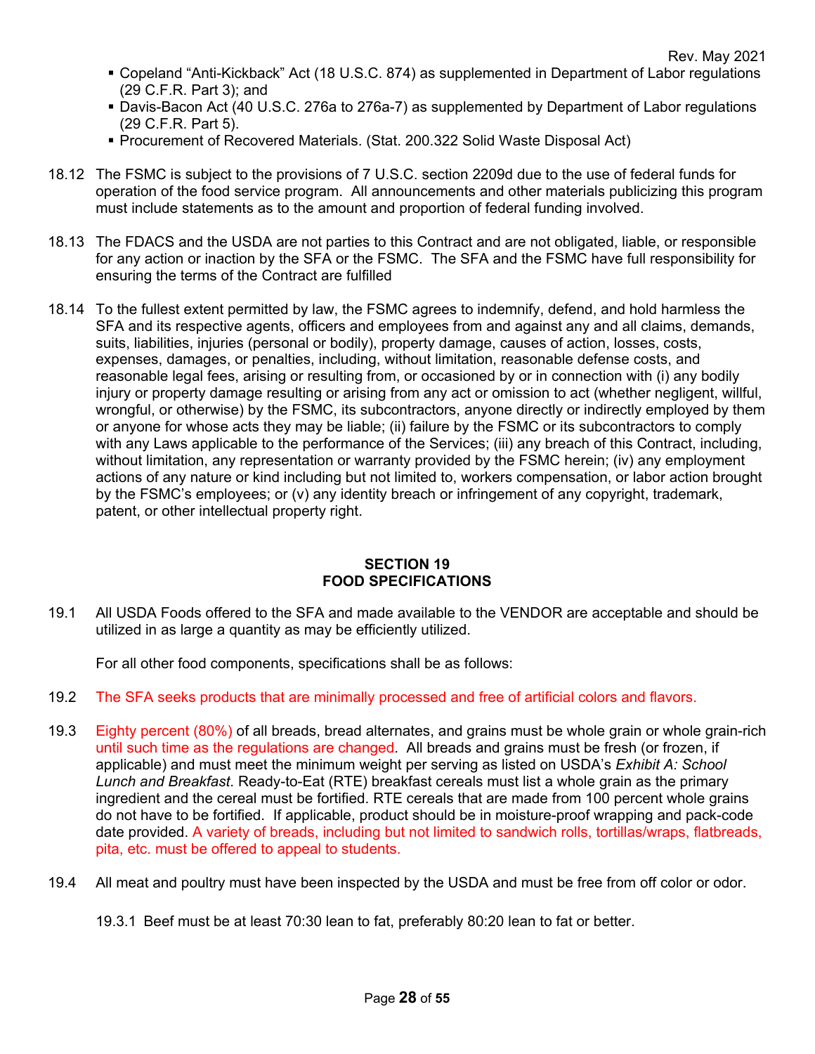- Copeland "Anti-Kickback" Act (18 U.S.C. 874) as supplemented in Department of Labor regulations (29 C.F.R. Part 3); and
- Davis-Bacon Act (40 U.S.C. 276a to 276a-7) as supplemented by Department of Labor regulations (29 C.F.R. Part 5).
- Procurement of Recovered Materials. (Stat. 200.322 Solid Waste Disposal Act)

18.12 The FSMC is subject to the provisions of 7 U.S.C. section 2209d due to the use of federal funds for operation of the food service program. All announcements and other materials publicizing this program must include statements as to the amount and proportion of federal funding involved.

18.13 The FDACS and the USDA are not parties to this Contract and are not obligated, liable, or responsible for any action or inaction by the SFA or the FSMC. The SFA and the FSMC have full responsibility for ensuring the terms of the Contract are fulfilled

18.14 To the fullest extent permitted by law, the FSMC agrees to indemnify, defend, and hold harmless the SFA and its respective agents, officers and employees from and against any and all claims, demands, suits, liabilities, injuries (personal or bodily), property damage, causes of action, losses, costs, expenses, damages, or penalties, including, without limitation, reasonable defense costs, and reasonable legal fees, arising or resulting from, or occasioned by or in connection with (i) any bodily injury or property damage resulting or arising from any act or omission to act (whether negligent, willful, wrongful, or otherwise) by the FSMC, its subcontractors, anyone directly or indirectly employed by them or anyone for whose acts they may be liable; (ii) failure by the FSMC or its subcontractors to comply with any Laws applicable to the performance of the Services; (iii) any breach of this Contract, including, without limitation, any representation or warranty provided by the FSMC herein; (iv) any employment actions of any nature or kind including but not limited to, workers compensation, or labor action brought by the FSMC's employees; or (v) any identity breach or infringement of any copyright, trademark, patent, or other intellectual property right.

## SECTION 19
## FOOD SPECIFICATIONS

19.1 All USDA Foods offered to the SFA and made available to the VENDOR are acceptable and should be utilized in as large a quantity as may be efficiently utilized.

For all other food components, specifications shall be as follows:

19.2 The SFA seeks products that are minimally processed and free of artificial colors and flavors.

19.3 Eighty percent (80%) of all breads, bread alternates, and grains must be whole grain or whole grain-rich until such time as the regulations are changed. All breads and grains must be fresh (or frozen, if applicable) and must meet the minimum weight per serving as listed on USDA's *Exhibit A: School Lunch and Breakfast*. Ready-to-Eat (RTE) breakfast cereals must list a whole grain as the primary ingredient and the cereal must be fortified. RTE cereals that are made from 100 percent whole grains do not have to be fortified. If applicable, product should be in moisture-proof wrapping and pack-code date provided. A variety of breads, including but not limited to sandwich rolls, tortillas/wraps, flatbreads, pita, etc. must be offered to appeal to students.

19.4 All meat and poultry must have been inspected by the USDA and must be free from off color or odor.

19.3.1 Beef must be at least 70:30 lean to fat, preferably 80:20 lean to fat or better.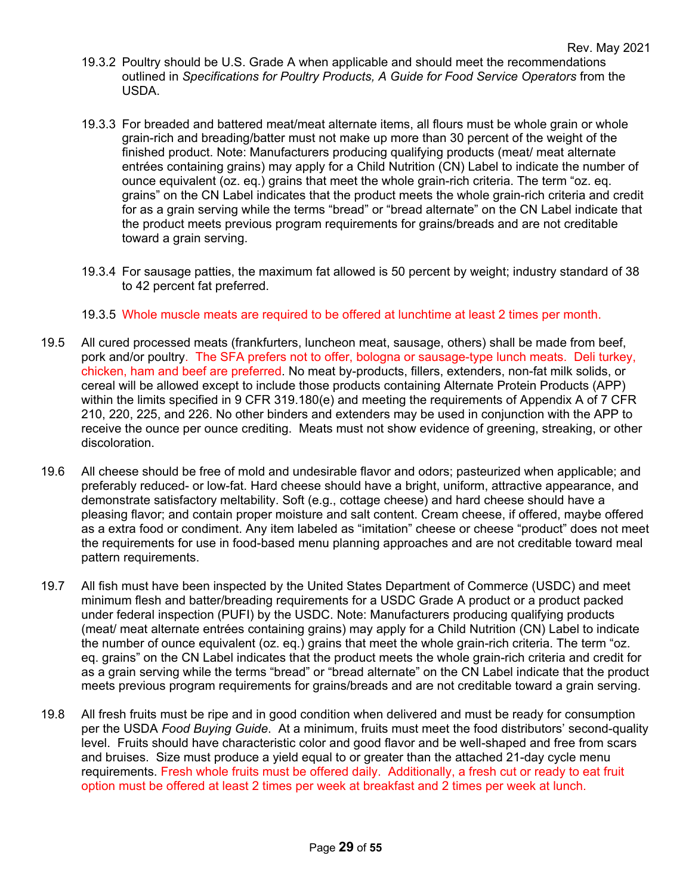19.3.2 Poultry should be U.S. Grade A when applicable and should meet the recommendations outlined in *Specifications for Poultry Products, A Guide for Food Service Operators* from the USDA.

19.3.3 For breaded and battered meat/meat alternate items, all flours must be whole grain or whole grain-rich and breading/batter must not make up more than 30 percent of the weight of the finished product. Note: Manufacturers producing qualifying products (meat/ meat alternate entrées containing grains) may apply for a Child Nutrition (CN) Label to indicate the number of ounce equivalent (oz. eq.) grains that meet the whole grain-rich criteria. The term “oz. eq. grains” on the CN Label indicates that the product meets the whole grain-rich criteria and credit for as a grain serving while the terms “bread” or “bread alternate” on the CN Label indicate that the product meets previous program requirements for grains/breads and are not creditable toward a grain serving.

19.3.4 For sausage patties, the maximum fat allowed is 50 percent by weight; industry standard of 38 to 42 percent fat preferred.

19.3.5 Whole muscle meats are required to be offered at lunchtime at least 2 times per month.

19.5 All cured processed meats (frankfurters, luncheon meat, sausage, others) shall be made from beef, pork and/or poultry. The SFA prefers not to offer, bologna or sausage-type lunch meats. Deli turkey, chicken, ham and beef are preferred. No meat by-products, fillers, extenders, non-fat milk solids, or cereal will be allowed except to include those products containing Alternate Protein Products (APP) within the limits specified in 9 CFR 319.180(e) and meeting the requirements of Appendix A of 7 CFR 210, 220, 225, and 226. No other binders and extenders may be used in conjunction with the APP to receive the ounce per ounce crediting. Meats must not show evidence of greening, streaking, or other discoloration.

19.6 All cheese should be free of mold and undesirable flavor and odors; pasteurized when applicable; and preferably reduced- or low-fat. Hard cheese should have a bright, uniform, attractive appearance, and demonstrate satisfactory meltability. Soft (e.g., cottage cheese) and hard cheese should have a pleasing flavor; and contain proper moisture and salt content. Cream cheese, if offered, maybe offered as a extra food or condiment. Any item labeled as “imitation” cheese or cheese “product” does not meet the requirements for use in food-based menu planning approaches and are not creditable toward meal pattern requirements.

19.7 All fish must have been inspected by the United States Department of Commerce (USDC) and meet minimum flesh and batter/breading requirements for a USDC Grade A product or a product packed under federal inspection (PUFI) by the USDC. Note: Manufacturers producing qualifying products (meat/ meat alternate entrées containing grains) may apply for a Child Nutrition (CN) Label to indicate the number of ounce equivalent (oz. eq.) grains that meet the whole grain-rich criteria. The term “oz. eq. grains” on the CN Label indicates that the product meets the whole grain-rich criteria and credit for as a grain serving while the terms “bread” or “bread alternate” on the CN Label indicate that the product meets previous program requirements for grains/breads and are not creditable toward a grain serving.

19.8 All fresh fruits must be ripe and in good condition when delivered and must be ready for consumption per the USDA *Food Buying Guide*. At a minimum, fruits must meet the food distributors’ second-quality level. Fruits should have characteristic color and good flavor and be well-shaped and free from scars and bruises. Size must produce a yield equal to or greater than the attached 21-day cycle menu requirements. Fresh whole fruits must be offered daily. Additionally, a fresh cut or ready to eat fruit option must be offered at least 2 times per week at breakfast and 2 times per week at lunch.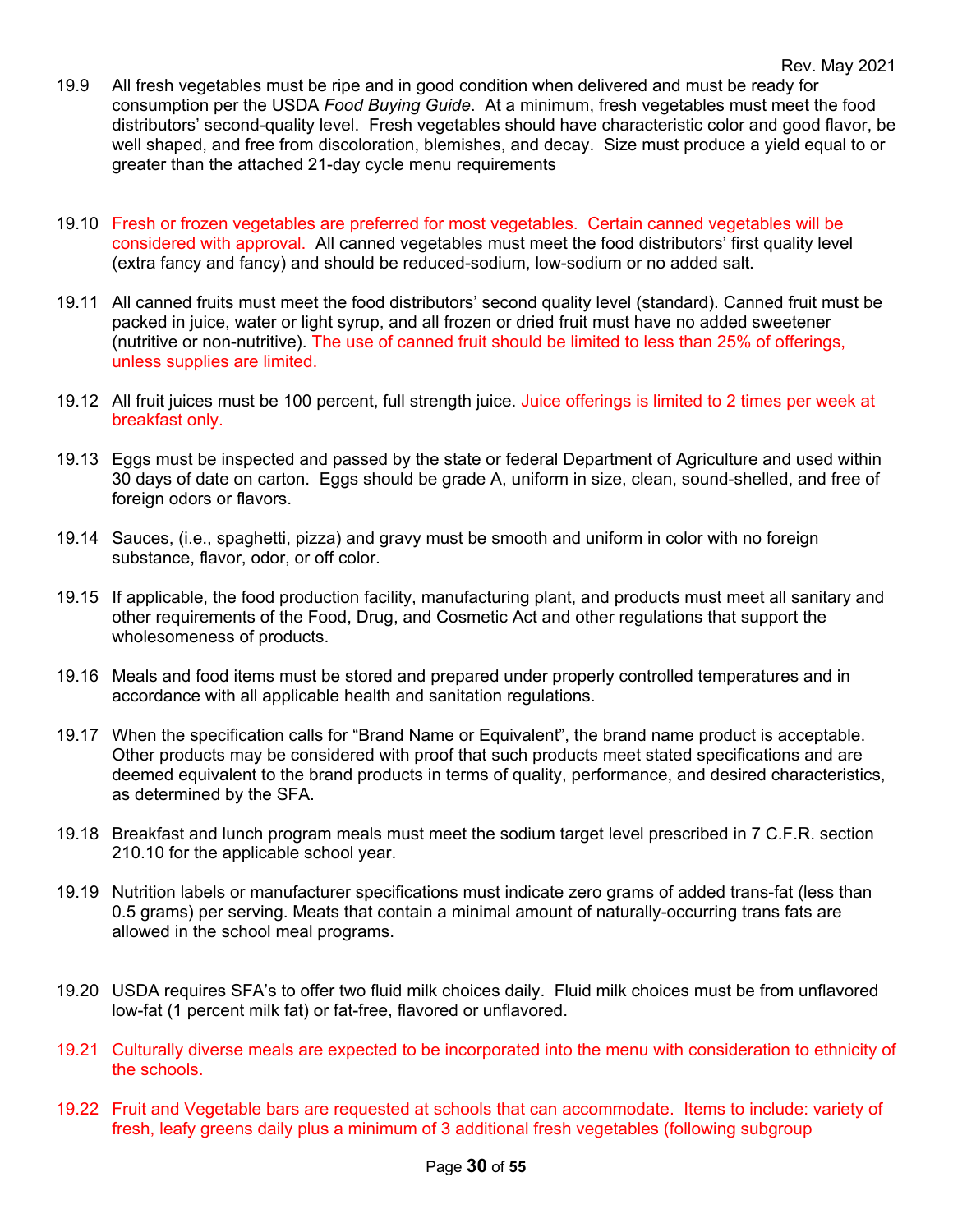19.9 All fresh vegetables must be ripe and in good condition when delivered and must be ready for consumption per the USDA *Food Buying Guide*. At a minimum, fresh vegetables must meet the food distributors' second-quality level. Fresh vegetables should have characteristic color and good flavor, be well shaped, and free from discoloration, blemishes, and decay. Size must produce a yield equal to or greater than the attached 21-day cycle menu requirements

19.10 Fresh or frozen vegetables are preferred for most vegetables. Certain canned vegetables will be considered with approval. All canned vegetables must meet the food distributors' first quality level (extra fancy and fancy) and should be reduced-sodium, low-sodium or no added salt.

19.11 All canned fruits must meet the food distributors' second quality level (standard). Canned fruit must be packed in juice, water or light syrup, and all frozen or dried fruit must have no added sweetener (nutritive or non-nutritive). The use of canned fruit should be limited to less than 25% of offerings, unless supplies are limited.

19.12 All fruit juices must be 100 percent, full strength juice. Juice offerings is limited to 2 times per week at breakfast only.

19.13 Eggs must be inspected and passed by the state or federal Department of Agriculture and used within 30 days of date on carton. Eggs should be grade A, uniform in size, clean, sound-shelled, and free of foreign odors or flavors.

19.14 Sauces, (i.e., spaghetti, pizza) and gravy must be smooth and uniform in color with no foreign substance, flavor, odor, or off color.

19.15 If applicable, the food production facility, manufacturing plant, and products must meet all sanitary and other requirements of the Food, Drug, and Cosmetic Act and other regulations that support the wholesomeness of products.

19.16 Meals and food items must be stored and prepared under properly controlled temperatures and in accordance with all applicable health and sanitation regulations.

19.17 When the specification calls for "Brand Name or Equivalent", the brand name product is acceptable. Other products may be considered with proof that such products meet stated specifications and are deemed equivalent to the brand products in terms of quality, performance, and desired characteristics, as determined by the SFA.

19.18 Breakfast and lunch program meals must meet the sodium target level prescribed in 7 C.F.R. section 210.10 for the applicable school year.

19.19 Nutrition labels or manufacturer specifications must indicate zero grams of added trans-fat (less than 0.5 grams) per serving. Meats that contain a minimal amount of naturally-occurring trans fats are allowed in the school meal programs.

19.20 USDA requires SFA's to offer two fluid milk choices daily. Fluid milk choices must be from unflavored low-fat (1 percent milk fat) or fat-free, flavored or unflavored.

19.21 Culturally diverse meals are expected to be incorporated into the menu with consideration to ethnicity of the schools.

19.22 Fruit and Vegetable bars are requested at schools that can accommodate. Items to include: variety of fresh, leafy greens daily plus a minimum of 3 additional fresh vegetables (following subgroup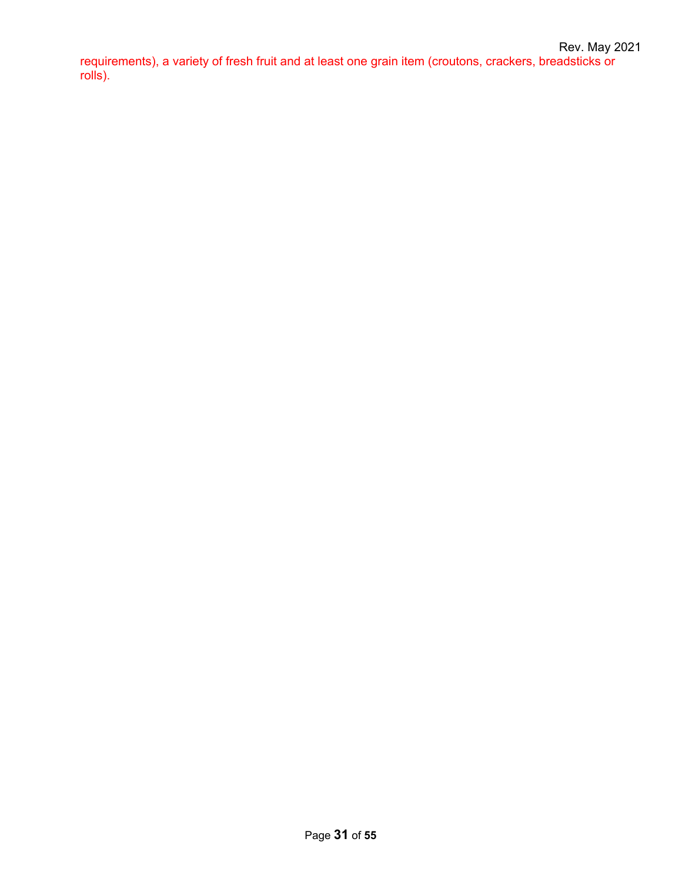requirements), a variety of fresh fruit and at least one grain item (croutons, crackers, breadsticks or rolls).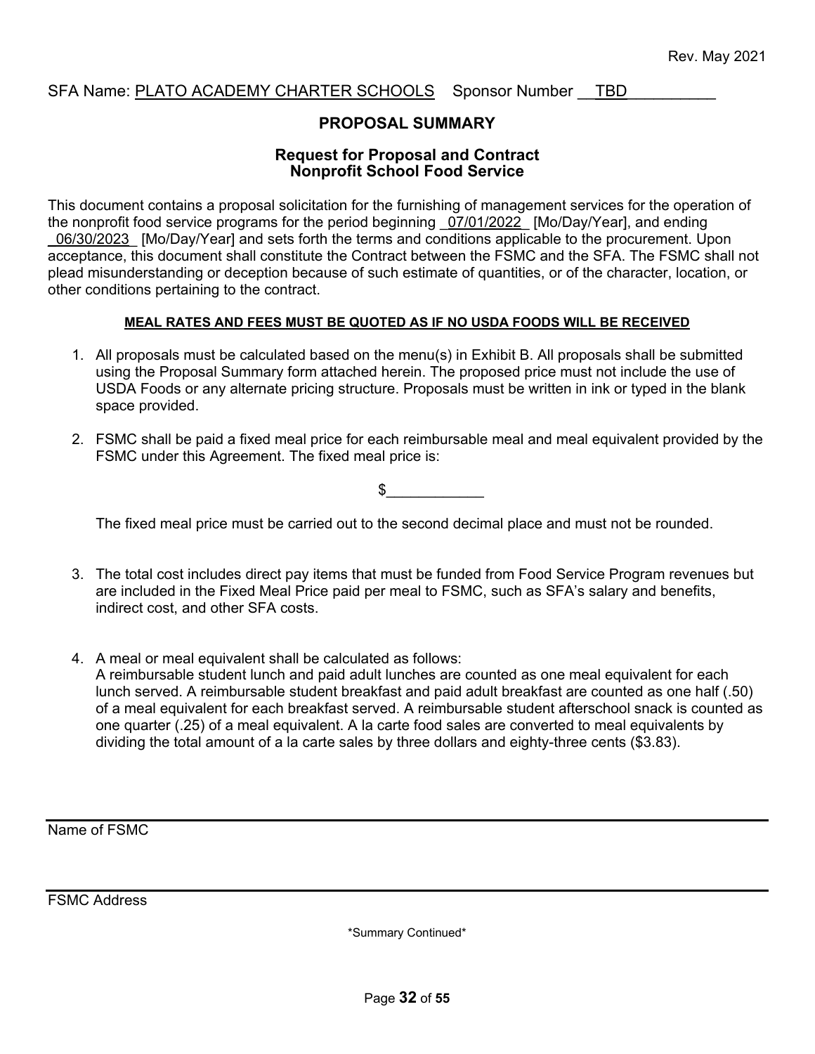Rev. May 2021

SFA Name: PLATO ACADEMY CHARTER SCHOOLS    Sponsor Number __TBD__________

## PROPOSAL SUMMARY

### Request for Proposal and Contract
### Nonprofit School Food Service

This document contains a proposal solicitation for the furnishing of management services for the operation of the nonprofit food service programs for the period beginning _07/01/2022_ [Mo/Day/Year], and ending _06/30/2023_ [Mo/Day/Year] and sets forth the terms and conditions applicable to the procurement. Upon acceptance, this document shall constitute the Contract between the FSMC and the SFA. The FSMC shall not plead misunderstanding or deception because of such estimate of quantities, or of the character, location, or other conditions pertaining to the contract.

**MEAL RATES AND FEES MUST BE QUOTED AS IF NO USDA FOODS WILL BE RECEIVED**

1. All proposals must be calculated based on the menu(s) in Exhibit B. All proposals shall be submitted using the Proposal Summary form attached herein. The proposed price must not include the use of USDA Foods or any alternate pricing structure. Proposals must be written in ink or typed in the blank space provided.

2. FSMC shall be paid a fixed meal price for each reimbursable meal and meal equivalent provided by the FSMC under this Agreement. The fixed meal price is:

   $____________

   The fixed meal price must be carried out to the second decimal place and must not be rounded.

3. The total cost includes direct pay items that must be funded from Food Service Program revenues but are included in the Fixed Meal Price paid per meal to FSMC, such as SFA's salary and benefits, indirect cost, and other SFA costs.

4. A meal or meal equivalent shall be calculated as follows:
   A reimbursable student lunch and paid adult lunches are counted as one meal equivalent for each lunch served. A reimbursable student breakfast and paid adult breakfast are counted as one half (.50) of a meal equivalent for each breakfast served. A reimbursable student afterschool snack is counted as one quarter (.25) of a meal equivalent. A la carte food sales are converted to meal equivalents by dividing the total amount of a la carte sales by three dollars and eighty-three cents ($3.83).

_______________________________________________
Name of FSMC

_______________________________________________
FSMC Address

*Summary Continued*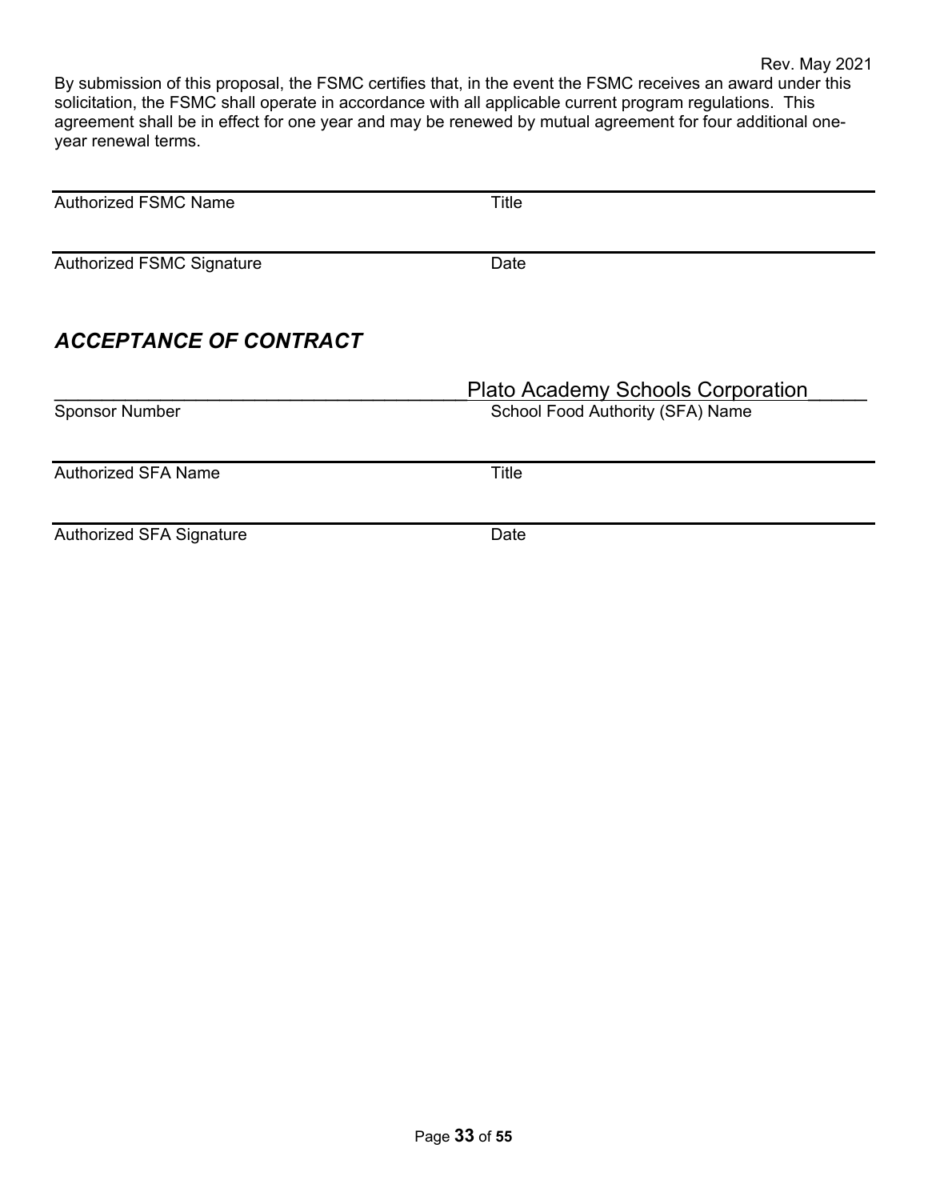Rev. May 2021

By submission of this proposal, the FSMC certifies that, in the event the FSMC receives an award under this solicitation, the FSMC shall operate in accordance with all applicable current program regulations. This agreement shall be in effect for one year and may be renewed by mutual agreement for four additional one-year renewal terms.

| Authorized FSMC Name | Title |
|---|---|
| Authorized FSMC Signature | Date |

## *ACCEPTANCE OF CONTRACT*

| ______________________________________ | Plato Academy Schools Corporation_____ |
|---|---|
| Sponsor Number | School Food Authority (SFA) Name |

| Authorized SFA Name | Title |
|---|---|
| Authorized SFA Signature | Date |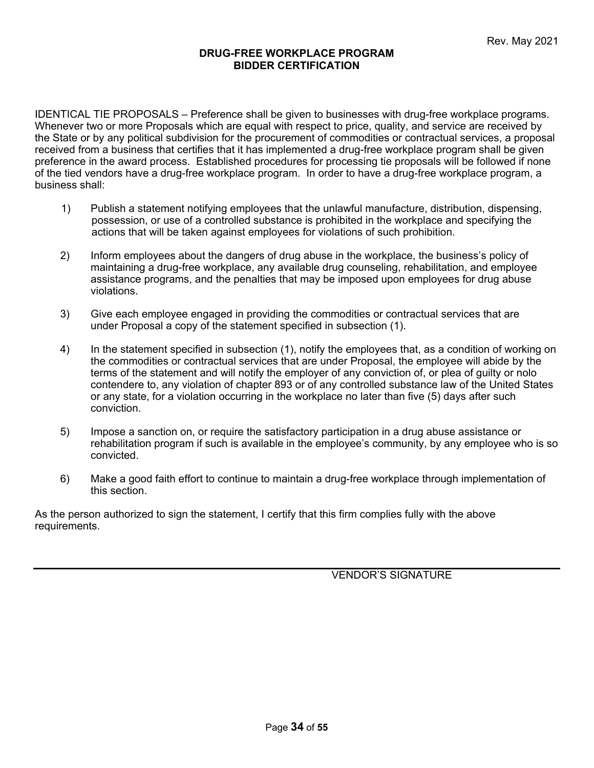Rev. May 2021

## DRUG-FREE WORKPLACE PROGRAM
## BIDDER CERTIFICATION

IDENTICAL TIE PROPOSALS – Preference shall be given to businesses with drug-free workplace programs. Whenever two or more Proposals which are equal with respect to price, quality, and service are received by the State or by any political subdivision for the procurement of commodities or contractual services, a proposal received from a business that certifies that it has implemented a drug-free workplace program shall be given preference in the award process. Established procedures for processing tie proposals will be followed if none of the tied vendors have a drug-free workplace program. In order to have a drug-free workplace program, a business shall:

1) Publish a statement notifying employees that the unlawful manufacture, distribution, dispensing, possession, or use of a controlled substance is prohibited in the workplace and specifying the actions that will be taken against employees for violations of such prohibition.

2) Inform employees about the dangers of drug abuse in the workplace, the business's policy of maintaining a drug-free workplace, any available drug counseling, rehabilitation, and employee assistance programs, and the penalties that may be imposed upon employees for drug abuse violations.

3) Give each employee engaged in providing the commodities or contractual services that are under Proposal a copy of the statement specified in subsection (1).

4) In the statement specified in subsection (1), notify the employees that, as a condition of working on the commodities or contractual services that are under Proposal, the employee will abide by the terms of the statement and will notify the employer of any conviction of, or plea of guilty or nolo contendere to, any violation of chapter 893 or of any controlled substance law of the United States or any state, for a violation occurring in the workplace no later than five (5) days after such conviction.

5) Impose a sanction on, or require the satisfactory participation in a drug abuse assistance or rehabilitation program if such is available in the employee's community, by any employee who is so convicted.

6) Make a good faith effort to continue to maintain a drug-free workplace through implementation of this section.

As the person authorized to sign the statement, I certify that this firm complies fully with the above requirements.

\_\_\_\_\_\_\_\_\_\_\_\_\_\_\_\_\_\_\_\_\_\_\_\_\_\_\_\_\_\_\_\_\_\_\_\_\_\_\_\_

VENDOR'S SIGNATURE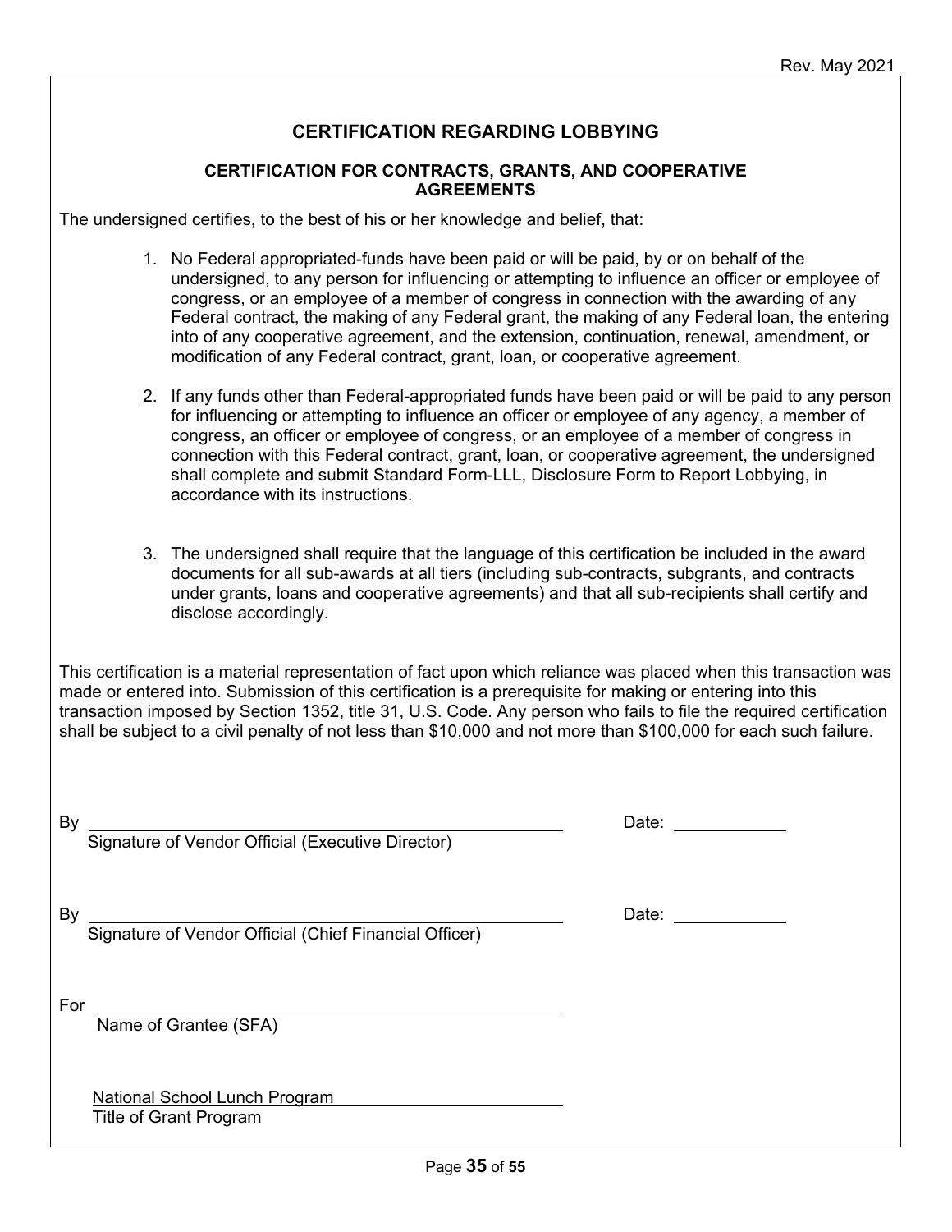Rev. May 2021

## CERTIFICATION REGARDING LOBBYING

### CERTIFICATION FOR CONTRACTS, GRANTS, AND COOPERATIVE AGREEMENTS

The undersigned certifies, to the best of his or her knowledge and belief, that:

1. No Federal appropriated-funds have been paid or will be paid, by or on behalf of the undersigned, to any person for influencing or attempting to influence an officer or employee of congress, or an employee of a member of congress in connection with the awarding of any Federal contract, the making of any Federal grant, the making of any Federal loan, the entering into of any cooperative agreement, and the extension, continuation, renewal, amendment, or modification of any Federal contract, grant, loan, or cooperative agreement.

2. If any funds other than Federal-appropriated funds have been paid or will be paid to any person for influencing or attempting to influence an officer or employee of any agency, a member of congress, an officer or employee of congress, or an employee of a member of congress in connection with this Federal contract, grant, loan, or cooperative agreement, the undersigned shall complete and submit Standard Form-LLL, Disclosure Form to Report Lobbying, in accordance with its instructions.

3. The undersigned shall require that the language of this certification be included in the award documents for all sub-awards at all tiers (including sub-contracts, subgrants, and contracts under grants, loans and cooperative agreements) and that all sub-recipients shall certify and disclose accordingly.

This certification is a material representation of fact upon which reliance was placed when this transaction was made or entered into. Submission of this certification is a prerequisite for making or entering into this transaction imposed by Section 1352, title 31, U.S. Code. Any person who fails to file the required certification shall be subject to a civil penalty of not less than $10,000 and not more than $100,000 for each such failure.

By ______________________________________________ Date: ____________
Signature of Vendor Official (Executive Director)

By ______________________________________________ Date: ____________
Signature of Vendor Official (Chief Financial Officer)

For ______________________________________________
Name of Grantee (SFA)

National School Lunch Program
Title of Grant Program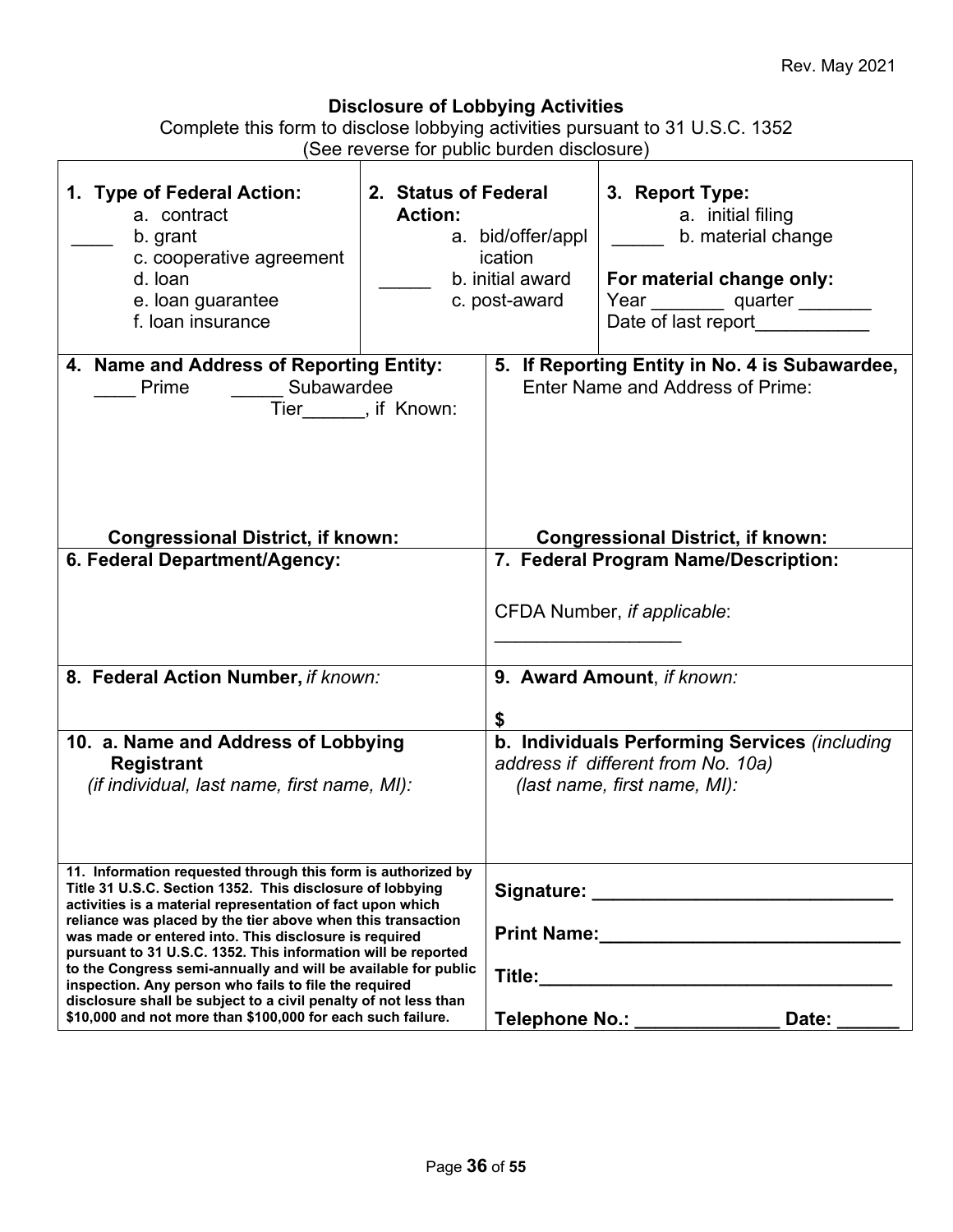Rev. May 2021

## Disclosure of Lobbying Activities

Complete this form to disclose lobbying activities pursuant to 31 U.S.C. 1352
(See reverse for public burden disclosure)

| **1. Type of Federal Action:** | **2. Status of Federal Action:** | **3. Report Type:** |
|---|---|---|
| ____ a. contract<br>b. grant<br>c. cooperative agreement<br>d. loan<br>e. loan guarantee<br>f. loan insurance | _____ a. bid/offer/application<br>b. initial award<br>c. post-award | _____ a. initial filing<br>b. material change<br><br>**For material change only:**<br>Year _______ quarter _______<br>Date of last report___________ |

| **4. Name and Address of Reporting Entity:** | **5. If Reporting Entity in No. 4 is Subawardee, Enter Name and Address of Prime:** |
|---|---|
| ____ Prime _____ Subawardee<br>Tier______, if Known:<br><br>**Congressional District, if known:** | <br><br><br>**Congressional District, if known:** |
| **6. Federal Department/Agency:** | **7. Federal Program Name/Description:**<br><br>CFDA Number, *if applicable*: __________________ |
| **8. Federal Action Number,** *if known:* | **9. Award Amount**, *if known:*<br><br>**$** |
| **10. a. Name and Address of Lobbying Registrant** *(if individual, last name, first name, MI):* | **b. Individuals Performing Services** *(including address if different from No. 10a) (last name, first name, MI):* |
| **11. Information requested through this form is authorized by Title 31 U.S.C. Section 1352. This disclosure of lobbying activities is a material representation of fact upon which reliance was placed by the tier above when this transaction was made or entered into. This disclosure is required pursuant to 31 U.S.C. 1352. This information will be reported to the Congress semi-annually and will be available for public inspection. Any person who fails to file the required disclosure shall be subject to a civil penalty of not less than $10,000 and not more than $100,000 for each such failure.** | **Signature:** _____________________________<br><br>**Print Name:**_____________________________<br><br>**Title:**___________________________________<br><br>**Telephone No.:** ______________ **Date:** ______ |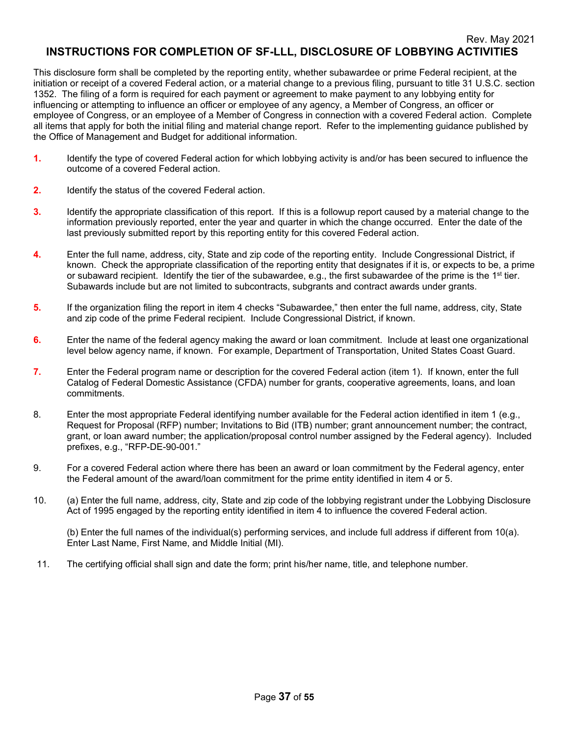Rev. May 2021

# INSTRUCTIONS FOR COMPLETION OF SF-LLL, DISCLOSURE OF LOBBYING ACTIVITIES

This disclosure form shall be completed by the reporting entity, whether subawardee or prime Federal recipient, at the initiation or receipt of a covered Federal action, or a material change to a previous filing, pursuant to title 31 U.S.C. section 1352. The filing of a form is required for each payment or agreement to make payment to any lobbying entity for influencing or attempting to influence an officer or employee of any agency, a Member of Congress, an officer or employee of Congress, or an employee of a Member of Congress in connection with a covered Federal action. Complete all items that apply for both the initial filing and material change report. Refer to the implementing guidance published by the Office of Management and Budget for additional information.

1. Identify the type of covered Federal action for which lobbying activity is and/or has been secured to influence the outcome of a covered Federal action.

2. Identify the status of the covered Federal action.

3. Identify the appropriate classification of this report. If this is a followup report caused by a material change to the information previously reported, enter the year and quarter in which the change occurred. Enter the date of the last previously submitted report by this reporting entity for this covered Federal action.

4. Enter the full name, address, city, State and zip code of the reporting entity. Include Congressional District, if known. Check the appropriate classification of the reporting entity that designates if it is, or expects to be, a prime or subaward recipient. Identify the tier of the subawardee, e.g., the first subawardee of the prime is the 1st tier. Subawards include but are not limited to subcontracts, subgrants and contract awards under grants.

5. If the organization filing the report in item 4 checks "Subawardee," then enter the full name, address, city, State and zip code of the prime Federal recipient. Include Congressional District, if known.

6. Enter the name of the federal agency making the award or loan commitment. Include at least one organizational level below agency name, if known. For example, Department of Transportation, United States Coast Guard.

7. Enter the Federal program name or description for the covered Federal action (item 1). If known, enter the full Catalog of Federal Domestic Assistance (CFDA) number for grants, cooperative agreements, loans, and loan commitments.

8. Enter the most appropriate Federal identifying number available for the Federal action identified in item 1 (e.g., Request for Proposal (RFP) number; Invitations to Bid (ITB) number; grant announcement number; the contract, grant, or loan award number; the application/proposal control number assigned by the Federal agency). Included prefixes, e.g., "RFP-DE-90-001."

9. For a covered Federal action where there has been an award or loan commitment by the Federal agency, enter the Federal amount of the award/loan commitment for the prime entity identified in item 4 or 5.

10. (a) Enter the full name, address, city, State and zip code of the lobbying registrant under the Lobbying Disclosure Act of 1995 engaged by the reporting entity identified in item 4 to influence the covered Federal action.

    (b) Enter the full names of the individual(s) performing services, and include full address if different from 10(a). Enter Last Name, First Name, and Middle Initial (MI).

11. The certifying official shall sign and date the form; print his/her name, title, and telephone number.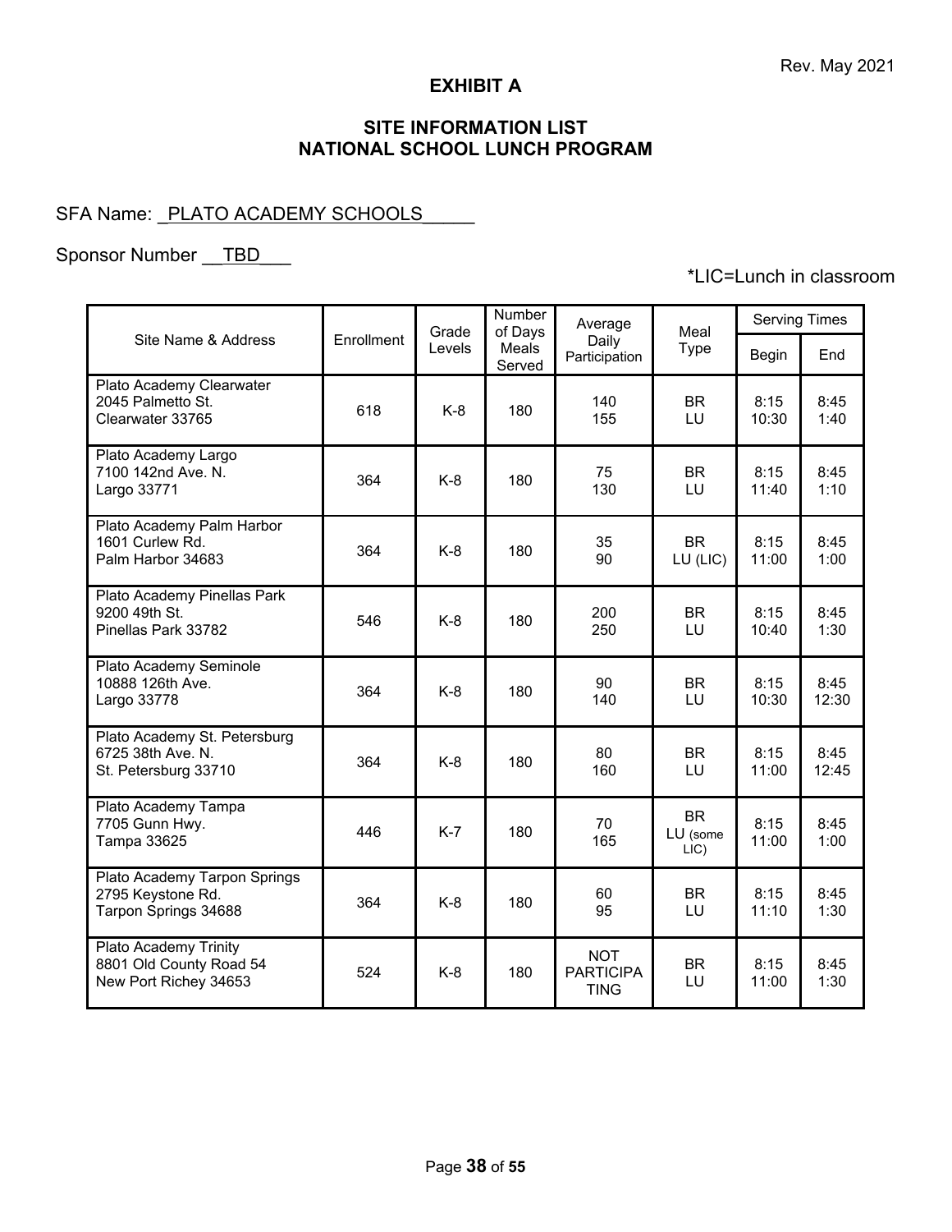Rev. May 2021

# EXHIBIT A

## SITE INFORMATION LIST
## NATIONAL SCHOOL LUNCH PROGRAM

SFA Name: _PLATO ACADEMY SCHOOLS_____

Sponsor Number __TBD___

*LIC=Lunch in classroom

| Site Name & Address | Enrollment | Grade Levels | Number of Days Meals Served | Average Daily Participation | Meal Type | Serving Times | |
|---|---|---|---|---|---|---|---|
| | | | | | | Begin | End |
| Plato Academy Clearwater<br>2045 Palmetto St.<br>Clearwater 33765 | 618 | K-8 | 180 | 140<br>155 | BR<br>LU | 8:15<br>10:30 | 8:45<br>1:40 |
| Plato Academy Largo<br>7100 142nd Ave. N.<br>Largo 33771 | 364 | K-8 | 180 | 75<br>130 | BR<br>LU | 8:15<br>11:40 | 8:45<br>1:10 |
| Plato Academy Palm Harbor<br>1601 Curlew Rd.<br>Palm Harbor 34683 | 364 | K-8 | 180 | 35<br>90 | BR<br>LU (LIC) | 8:15<br>11:00 | 8:45<br>1:00 |
| Plato Academy Pinellas Park<br>9200 49th St.<br>Pinellas Park 33782 | 546 | K-8 | 180 | 200<br>250 | BR<br>LU | 8:15<br>10:40 | 8:45<br>1:30 |
| Plato Academy Seminole<br>10888 126th Ave.<br>Largo 33778 | 364 | K-8 | 180 | 90<br>140 | BR<br>LU | 8:15<br>10:30 | 8:45<br>12:30 |
| Plato Academy St. Petersburg<br>6725 38th Ave. N.<br>St. Petersburg 33710 | 364 | K-8 | 180 | 80<br>160 | BR<br>LU | 8:15<br>11:00 | 8:45<br>12:45 |
| Plato Academy Tampa<br>7705 Gunn Hwy.<br>Tampa 33625 | 446 | K-7 | 180 | 70<br>165 | BR<br>LU (some LIC) | 8:15<br>11:00 | 8:45<br>1:00 |
| Plato Academy Tarpon Springs<br>2795 Keystone Rd.<br>Tarpon Springs 34688 | 364 | K-8 | 180 | 60<br>95 | BR<br>LU | 8:15<br>11:10 | 8:45<br>1:30 |
| Plato Academy Trinity<br>8801 Old County Road 54<br>New Port Richey 34653 | 524 | K-8 | 180 | NOT PARTICIPATING | BR<br>LU | 8:15<br>11:00 | 8:45<br>1:30 |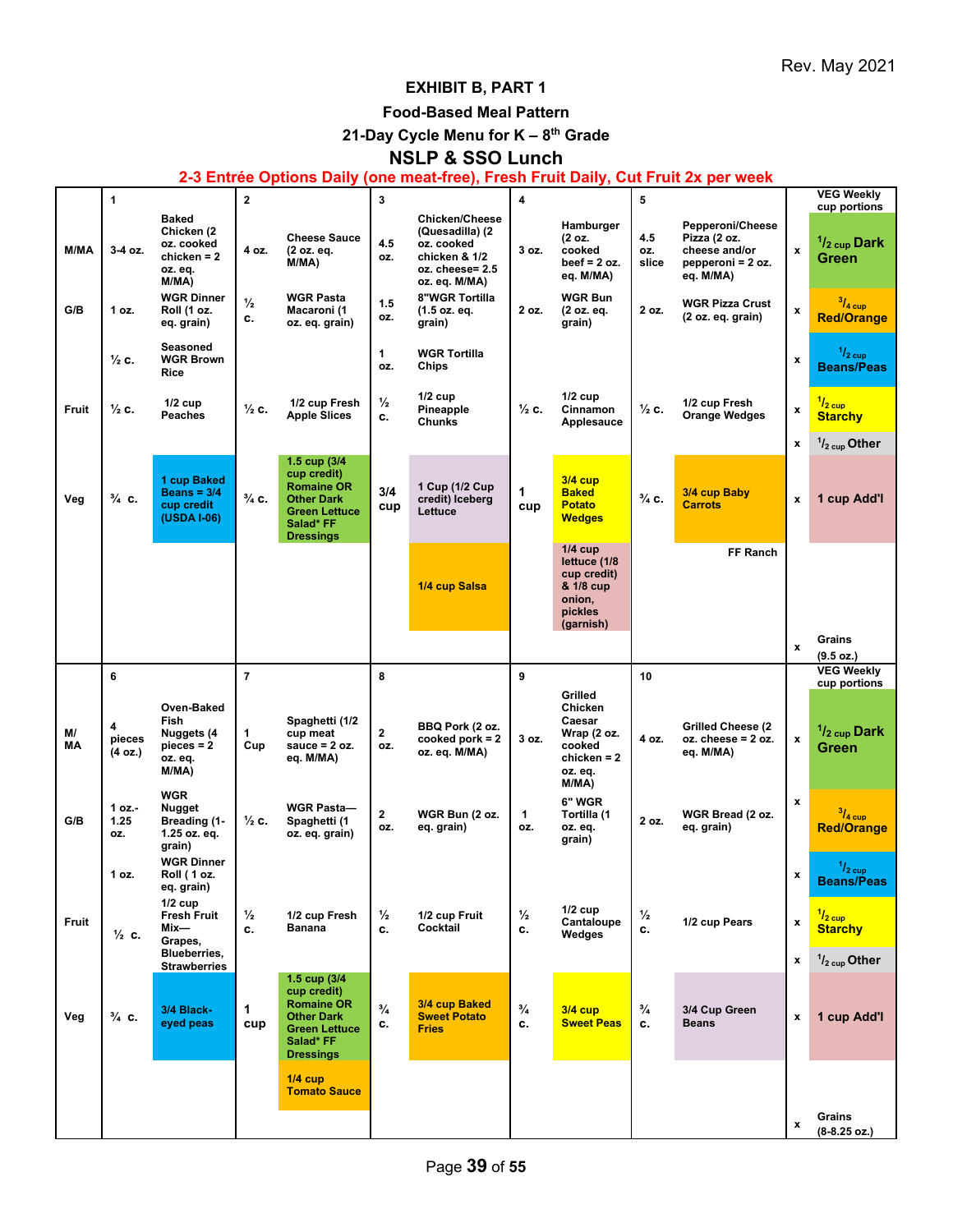Rev. May 2021

## EXHIBIT B, PART 1

### Food-Based Meal Pattern

### 21-Day Cycle Menu for K – 8th Grade

## NSLP & SSO Lunch

**2-3 Entrée Options Daily (one meat-free), Fresh Fruit Daily, Cut Fruit 2x per week**

| | 1 | | 2 | | 3 | | 4 | | 5 | | | VEG Weekly cup portions |
|---|---|---|---|---|---|---|---|---|---|---|---|---|
| M/MA | 3-4 oz. | Baked Chicken (2 oz. cooked chicken = 2 oz. eq. M/MA) | 4 oz. | Cheese Sauce (2 oz. eq. M/MA) | 4.5 oz. | Chicken/Cheese (Quesadilla) (2 oz. cooked chicken & 1/2 oz. cheese= 2.5 oz. eq. M/MA) | 3 oz. | Hamburger (2 oz. cooked beef = 2 oz. eq. M/MA) | 4.5 oz. slice | Pepperoni/Cheese Pizza (2 oz. cheese and/or pepperoni = 2 oz. eq. M/MA) | x | 1/2 cup Dark Green |
| G/B | 1 oz. | WGR Dinner Roll (1 oz. eq. grain) | ½ c. | WGR Pasta Macaroni (1 oz. eq. grain) | 1.5 oz. | 8"WGR Tortilla (1.5 oz. eq. grain) | 2 oz. | WGR Bun (2 oz. eq. grain) | 2 oz. | WGR Pizza Crust (2 oz. eq. grain) | x | 3/4 cup Red/Orange |
| | ½ c. | Seasoned WGR Brown Rice | | | 1 oz. | WGR Tortilla Chips | | | | | x | 1/2 cup Beans/Peas |
| Fruit | ½ c. | 1/2 cup Peaches | ½ c. | 1/2 cup Fresh Apple Slices | ½ c. | 1/2 cup Pineapple Chunks | ½ c. | 1/2 cup Cinnamon Applesauce | ½ c. | 1/2 cup Fresh Orange Wedges | x | 1/2 cup Starchy |
| | | | | | | | | | | | x | 1/2 cup Other |
| Veg | ¾ c. | 1 cup Baked Beans = 3/4 cup credit (USDA I-06) | ¾ c. | 1.5 cup (3/4 cup credit) Romaine OR Other Dark Green Lettuce Salad* FF Dressings | 3/4 cup | 1 Cup (1/2 Cup credit) Iceberg Lettuce | 1 cup | 3/4 cup Baked Potato Wedges | ¾ c. | 3/4 cup Baby Carrots | x | 1 cup Add'l |
| | | | | | | 1/4 cup Salsa | | 1/4 cup lettuce (1/8 cup credit) & 1/8 cup onion, pickles (garnish) | | FF Ranch | | |
| | | | | | | | | | | | x | Grains (9.5 oz.) |
| | 6 | | 7 | | 8 | | 9 | | 10 | | | VEG Weekly cup portions |
| M/ MA | 4 pieces (4 oz.) | Oven-Baked Fish Nuggets (4 pieces = 2 oz. eq. M/MA) | 1 Cup | Spaghetti (1/2 cup meat sauce = 2 oz. eq. M/MA) | 2 oz. | BBQ Pork (2 oz. cooked pork = 2 oz. eq. M/MA) | 3 oz. | Grilled Chicken Caesar Wrap (2 oz. cooked chicken = 2 oz. eq. M/MA) | 4 oz. | Grilled Cheese (2 oz. cheese = 2 oz. eq. M/MA) | x | 1/2 cup Dark Green |
| G/B | 1 oz.-1.25 oz. | WGR Nugget Breading (1-1.25 oz. eq. grain) | ½ c. | WGR Pasta—Spaghetti (1 oz. eq. grain) | 2 oz. | WGR Bun (2 oz. eq. grain) | 1 oz. | 6" WGR Tortilla (1 oz. eq. grain) | 2 oz. | WGR Bread (2 oz. eq. grain) | x | 3/4 cup Red/Orange |
| | 1 oz. | WGR Dinner Roll ( 1 oz. eq. grain) | | | | | | | | | x | 1/2 cup Beans/Peas |
| Fruit | ½ c. | 1/2 cup Fresh Fruit Mix—Grapes, Blueberries, Strawberries | ½ c. | 1/2 cup Fresh Banana | ½ c. | 1/2 cup Fruit Cocktail | ½ c. | 1/2 cup Cantaloupe Wedges | ½ c. | 1/2 cup Pears | x | 1/2 cup Starchy |
| | | | | | | | | | | | x | 1/2 cup Other |
| Veg | ¾ c. | 3/4 Black-eyed peas | 1 cup | 1.5 cup (3/4 cup credit) Romaine OR Other Dark Green Lettuce Salad* FF Dressings | ¾ c. | 3/4 cup Baked Sweet Potato Fries | ¾ c. | 3/4 cup Sweet Peas | ¾ c. | 3/4 Cup Green Beans | x | 1 cup Add'l |
| | | | | 1/4 cup Tomato Sauce | | | | | | | | |
| | | | | | | | | | | | x | Grains (8-8.25 oz.) |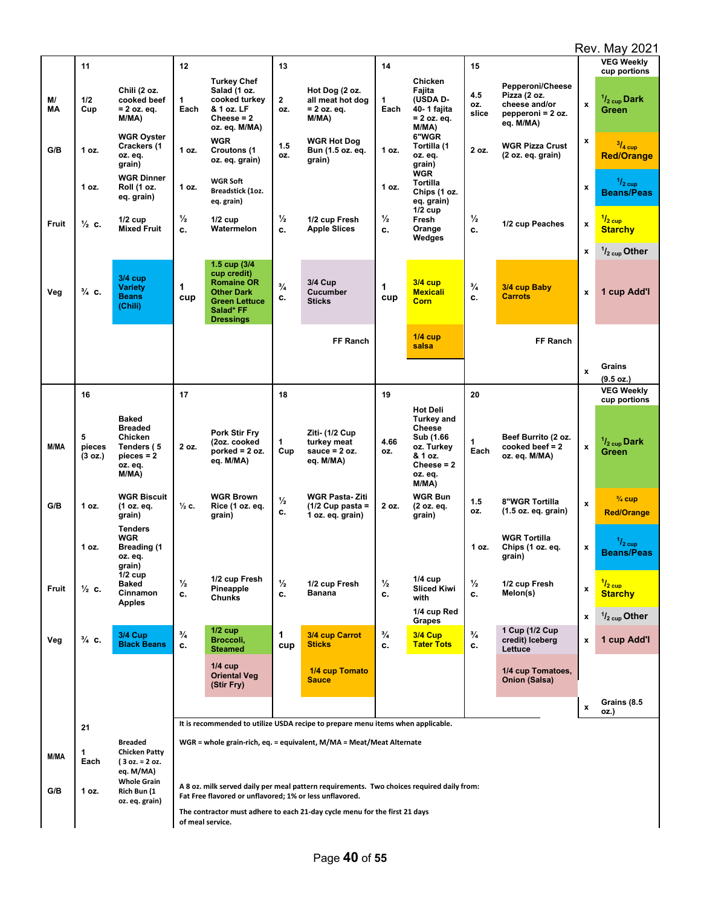Rev. May 2021

| | 11 | | 12 | | 13 | | 14 | | 15 | | | VEG Weekly cup portions |
|---|---|---|---|---|---|---|---|---|---|---|---|---|
| M/MA | 1/2 Cup | Chili (2 oz. cooked beef = 2 oz. eq. M/MA) | 1 Each | Turkey Chef Salad (1 oz. cooked turkey & 1 oz. LF Cheese = 2 oz. eq. M/MA) | 2 oz. | Hot Dog (2 oz. all meat hot dog = 2 oz. eq. M/MA) | 1 Each | Chicken Fajita (USDA D-40- 1 fajita = 2 oz. eq. M/MA) | 4.5 oz. slice | Pepperoni/Cheese Pizza (2 oz. cheese and/or pepperoni = 2 oz. eq. M/MA) | x | 1/2 cup Dark Green |
| G/B | 1 oz. | WGR Oyster Crackers (1 oz. eq. grain) | 1 oz. | WGR Croutons (1 oz. eq. grain) | 1.5 oz. | WGR Hot Dog Bun (1.5 oz. eq. grain) | 1 oz. | 6"WGR Tortilla (1 oz. eq. grain) | 2 oz. | WGR Pizza Crust (2 oz. eq. grain) | x | 3/4 cup Red/Orange |
| | 1 oz. | WGR Dinner Roll (1 oz. eq. grain) | 1 oz. | WGR Soft Breadstick (1oz. eq. grain) | | | 1 oz. | WGR Tortilla Chips (1 oz. eq. grain) | | | x | 1/2 cup Beans/Peas |
| Fruit | ½ c. | 1/2 cup Mixed Fruit | ½ c. | 1/2 cup Watermelon | ½ c. | 1/2 cup Fresh Apple Slices | ½ c. | 1/2 cup Fresh Orange Wedges | ½ c. | 1/2 cup Peaches | x | 1/2 cup Starchy |
| | | | | | | | | | | | x | 1/2 cup Other |
| Veg | ¾ c. | 3/4 cup Variety Beans (Chili) | 1 cup | 1.5 cup (3/4 cup credit) Romaine OR Other Dark Green Lettuce Salad* FF Dressings | ¾ c. | 3/4 Cup Cucumber Sticks | 1 cup | 3/4 cup Mexicali Corn | ¾ c. | 3/4 cup Baby Carrots | x | 1 cup Add'l |
| | | | | | | FF Ranch | | 1/4 cup salsa | | FF Ranch | | |
| | | | | | | | | | | | x | Grains (9.5 oz.) |
| | 16 | | 17 | | 18 | | 19 | | 20 | | | VEG Weekly cup portions |
| M/MA | 5 pieces (3 oz.) | Baked Breaded Chicken Tenders ( 5 pieces = 2 oz. eq. M/MA) | 2 oz. | Pork Stir Fry (2oz. cooked porked = 2 oz. eq. M/MA) | 1 Cup | Ziti- (1/2 Cup turkey meat sauce = 2 oz. eq. M/MA) | 4.66 oz. | Hot Deli Turkey and Cheese Sub (1.66 oz. Turkey & 1 oz. Cheese = 2 oz. eq. M/MA) | 1 Each | Beef Burrito (2 oz. cooked beef = 2 oz. eq. M/MA) | x | 1/2 cup Dark Green |
| G/B | 1 oz. | WGR Biscuit (1 oz. eq. grain) | ½ c. | WGR Brown Rice (1 oz. eq. grain) | ½ c. | WGR Pasta- Ziti (1/2 Cup pasta = 1 oz. eq. grain) | 2 oz. | WGR Bun (2 oz. eq. grain) | 1.5 oz. | 8"WGR Tortilla (1.5 oz. eq. grain) | x | ¾ cup Red/Orange |
| | 1 oz. | Tenders WGR Breading (1 oz. eq. grain) | | | | | | | 1 oz. | WGR Tortilla Chips (1 oz. eq. grain) | x | 1/2 cup Beans/Peas |
| Fruit | ½ c. | 1/2 cup Baked Cinnamon Apples | ½ c. | 1/2 cup Fresh Pineapple Chunks | ½ c. | 1/2 cup Fresh Banana | ½ c. | 1/4 cup Sliced Kiwi with 1/4 cup Red Grapes | ½ c. | 1/2 cup Fresh Melon(s) | x | 1/2 cup Starchy |
| | | | | | | | | | | | x | 1/2 cup Other |
| Veg | ¾ c. | 3/4 Cup Black Beans | ¾ c. | 1/2 cup Broccoli, Steamed | 1 cup | 3/4 cup Carrot Sticks | ¾ c. | 3/4 Cup Tater Tots | ¾ c. | 1 Cup (1/2 Cup credit) Iceberg Lettuce | x | 1 cup Add'l |
| | | | | 1/4 cup Oriental Veg (Stir Fry) | | 1/4 cup Tomato Sauce | | | | 1/4 cup Tomatoes, Onion (Salsa) | | |
| | | | | | | | | | | | x | Grains (8.5 oz.) |
| | 21 | | | | | | | | | | | |
| M/MA | 1 Each | Breaded Chicken Patty ( 3 oz. = 2 oz. eq. M/MA) | | | | | | | | | | |
| G/B | 1 oz. | Whole Grain Rich Bun (1 oz. eq. grain) | | | | | | | | | | |

It is recommended to utilize USDA recipe to prepare menu items when applicable.

WGR = whole grain-rich, eq. = equivalent, M/MA = Meat/Meat Alternate

A 8 oz. milk served daily per meal pattern requirements. Two choices required daily from: Fat Free flavored or unflavored; 1% or less unflavored.

The contractor must adhere to each 21-day cycle menu for the first 21 days of meal service.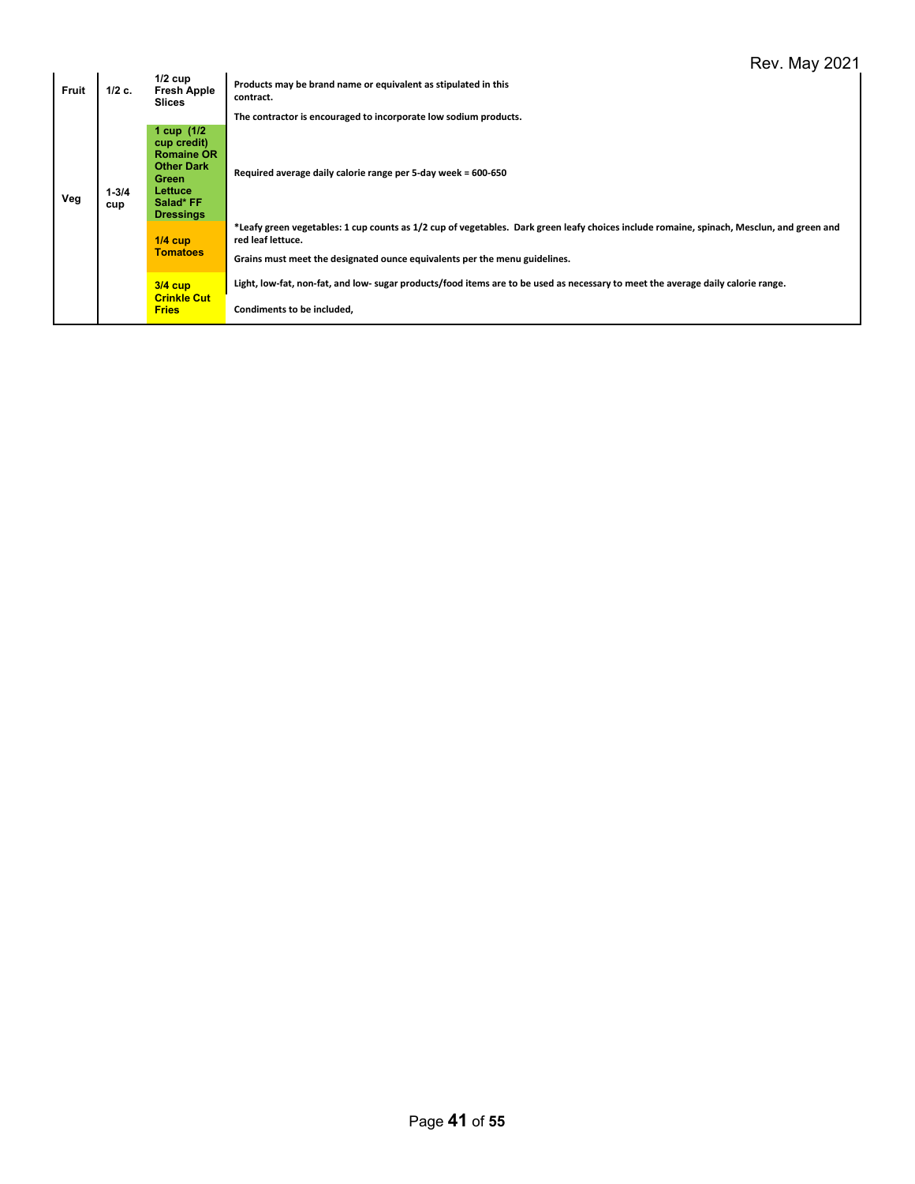| Fruit | 1/2 c. | 1/2 cup Fresh Apple Slices | Products may be brand name or equivalent as stipulated in this contract.<br><br>The contractor is encouraged to incorporate low sodium products. |
|---|---|---|---|
| Veg | 1-3/4 cup | 1 cup (1/2 cup credit) Romaine OR Other Dark Green Lettuce Salad* FF Dressings | Required average daily calorie range per 5-day week = 600-650 |
| | | 1/4 cup Tomatoes | *Leafy green vegetables: 1 cup counts as 1/2 cup of vegetables. Dark green leafy choices include romaine, spinach, Mesclun, and green and red leaf lettuce.<br><br>Grains must meet the designated ounce equivalents per the menu guidelines. |
| | | 3/4 cup Crinkle Cut Fries | Light, low-fat, non-fat, and low- sugar products/food items are to be used as necessary to meet the average daily calorie range.<br><br>Condiments to be included, |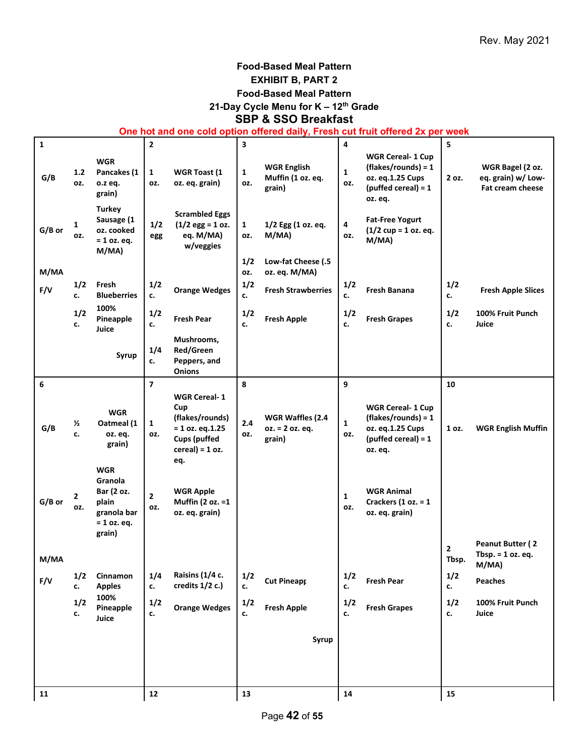Rev. May 2021

# Food-Based Meal Pattern

## EXHIBIT B, PART 2

## Food-Based Meal Pattern

## 21-Day Cycle Menu for K – 12th Grade

## SBP & SSO Breakfast

**One hot and one cold option offered daily, Fresh cut fruit offered 2x per week**

| | 1 | | 2 | | 3 | | 4 | | 5 | |
|---|---|---|---|---|---|---|---|---|---|---|
| G/B | 1.2 oz. | WGR Pancakes (1 o.z eq. grain) | 1 oz. | WGR Toast (1 oz. eq. grain) | 1 oz. | WGR English Muffin (1 oz. eq. grain) | 1 oz. | WGR Cereal- 1 Cup (flakes/rounds) = 1 oz. eq.1.25 Cups (puffed cereal) = 1 oz. eq. | 2 oz. | WGR Bagel (2 oz. eq. grain) w/ Low-Fat cream cheese |
| G/B or | 1 oz. | Turkey Sausage (1 oz. cooked oz. cooked = 1 oz. eq. M/MA) | 1/2 egg | Scrambled Eggs (1/2 egg = 1 oz. eq. M/MA) w/veggies | 1 oz. | 1/2 Egg (1 oz. eq. M/MA) | 4 oz. | Fat-Free Yogurt (1/2 cup = 1 oz. eq. M/MA) | | |
| M/MA | | | | | 1/2 oz. | Low-fat Cheese (.5 oz. eq. M/MA) | | | | |
| F/V | 1/2 c. | Fresh Blueberries | 1/2 c. | Orange Wedges | 1/2 c. | Fresh Strawberries | 1/2 c. | Fresh Banana | 1/2 c. | Fresh Apple Slices |
| | 1/2 c. | 100% Pineapple Juice | 1/2 c. | Fresh Pear | 1/2 c. | Fresh Apple | 1/2 c. | Fresh Grapes | 1/2 c. | 100% Fruit Punch Juice |
| | | Syrup | 1/4 c. | Mushrooms, Red/Green Peppers, and Onions | | | | | | |
| | **6** | | **7** | | **8** | | **9** | | **10** | |
| G/B | ½ c. | WGR Oatmeal (1 oz. eq. grain) | 1 oz. | WGR Cereal- 1 Cup (flakes/rounds) = 1 oz. eq.1.25 Cups (puffed cereal) = 1 oz. eq. | 2.4 oz. | WGR Waffles (2.4 oz. = 2 oz. eq. grain) | 1 oz. | WGR Cereal- 1 Cup (flakes/rounds) = 1 oz. eq.1.25 Cups (puffed cereal) = 1 oz. eq. | 1 oz. | WGR English Muffin |
| G/B or | 2 oz. | WGR Granola Bar (2 oz. plain granola bar = 1 oz. eq. grain) | 2 oz. | WGR Apple Muffin (2 oz. =1 oz. eq. grain) | | | 1 oz. | WGR Animal Crackers (1 oz. = 1 oz. eq. grain) | | |
| M/MA | | | | | | | | | 2 Tbsp. | Peanut Butter ( 2 Tbsp. = 1 oz. eq. M/MA) |
| F/V | 1/2 c. | Cinnamon Apples | 1/4 c. | Raisins (1/4 c. credits 1/2 c.) | 1/2 c. | Cut Pineapp | 1/2 c. | Fresh Pear | 1/2 c. | Peaches |
| | 1/2 c. | 100% Pineapple Juice | 1/2 c. | Orange Wedges | 1/2 c. | Fresh Apple | 1/2 c. | Fresh Grapes | 1/2 c. | 100% Fruit Punch Juice |
| | | | | | | Syrup | | | | |
| | **11** | | **12** | | **13** | | **14** | | **15** | |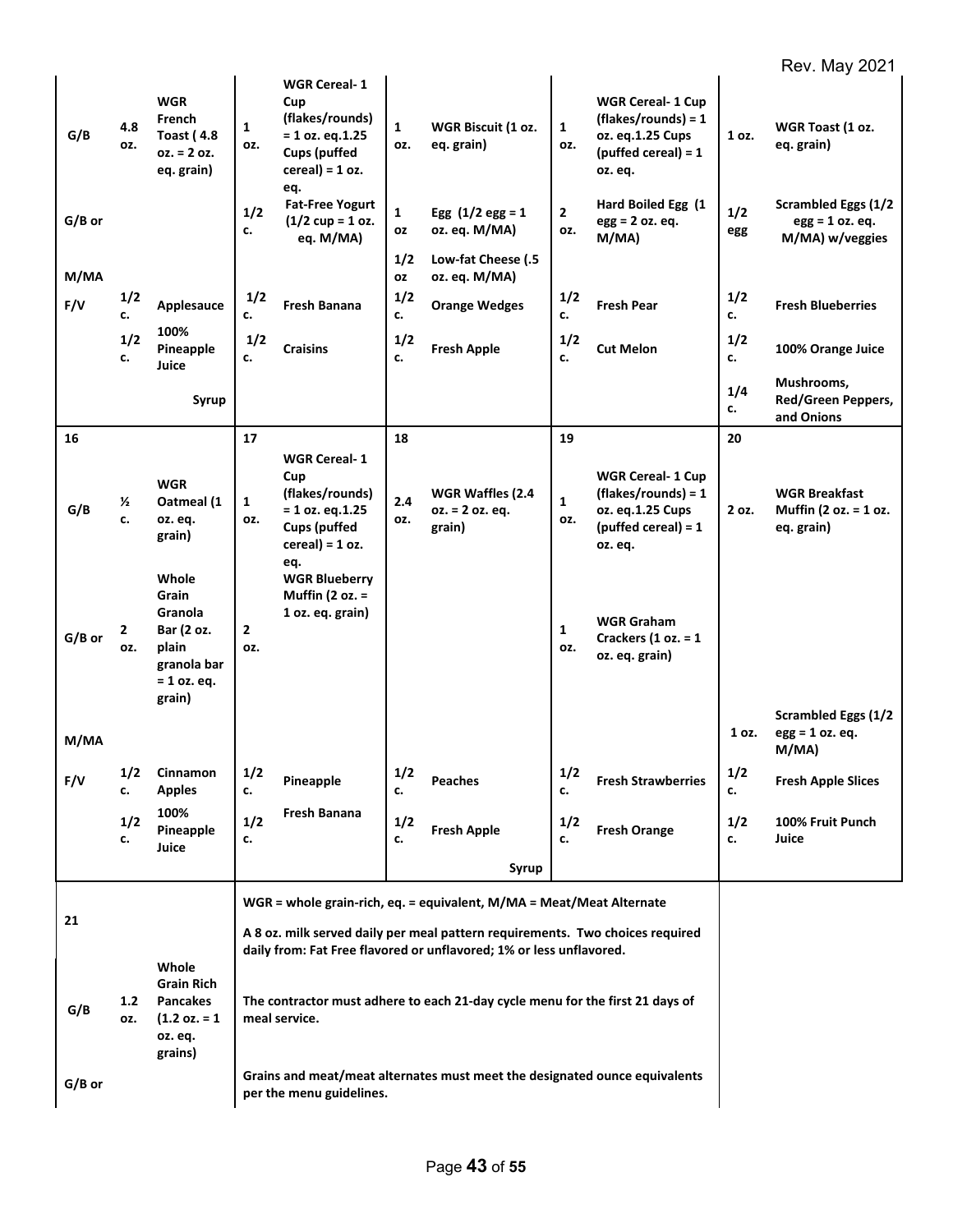Rev. May 2021

| | | | | | | | | | | |
|---|---|---|---|---|---|---|---|---|---|---|
| G/B | 4.8 oz. | WGR French Toast ( 4.8 oz. = 2 oz. eq. grain) | 1 oz. | WGR Cereal- 1 Cup (flakes/rounds) = 1 oz. eq.1.25 Cups (puffed cereal) = 1 oz. eq. | 1 oz. | WGR Biscuit (1 oz. eq. grain) | 1 oz. | WGR Cereal- 1 Cup (flakes/rounds) = 1 oz. eq.1.25 Cups (puffed cereal) = 1 oz. eq. | 1 oz. | WGR Toast (1 oz. eq. grain) |
| G/B or | | | 1/2 c. | Fat-Free Yogurt (1/2 cup = 1 oz. eq. M/MA) | 1 oz | Egg (1/2 egg = 1 oz. eq. M/MA) | 2 oz. | Hard Boiled Egg (1 egg = 2 oz. eq. M/MA) | 1/2 egg | Scrambled Eggs (1/2 egg = 1 oz. eq. M/MA) w/veggies |
| M/MA | | | | | 1/2 oz | Low-fat Cheese (.5 oz. eq. M/MA) | | | | |
| F/V | 1/2 c. | Applesauce | 1/2 c. | Fresh Banana | 1/2 c. | Orange Wedges | 1/2 c. | Fresh Pear | 1/2 c. | Fresh Blueberries |
| | 1/2 c. | 100% Pineapple Juice | 1/2 c. | Craisins | 1/2 c. | Fresh Apple | 1/2 c. | Cut Melon | 1/2 c. | 100% Orange Juice |
| | | Syrup | | | | | | | 1/4 c. | Mushrooms, Red/Green Peppers, and Onions |
| 16 | | | 17 | | 18 | | 19 | | 20 | |
| G/B | ½ c. | WGR Oatmeal (1 oz. eq. grain) | 1 oz. | WGR Cereal- 1 Cup (flakes/rounds) = 1 oz. eq.1.25 Cups (puffed cereal) = 1 oz. eq. | 2.4 oz. | WGR Waffles (2.4 oz. = 2 oz. eq. grain) | 1 oz. | WGR Cereal- 1 Cup (flakes/rounds) = 1 oz. eq.1.25 Cups (puffed cereal) = 1 oz. eq. | 2 oz. | WGR Breakfast Muffin (2 oz. = 1 oz. eq. grain) |
| G/B or | 2 oz. | Whole Grain Granola Bar (2 oz. plain granola bar = 1 oz. eq. grain) | 2 oz. | WGR Blueberry Muffin (2 oz. = 1 oz. eq. grain) | | | 1 oz. | WGR Graham Crackers (1 oz. = 1 oz. eq. grain) | | |
| M/MA | | | | | | | | | 1 oz. | Scrambled Eggs (1/2 egg = 1 oz. eq. M/MA) |
| F/V | 1/2 c. | Cinnamon Apples | 1/2 c. | Pineapple | 1/2 c. | Peaches | 1/2 c. | Fresh Strawberries | 1/2 c. | Fresh Apple Slices |
| | 1/2 c. | 100% Pineapple Juice | 1/2 c. | Fresh Banana | 1/2 c. | Fresh Apple | 1/2 c. | Fresh Orange | 1/2 c. | 100% Fruit Punch Juice |
| | | | | | | Syrup | | | | |
| 21 | | | | | | | | | | |
| G/B | 1.2 oz. | Whole Grain Rich Pancakes (1.2 oz. = 1 oz. eq. grains) | | | | | | | | |
| G/B or | | | | | | | | | | |

WGR = whole grain-rich, eq. = equivalent, M/MA = Meat/Meat Alternate

A 8 oz. milk served daily per meal pattern requirements. Two choices required daily from: Fat Free flavored or unflavored; 1% or less unflavored.

The contractor must adhere to each 21-day cycle menu for the first 21 days of meal service.

Grains and meat/meat alternates must meet the designated ounce equivalents per the menu guidelines.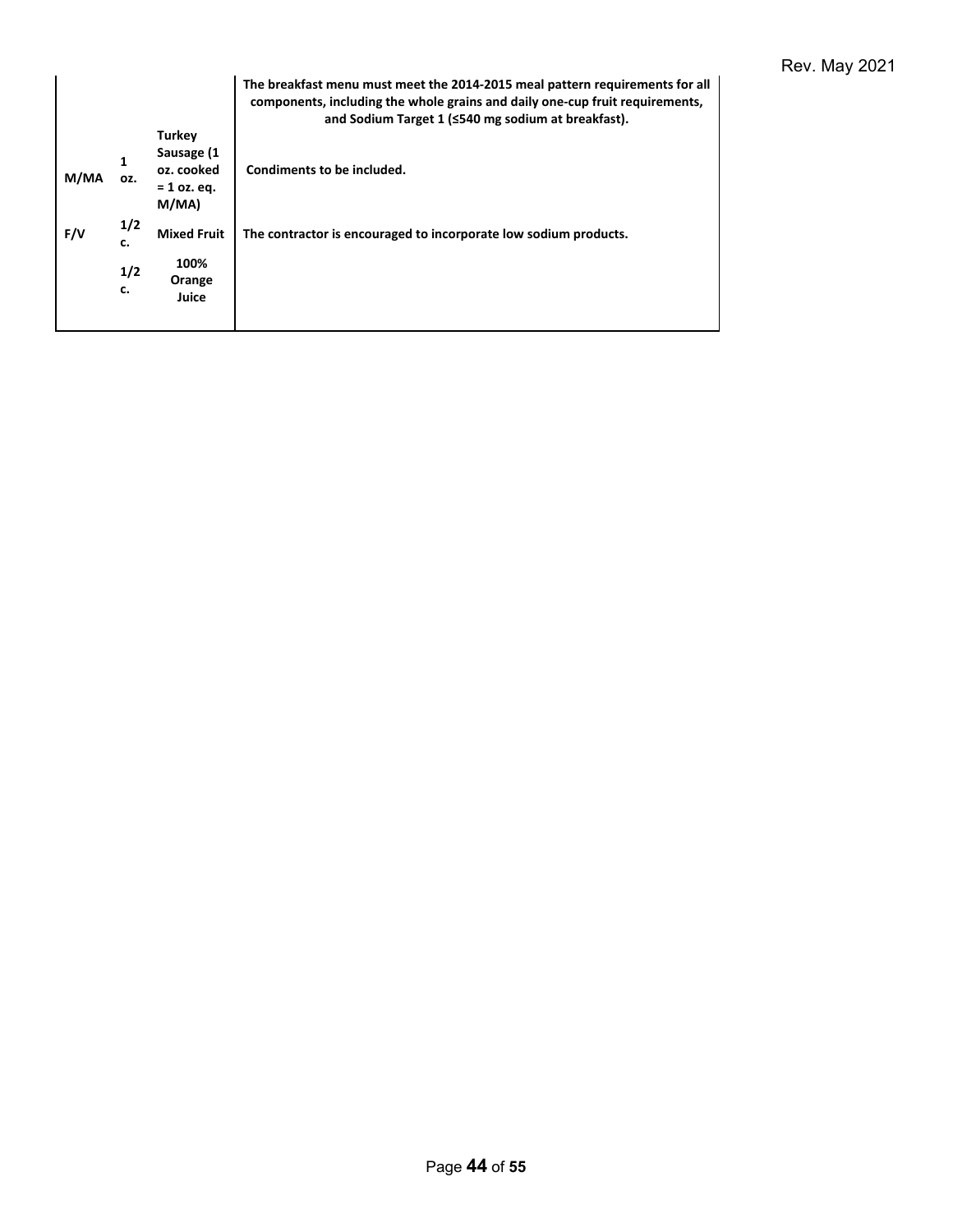| | | | |
|---|---|---|---|
| | | | **The breakfast menu must meet the 2014-2015 meal pattern requirements for all components, including the whole grains and daily one-cup fruit requirements, and Sodium Target 1 (≤540 mg sodium at breakfast).** |
| **M/MA** | **1 oz.** | **Turkey Sausage (1 oz. cooked = 1 oz. eq. M/MA)** | **Condiments to be included.** |
| **F/V** | **1/2 c.** | **Mixed Fruit** | **The contractor is encouraged to incorporate low sodium products.** |
| | **1/2 c.** | **100% Orange Juice** | |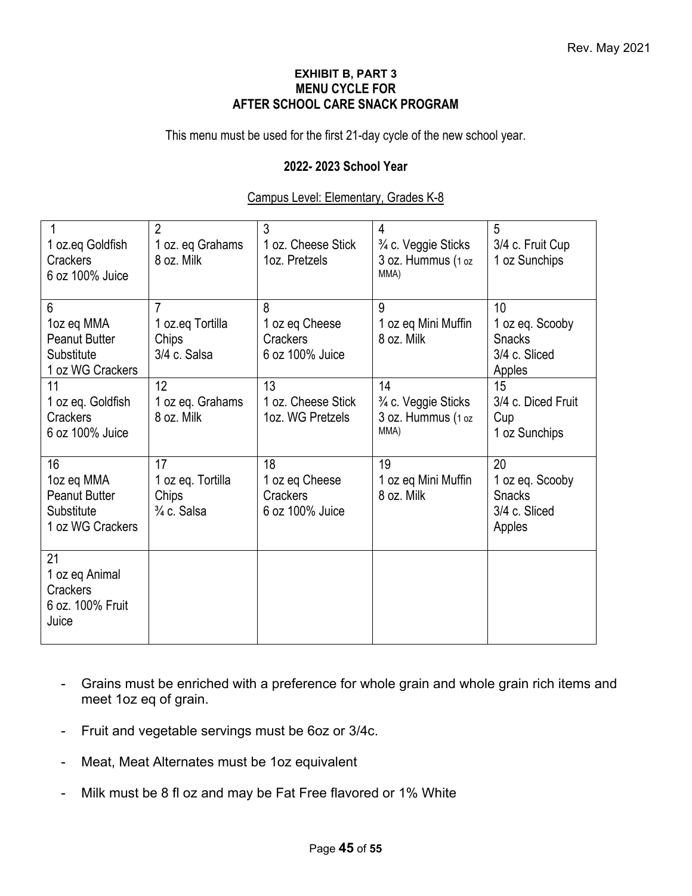Rev. May 2021

**EXHIBIT B, PART 3**
**MENU CYCLE FOR**
**AFTER SCHOOL CARE SNACK PROGRAM**

This menu must be used for the first 21-day cycle of the new school year.

**2022- 2023 School Year**

Campus Level: Elementary, Grades K-8

| | | | | |
|---|---|---|---|---|
| 1<br>1 oz.eq Goldfish Crackers<br>6 oz 100% Juice | 2<br>1 oz. eq Grahams<br>8 oz. Milk | 3<br>1 oz. Cheese Stick<br>1oz. Pretzels | 4<br>¾ c. Veggie Sticks<br>3 oz. Hummus (1 oz MMA) | 5<br>3/4 c. Fruit Cup<br>1 oz Sunchips |
| 6<br>1oz eq MMA Peanut Butter Substitute<br>1 oz WG Crackers | 7<br>1 oz.eq Tortilla Chips<br>3/4 c. Salsa | 8<br>1 oz eq Cheese Crackers<br>6 oz 100% Juice | 9<br>1 oz eq Mini Muffin<br>8 oz. Milk | 10<br>1 oz eq. Scooby Snacks<br>3/4 c. Sliced Apples |
| 11<br>1 oz eq. Goldfish Crackers<br>6 oz 100% Juice | 12<br>1 oz eq. Grahams<br>8 oz. Milk | 13<br>1 oz. Cheese Stick<br>1oz. WG Pretzels | 14<br>¾ c. Veggie Sticks<br>3 oz. Hummus (1 oz MMA) | 15<br>3/4 c. Diced Fruit Cup<br>1 oz Sunchips |
| 16<br>1oz eq MMA Peanut Butter Substitute<br>1 oz WG Crackers | 17<br>1 oz eq. Tortilla Chips<br>¾ c. Salsa | 18<br>1 oz eq Cheese Crackers<br>6 oz 100% Juice | 19<br>1 oz eq Mini Muffin<br>8 oz. Milk | 20<br>1 oz eq. Scooby Snacks<br>3/4 c. Sliced Apples |
| 21<br>1 oz eq Animal Crackers<br>6 oz. 100% Fruit Juice | | | | |

- Grains must be enriched with a preference for whole grain and whole grain rich items and meet 1oz eq of grain.
- Fruit and vegetable servings must be 6oz or 3/4c.
- Meat, Meat Alternates must be 1oz equivalent
- Milk must be 8 fl oz and may be Fat Free flavored or 1% White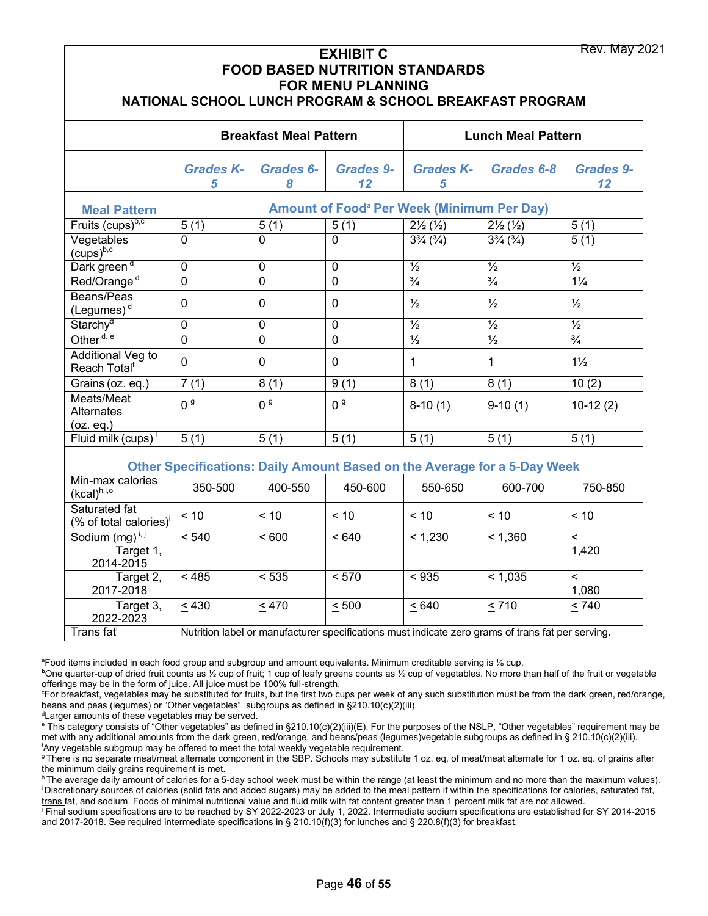Rev. May 2021

# EXHIBIT C
# FOOD BASED NUTRITION STANDARDS FOR MENU PLANNING
## NATIONAL SCHOOL LUNCH PROGRAM & SCHOOL BREAKFAST PROGRAM

| | Breakfast Meal Pattern | | | Lunch Meal Pattern | | |
|---|---|---|---|---|---|---|
| | *Grades K-5* | *Grades 6-8* | *Grades 9-12* | *Grades K-5* | *Grades 6-8* | *Grades 9-12* |
| **Meal Pattern** | **Amount of Food[a] Per Week (Minimum Per Day)** | | | | | |
| Fruits (cups)[b,c] | 5 (1) | 5 (1) | 5 (1) | 2½ (½) | 2½ (½) | 5 (1) |
| Vegetables (cups)[b,c] | 0 | 0 | 0 | 3¾ (¾) | 3¾ (¾) | 5 (1) |
| Dark green[d] | 0 | 0 | 0 | ½ | ½ | ½ |
| Red/Orange[d] | 0 | 0 | 0 | ¾ | ¾ | 1¼ |
| Beans/Peas (Legumes)[d] | 0 | 0 | 0 | ½ | ½ | ½ |
| Starchy[d] | 0 | 0 | 0 | ½ | ½ | ½ |
| Other[d, e] | 0 | 0 | 0 | ½ | ½ | ¾ |
| Additional Veg to Reach Total[f] | 0 | 0 | 0 | 1 | 1 | 1½ |
| Grains (oz. eq.) | 7 (1) | 8 (1) | 9 (1) | 8 (1) | 8 (1) | 10 (2) |
| Meats/Meat Alternates (oz. eq.) | 0[g] | 0[g] | 0[g] | 8-10 (1) | 9-10 (1) | 10-12 (2) |
| Fluid milk (cups)[i] | 5 (1) | 5 (1) | 5 (1) | 5 (1) | 5 (1) | 5 (1) |
| | **Other Specifications: Daily Amount Based on the Average for a 5-Day Week** | | | | | |
| Min-max calories (kcal)[h,i,o] | 350-500 | 400-550 | 450-600 | 550-650 | 600-700 | 750-850 |
| Saturated fat (% of total calories)[i] | < 10 | < 10 | < 10 | < 10 | < 10 | < 10 |
| Sodium (mg)[i, j] Target 1, 2014-2015 | ≤ 540 | ≤ 600 | ≤ 640 | ≤ 1,230 | ≤ 1,360 | ≤ 1,420 |
| Target 2, 2017-2018 | ≤ 485 | ≤ 535 | ≤ 570 | ≤ 935 | ≤ 1,035 | ≤ 1,080 |
| Target 3, 2022-2023 | ≤ 430 | ≤ 470 | ≤ 500 | ≤ 640 | ≤ 710 | ≤ 740 |
| Trans fat[i] | Nutrition label or manufacturer specifications must indicate zero grams of trans fat per serving. | | | | | |

[a]Food items included in each food group and subgroup and amount equivalents. Minimum creditable serving is ⅛ cup.
[b]One quarter-cup of dried fruit counts as ½ cup of fruit; 1 cup of leafy greens counts as ½ cup of vegetables. No more than half of the fruit or vegetable offerings may be in the form of juice. All juice must be 100% full-strength.
[c]For breakfast, vegetables may be substituted for fruits, but the first two cups per week of any such substitution must be from the dark green, red/orange, beans and peas (legumes) or "Other vegetables" subgroups as defined in §210.10(c)(2)(iii).
[d]Larger amounts of these vegetables may be served.
[e] This category consists of "Other vegetables" as defined in §210.10(c)(2)(iii)(E). For the purposes of the NSLP, "Other vegetables" requirement may be met with any additional amounts from the dark green, red/orange, and beans/peas (legumes)vegetable subgroups as defined in § 210.10(c)(2)(iii).
[f]Any vegetable subgroup may be offered to meet the total weekly vegetable requirement.
[g] There is no separate meat/meat alternate component in the SBP. Schools may substitute 1 oz. eq. of meat/meat alternate for 1 oz. eq. of grains after the minimum daily grains requirement is met.
[h] The average daily amount of calories for a 5-day school week must be within the range (at least the minimum and no more than the maximum values).
[i] Discretionary sources of calories (solid fats and added sugars) may be added to the meal pattern if within the specifications for calories, saturated fat, trans fat, and sodium. Foods of minimal nutritional value and fluid milk with fat content greater than 1 percent milk fat are not allowed.
[j] Final sodium specifications are to be reached by SY 2022-2023 or July 1, 2022. Intermediate sodium specifications are established for SY 2014-2015 and 2017-2018. See required intermediate specifications in § 210.10(f)(3) for lunches and § 220.8(f)(3) for breakfast.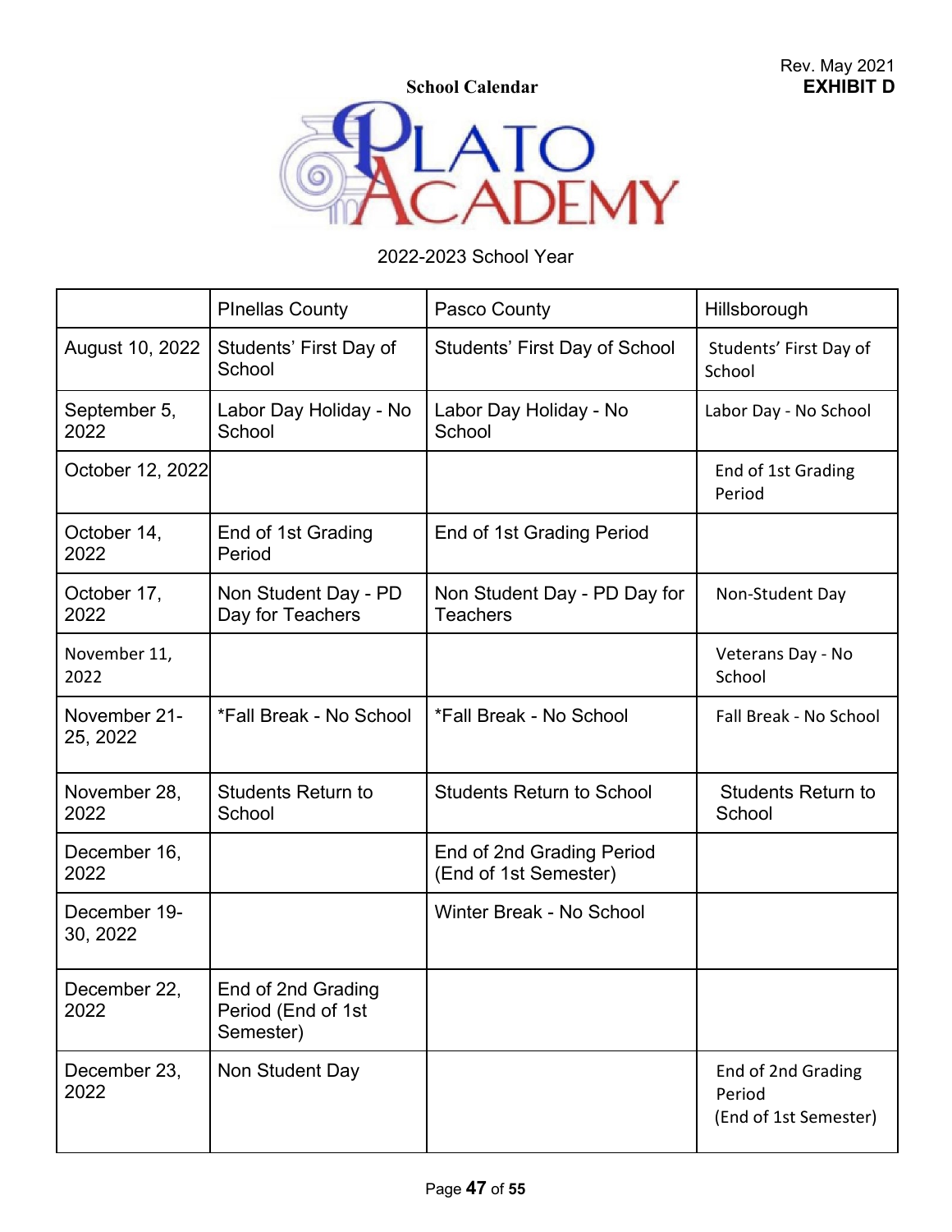Rev. May 2021
**EXHIBIT D**

**School Calendar**

PLATO ACADEMY

2022-2023 School Year

| | PInellas County | Pasco County | Hillsborough |
|---|---|---|---|
| August 10, 2022 | Students' First Day of School | Students' First Day of School | Students' First Day of School |
| September 5, 2022 | Labor Day Holiday - No School | Labor Day Holiday - No School | Labor Day - No School |
| October 12, 2022 | | | End of 1st Grading Period |
| October 14, 2022 | End of 1st Grading Period | End of 1st Grading Period | |
| October 17, 2022 | Non Student Day - PD Day for Teachers | Non Student Day - PD Day for Teachers | Non-Student Day |
| November 11, 2022 | | | Veterans Day - No School |
| November 21-25, 2022 | *Fall Break - No School | *Fall Break - No School | Fall Break - No School |
| November 28, 2022 | Students Return to School | Students Return to School | Students Return to School |
| December 16, 2022 | | End of 2nd Grading Period (End of 1st Semester) | |
| December 19-30, 2022 | | Winter Break - No School | |
| December 22, 2022 | End of 2nd Grading Period (End of 1st Semester) | | |
| December 23, 2022 | Non Student Day | | End of 2nd Grading Period (End of 1st Semester) |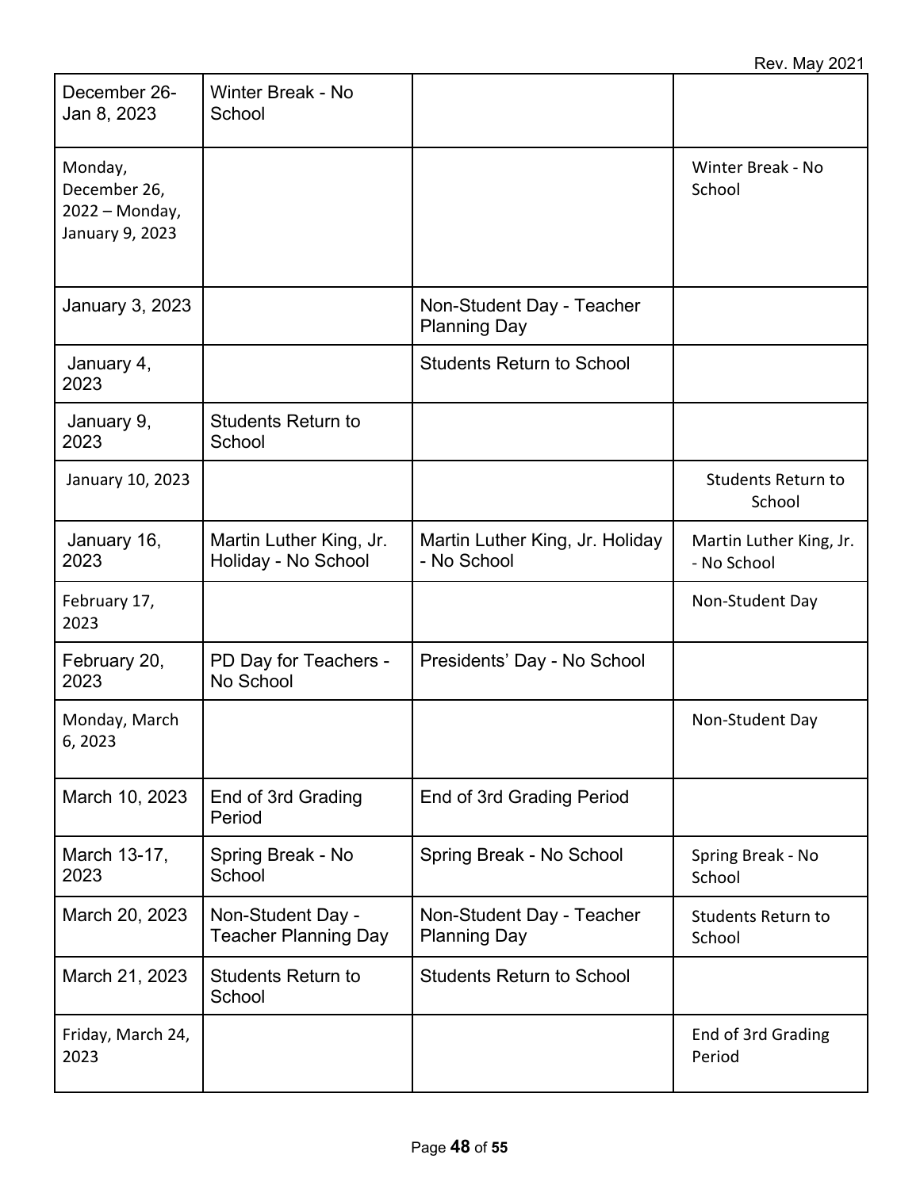Rev. May 2021

| | | | |
|---|---|---|---|
| December 26-Jan 8, 2023 | Winter Break - No School | | |
| Monday, December 26, 2022 – Monday, January 9, 2023 | | | Winter Break - No School |
| January 3, 2023 | | Non-Student Day - Teacher Planning Day | |
| January 4, 2023 | | Students Return to School | |
| January 9, 2023 | Students Return to School | | |
| January 10, 2023 | | | Students Return to School |
| January 16, 2023 | Martin Luther King, Jr. Holiday - No School | Martin Luther King, Jr. Holiday - No School | Martin Luther King, Jr. - No School |
| February 17, 2023 | | | Non-Student Day |
| February 20, 2023 | PD Day for Teachers - No School | Presidents' Day - No School | |
| Monday, March 6, 2023 | | | Non-Student Day |
| March 10, 2023 | End of 3rd Grading Period | End of 3rd Grading Period | |
| March 13-17, 2023 | Spring Break - No School | Spring Break - No School | Spring Break - No School |
| March 20, 2023 | Non-Student Day - Teacher Planning Day | Non-Student Day - Teacher Planning Day | Students Return to School |
| March 21, 2023 | Students Return to School | Students Return to School | |
| Friday, March 24, 2023 | | | End of 3rd Grading Period |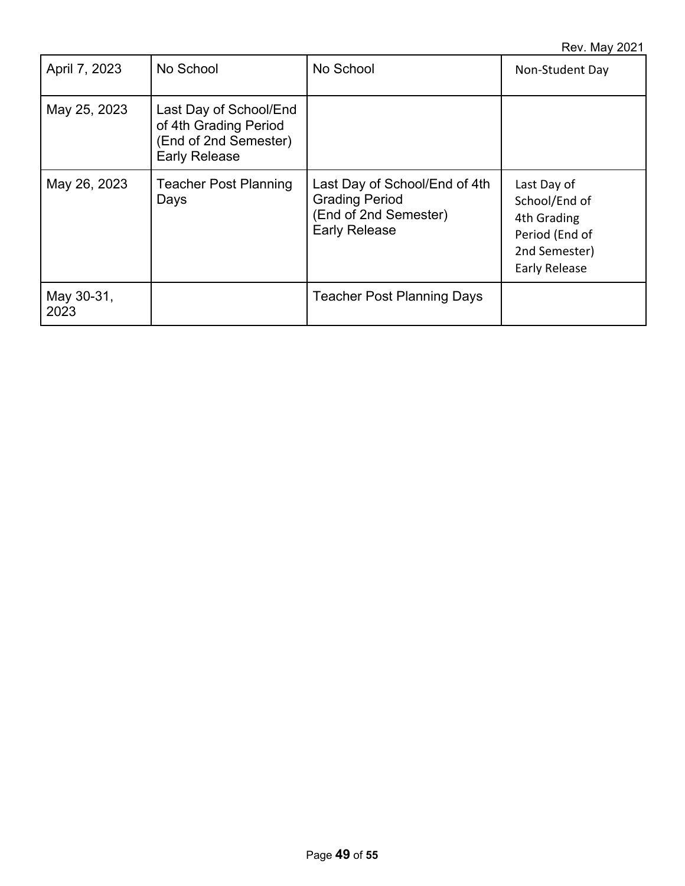| April 7, 2023 | No School | No School | Non-Student Day |
|---|---|---|---|
| May 25, 2023 | Last Day of School/End of 4th Grading Period (End of 2nd Semester) Early Release | | |
| May 26, 2023 | Teacher Post Planning Days | Last Day of School/End of 4th Grading Period (End of 2nd Semester) Early Release | Last Day of School/End of 4th Grading Period (End of 2nd Semester) Early Release |
| May 30-31, 2023 | | Teacher Post Planning Days | |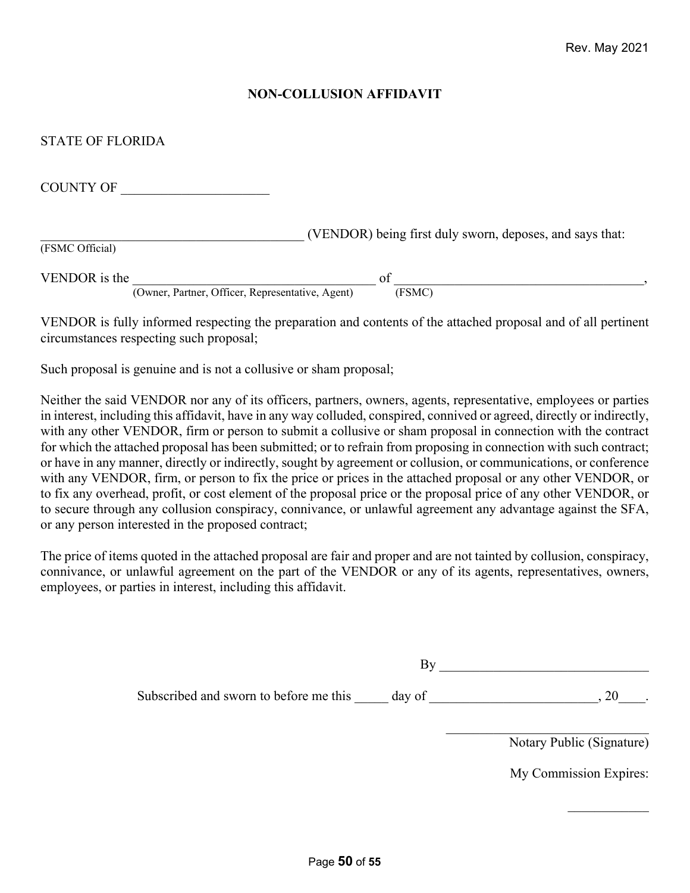Rev. May 2021

# NON-COLLUSION AFFIDAVIT

STATE OF FLORIDA

COUNTY OF ______________________

________________________________________ (VENDOR) being first duly sworn, deposes, and says that:
(FSMC Official)

VENDOR is the ____________________________________ of ______________________________________,
(Owner, Partner, Officer, Representative, Agent) (FSMC)

VENDOR is fully informed respecting the preparation and contents of the attached proposal and of all pertinent circumstances respecting such proposal;

Such proposal is genuine and is not a collusive or sham proposal;

Neither the said VENDOR nor any of its officers, partners, owners, agents, representative, employees or parties in interest, including this affidavit, have in any way colluded, conspired, connived or agreed, directly or indirectly, with any other VENDOR, firm or person to submit a collusive or sham proposal in connection with the contract for which the attached proposal has been submitted; or to refrain from proposing in connection with such contract; or have in any manner, directly or indirectly, sought by agreement or collusion, or communications, or conference with any VENDOR, firm, or person to fix the price or prices in the attached proposal or any other VENDOR, or to fix any overhead, profit, or cost element of the proposal price or the proposal price of any other VENDOR, or to secure through any collusion conspiracy, connivance, or unlawful agreement any advantage against the SFA, or any person interested in the proposed contract;

The price of items quoted in the attached proposal are fair and proper and are not tainted by collusion, conspiracy, connivance, or unlawful agreement on the part of the VENDOR or any of its agents, representatives, owners, employees, or parties in interest, including this affidavit.

By ________________________________

Subscribed and sworn to before me this _____ day of _________________________, 20____.

________________________________
Notary Public (Signature)

My Commission Expires:

____________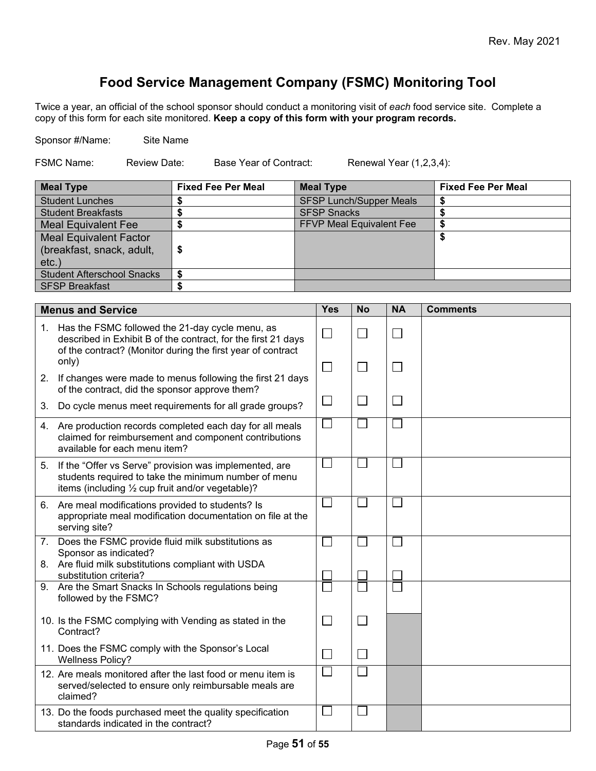Rev. May 2021

# Food Service Management Company (FSMC) Monitoring Tool

Twice a year, an official of the school sponsor should conduct a monitoring visit of *each* food service site. Complete a copy of this form for each site monitored. **Keep a copy of this form with your program records.**

Sponsor #/Name: Site Name

FSMC Name: Review Date: Base Year of Contract: Renewal Year (1,2,3,4):

| Meal Type | Fixed Fee Per Meal | Meal Type | Fixed Fee Per Meal |
|---|---|---|---|
| Student Lunches | $ | SFSP Lunch/Supper Meals | $ |
| Student Breakfasts | $ | SFSP Snacks | $ |
| Meal Equivalent Fee | $ | FFVP Meal Equivalent Fee | $ |
| Meal Equivalent Factor (breakfast, snack, adult, etc.) | $ | | $ |
| Student Afterschool Snacks | $ | | |
| SFSP Breakfast | $ | | |

| Menus and Service | Yes | No | NA | Comments |
|---|---|---|---|---|
| 1. Has the FSMC followed the 21-day cycle menu, as described in Exhibit B of the contract, for the first 21 days of the contract? (Monitor during the first year of contract only) | ☐ | ☐ | ☐ | |
| 2. If changes were made to menus following the first 21 days of the contract, did the sponsor approve them? | ☐ | ☐ | ☐ | |
| 3. Do cycle menus meet requirements for all grade groups? | ☐ | ☐ | ☐ | |
| 4. Are production records completed each day for all meals claimed for reimbursement and component contributions available for each menu item? | ☐ | ☐ | ☐ | |
| 5. If the "Offer vs Serve" provision was implemented, are students required to take the minimum number of menu items (including ½ cup fruit and/or vegetable)? | ☐ | ☐ | ☐ | |
| 6. Are meal modifications provided to students? Is appropriate meal modification documentation on file at the serving site? | ☐ | ☐ | ☐ | |
| 7. Does the FSMC provide fluid milk substitutions as Sponsor as indicated? | ☐ | ☐ | ☐ | |
| 8. Are fluid milk substitutions compliant with USDA substitution criteria? | ☐ | ☐ | ☐ | |
| 9. Are the Smart Snacks In Schools regulations being followed by the FSMC? | ☐ | ☐ | ☐ | |
| 10. Is the FSMC complying with Vending as stated in the Contract? | ☐ | ☐ | | |
| 11. Does the FSMC comply with the Sponsor's Local Wellness Policy? | ☐ | ☐ | | |
| 12. Are meals monitored after the last food or menu item is served/selected to ensure only reimbursable meals are claimed? | ☐ | ☐ | | |
| 13. Do the foods purchased meet the quality specification standards indicated in the contract? | ☐ | ☐ | | |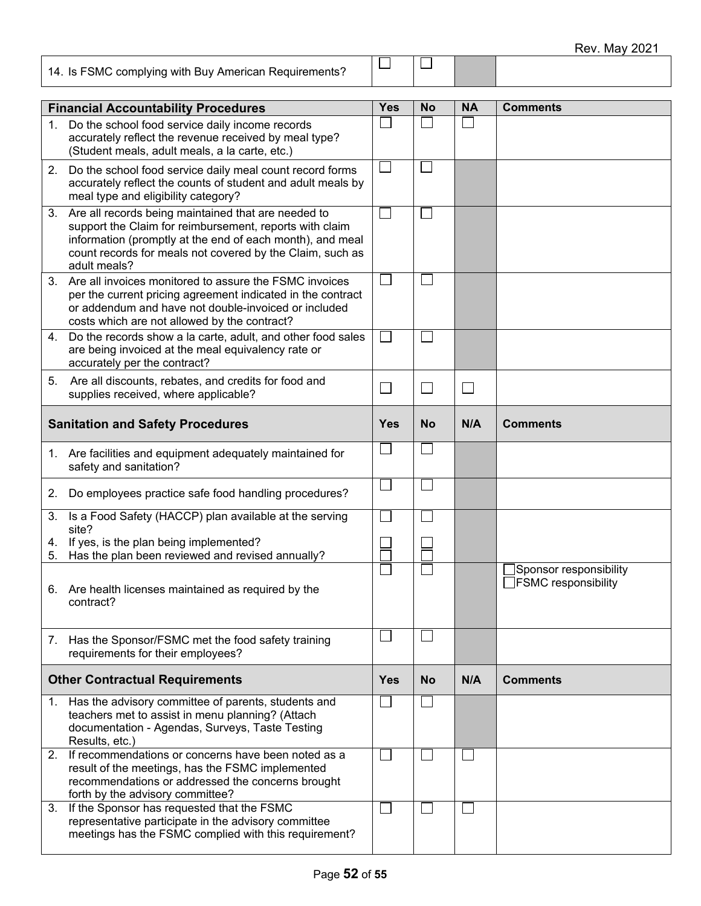| 14. Is FSMC complying with Buy American Requirements? | ☐ | ☐ | | |
|---|---|---|---|---|

| Financial Accountability Procedures | Yes | No | NA | Comments |
|---|---|---|---|---|
| 1. Do the school food service daily income records accurately reflect the revenue received by meal type? (Student meals, adult meals, a la carte, etc.) | ☐ | ☐ | ☐ | |
| 2. Do the school food service daily meal count record forms accurately reflect the counts of student and adult meals by meal type and eligibility category? | ☐ | ☐ | | |
| 3. Are all records being maintained that are needed to support the Claim for reimbursement, reports with claim information (promptly at the end of each month), and meal count records for meals not covered by the Claim, such as adult meals? | ☐ | ☐ | | |
| 3. Are all invoices monitored to assure the FSMC invoices per the current pricing agreement indicated in the contract or addendum and have not double-invoiced or included costs which are not allowed by the contract? | ☐ | ☐ | | |
| 4. Do the records show a la carte, adult, and other food sales are being invoiced at the meal equivalency rate or accurately per the contract? | ☐ | ☐ | | |
| 5. Are all discounts, rebates, and credits for food and supplies received, where applicable? | ☐ | ☐ | ☐ | |

| Sanitation and Safety Procedures | Yes | No | N/A | Comments |
|---|---|---|---|---|
| 1. Are facilities and equipment adequately maintained for safety and sanitation? | ☐ | ☐ | | |
| 2. Do employees practice safe food handling procedures? | ☐ | ☐ | | |
| 3. Is a Food Safety (HACCP) plan available at the serving site? | ☐ | ☐ | | |
| 4. If yes, is the plan being implemented? | ☐ | ☐ | | |
| 5. Has the plan been reviewed and revised annually? | ☐ | ☐ | | |
| 6. Are health licenses maintained as required by the contract? | ☐ | ☐ | | ☐Sponsor responsibility<br>☐FSMC responsibility |
| 7. Has the Sponsor/FSMC met the food safety training requirements for their employees? | ☐ | ☐ | | |

| Other Contractual Requirements | Yes | No | N/A | Comments |
|---|---|---|---|---|
| 1. Has the advisory committee of parents, students and teachers met to assist in menu planning? (Attach documentation - Agendas, Surveys, Taste Testing Results, etc.) | ☐ | ☐ | | |
| 2. If recommendations or concerns have been noted as a result of the meetings, has the FSMC implemented recommendations or addressed the concerns brought forth by the advisory committee? | ☐ | ☐ | ☐ | |
| 3. If the Sponsor has requested that the FSMC representative participate in the advisory committee meetings has the FSMC complied with this requirement? | ☐ | ☐ | ☐ | |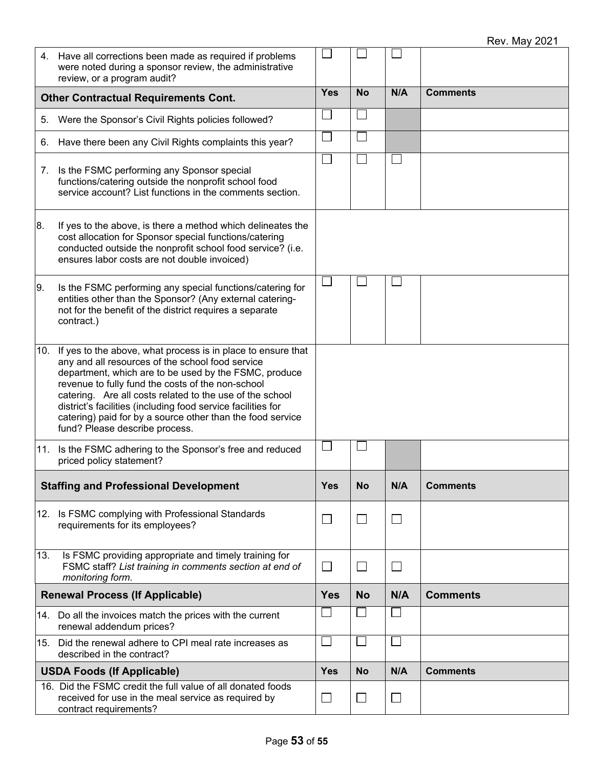| | Yes | No | N/A | Comments |
|---|---|---|---|---|
| 4. Have all corrections been made as required if problems were noted during a sponsor review, the administrative review, or a program audit? | ☐ | ☐ | ☐ | |
| **Other Contractual Requirements Cont.** | **Yes** | **No** | **N/A** | **Comments** |
| 5. Were the Sponsor's Civil Rights policies followed? | ☐ | ☐ | | |
| 6. Have there been any Civil Rights complaints this year? | ☐ | ☐ | | |
| 7. Is the FSMC performing any Sponsor special functions/catering outside the nonprofit school food service account? List functions in the comments section. | ☐ | ☐ | ☐ | |
| 8. If yes to the above, is there a method which delineates the cost allocation for Sponsor special functions/catering conducted outside the nonprofit school food service? (i.e. ensures labor costs are not double invoiced) | | | | |
| 9. Is the FSMC performing any special functions/catering for entities other than the Sponsor? (Any external catering- not for the benefit of the district requires a separate contract.) | ☐ | ☐ | ☐ | |
| 10. If yes to the above, what process is in place to ensure that any and all resources of the school food service department, which are to be used by the FSMC, produce revenue to fully fund the costs of the non-school catering. Are all costs related to the use of the school district's facilities (including food service facilities for catering) paid for by a source other than the food service fund? Please describe process. | | | | |
| 11. Is the FSMC adhering to the Sponsor's free and reduced priced policy statement? | ☐ | ☐ | | |
| **Staffing and Professional Development** | **Yes** | **No** | **N/A** | **Comments** |
| 12. Is FSMC complying with Professional Standards requirements for its employees? | ☐ | ☐ | ☐ | |
| 13. Is FSMC providing appropriate and timely training for FSMC staff? *List training in comments section at end of monitoring form.* | ☐ | ☐ | ☐ | |
| **Renewal Process (If Applicable)** | **Yes** | **No** | **N/A** | **Comments** |
| 14. Do all the invoices match the prices with the current renewal addendum prices? | ☐ | ☐ | ☐ | |
| 15. Did the renewal adhere to CPI meal rate increases as described in the contract? | ☐ | ☐ | ☐ | |
| **USDA Foods (If Applicable)** | **Yes** | **No** | **N/A** | **Comments** |
| 16. Did the FSMC credit the full value of all donated foods received for use in the meal service as required by contract requirements? | ☐ | ☐ | ☐ | |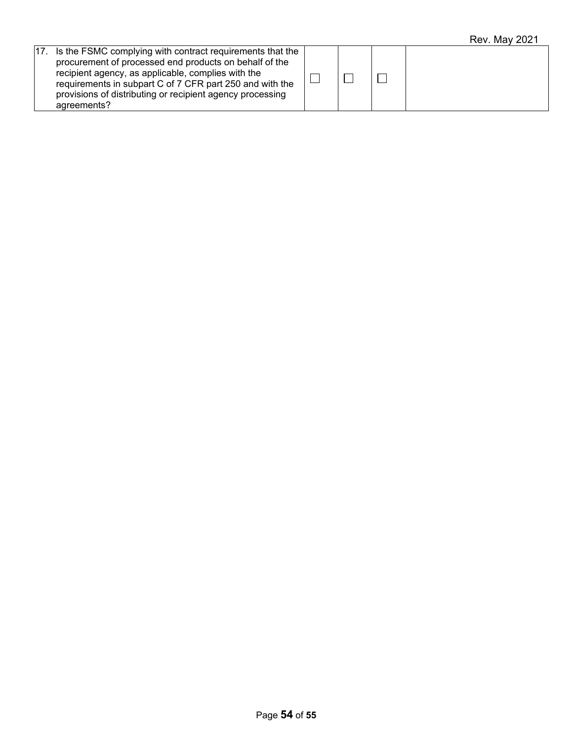| | | | | |
|---|---|---|---|---|
| 17. Is the FSMC complying with contract requirements that the procurement of processed end products on behalf of the recipient agency, as applicable, complies with the requirements in subpart C of 7 CFR part 250 and with the provisions of distributing or recipient agency processing agreements? | ☐ | ☐ | ☐ | |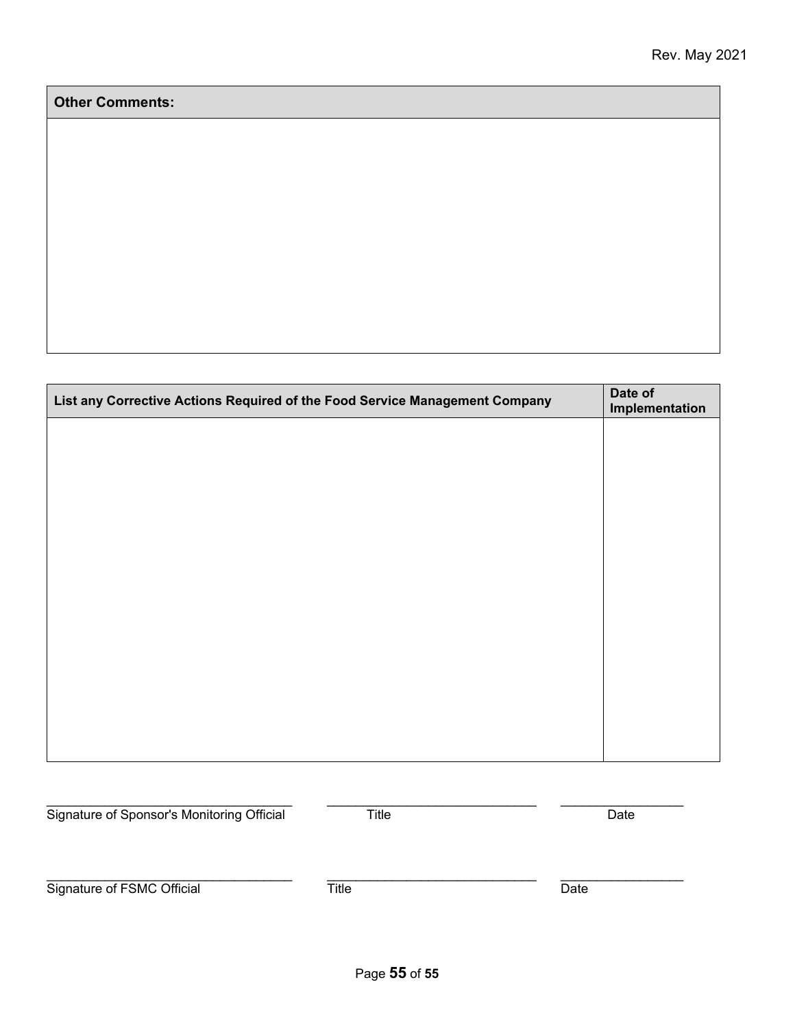| Other Comments: |
| --- |
| |

| List any Corrective Actions Required of the Food Service Management Company | Date of Implementation |
| --- | --- |
| | |

___________________________________ ______________________________ _________________
Signature of Sponsor's Monitoring Official Title Date

___________________________________ ______________________________ _________________
Signature of FSMC Official Title Date